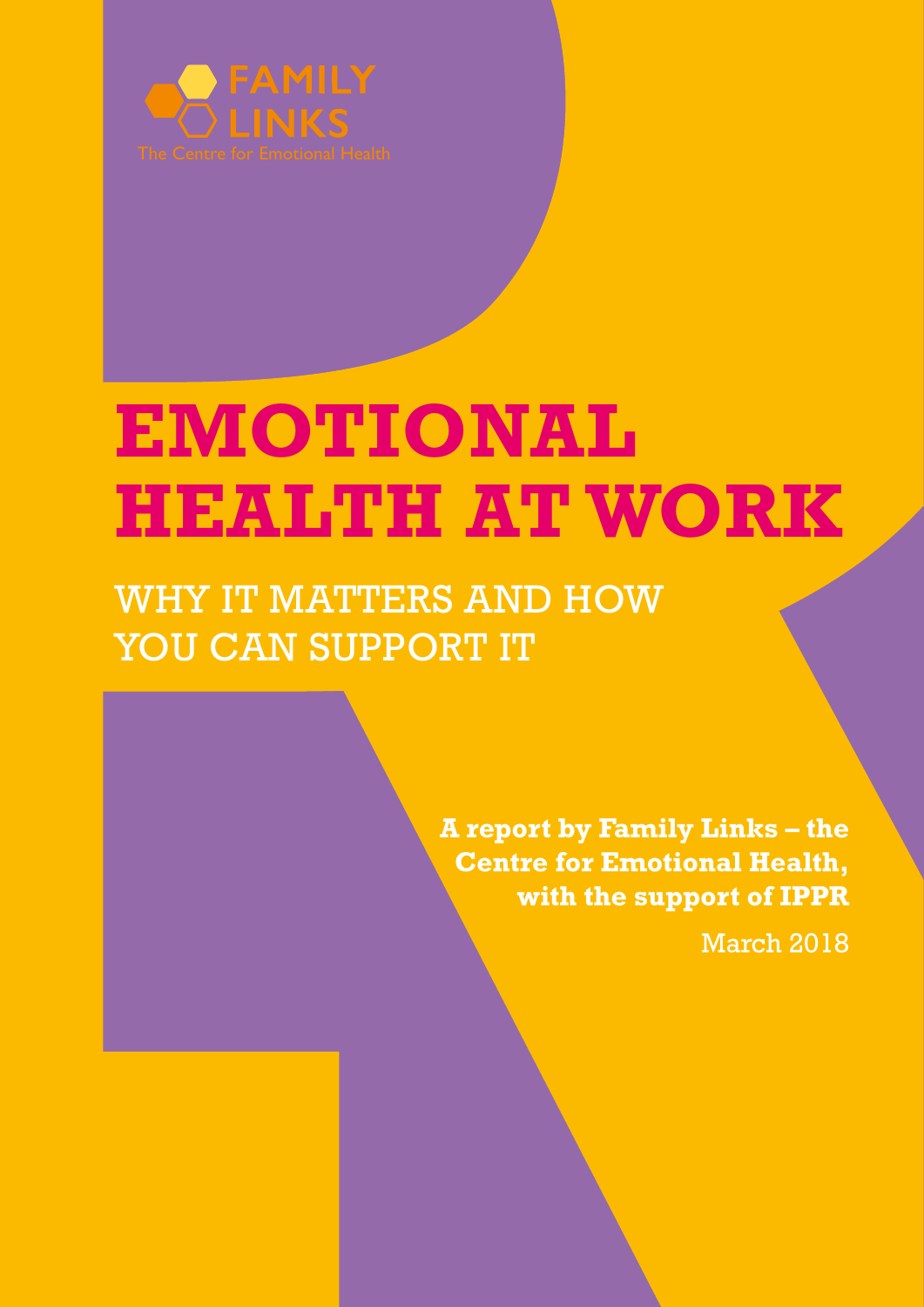FAMILY LINKS

The Centre for Emotional Health

# EMOTIONAL HEALTH AT WORK

## WHY IT MATTERS AND HOW YOU CAN SUPPORT IT

**A report by Family Links – the Centre for Emotional Health, with the support of IPPR**

March 2018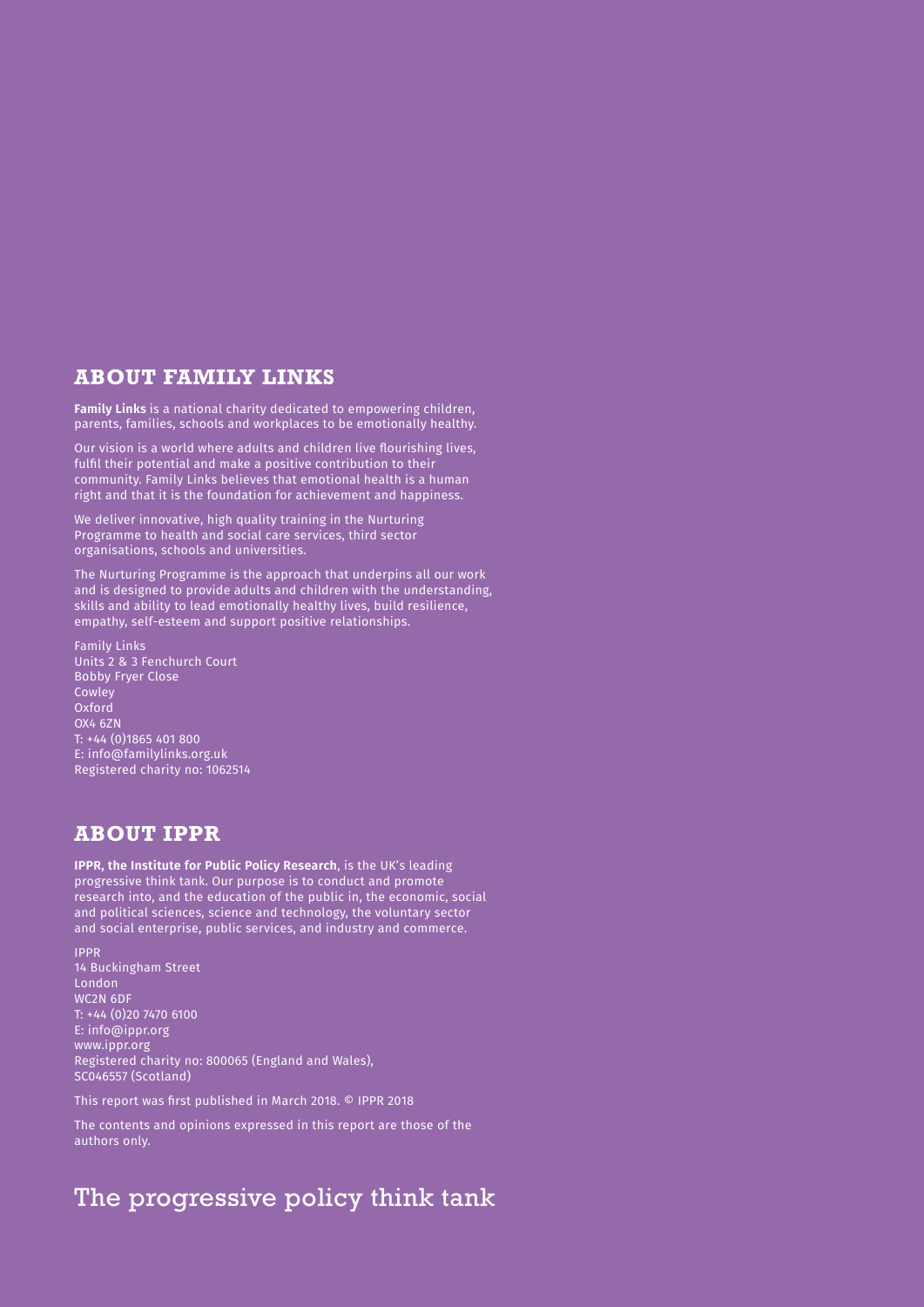## ABOUT FAMILY LINKS

**Family Links** is a national charity dedicated to empowering children, parents, families, schools and workplaces to be emotionally healthy.

Our vision is a world where adults and children live flourishing lives, fulfil their potential and make a positive contribution to their community. Family Links believes that emotional health is a human right and that it is the foundation for achievement and happiness.

We deliver innovative, high quality training in the Nurturing Programme to health and social care services, third sector organisations, schools and universities.

The Nurturing Programme is the approach that underpins all our work and is designed to provide adults and children with the understanding, skills and ability to lead emotionally healthy lives, build resilience, empathy, self-esteem and support positive relationships.

Family Links  
Units 2 & 3 Fenchurch Court  
Bobby Fryer Close  
Cowley  
Oxford  
OX4 6ZN  
T: +44 (0)1865 401 800  
E: info@familylinks.org.uk  
Registered charity no: 1062514

## ABOUT IPPR

**IPPR, the Institute for Public Policy Research**, is the UK's leading progressive think tank. Our purpose is to conduct and promote research into, and the education of the public in, the economic, social and political sciences, science and technology, the voluntary sector and social enterprise, public services, and industry and commerce.

IPPR  
14 Buckingham Street  
London  
WC2N 6DF  
T: +44 (0)20 7470 6100  
E: info@ippr.org  
www.ippr.org  
Registered charity no: 800065 (England and Wales), SC046557 (Scotland)

This report was first published in March 2018. © IPPR 2018

The contents and opinions expressed in this report are those of the authors only.

The progressive policy think tank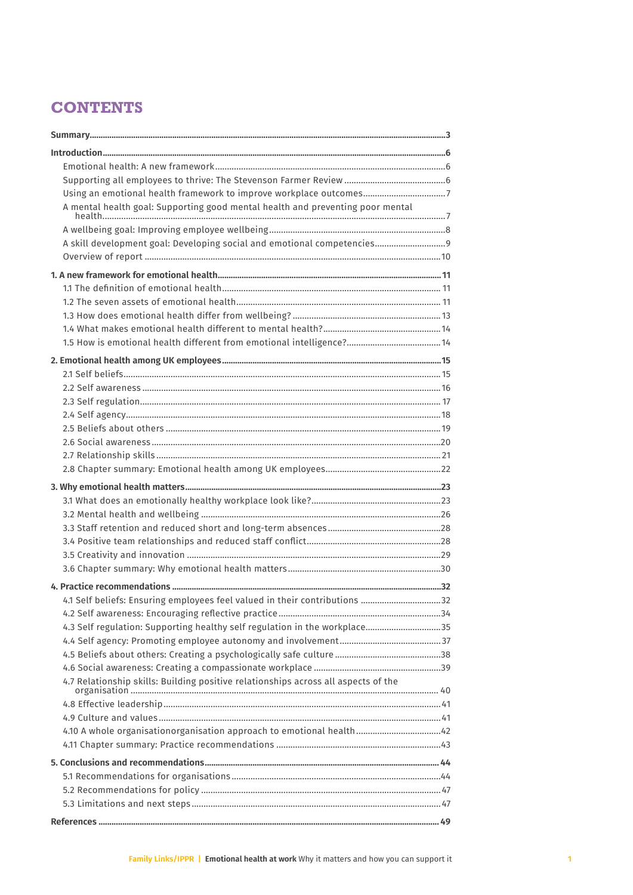# CONTENTS

**Summary**......**3**

**Introduction**......**6**

- Emotional health: A new framework......6
- Supporting all employees to thrive: The Stevenson Farmer Review......6
- Using an emotional health framework to improve workplace outcomes......7
- A mental health goal: Supporting good mental health and preventing poor mental health......7
- A wellbeing goal: Improving employee wellbeing......8
- A skill development goal: Developing social and emotional competencies......9
- Overview of report......10

**1. A new framework for emotional health**......**11**

- 1.1 The definition of emotional health......11
- 1.2 The seven assets of emotional health......11
- 1.3 How does emotional health differ from wellbeing?......13
- 1.4 What makes emotional health different to mental health?......14
- 1.5 How is emotional health different from emotional intelligence?......14

**2. Emotional health among UK employees**......**15**

- 2.1 Self beliefs......15
- 2.2 Self awareness......16
- 2.3 Self regulation......17
- 2.4 Self agency......18
- 2.5 Beliefs about others......19
- 2.6 Social awareness......20
- 2.7 Relationship skills......21
- 2.8 Chapter summary: Emotional health among UK employees......22

**3. Why emotional health matters**......**23**

- 3.1 What does an emotionally healthy workplace look like?......23
- 3.2 Mental health and wellbeing......26
- 3.3 Staff retention and reduced short and long-term absences......28
- 3.4 Positive team relationships and reduced staff conflict......28
- 3.5 Creativity and innovation......29
- 3.6 Chapter summary: Why emotional health matters......30

**4. Practice recommendations**......**32**

- 4.1 Self beliefs: Ensuring employees feel valued in their contributions......32
- 4.2 Self awareness: Encouraging reflective practice......34
- 4.3 Self regulation: Supporting healthy self regulation in the workplace......35
- 4.4 Self agency: Promoting employee autonomy and involvement......37
- 4.5 Beliefs about others: Creating a psychologically safe culture......38
- 4.6 Social awareness: Creating a compassionate workplace......39
- 4.7 Relationship skills: Building positive relationships across all aspects of the organisation......40
- 4.8 Effective leadership......41
- 4.9 Culture and values......41
- 4.10 A whole organisationorganisation approach to emotional health......42
- 4.11 Chapter summary: Practice recommendations......43

**5. Conclusions and recommendations**......**44**

- 5.1 Recommendations for organisations......44
- 5.2 Recommendations for policy......47
- 5.3 Limitations and next steps......47

**References**......**49**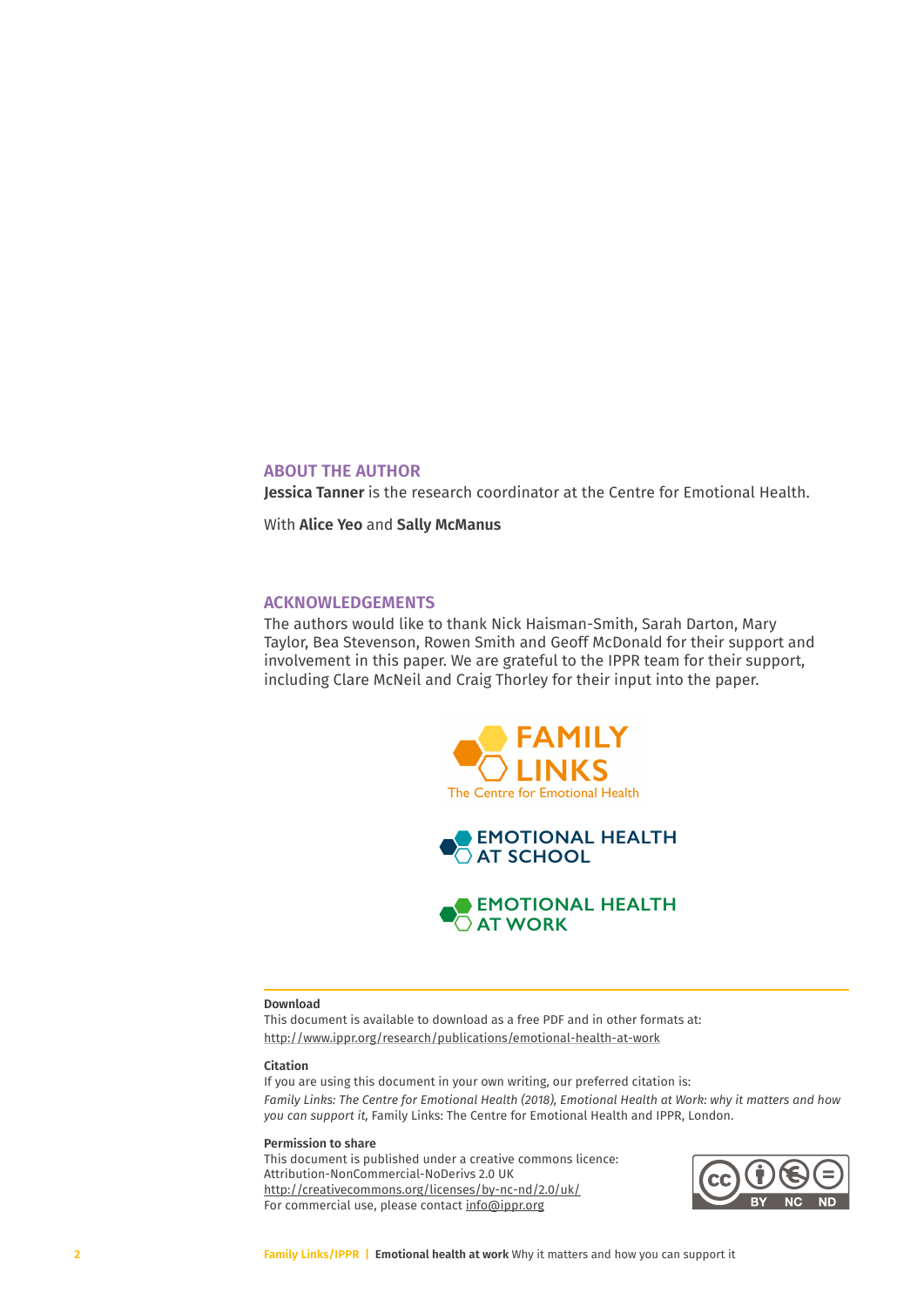## ABOUT THE AUTHOR

**Jessica Tanner** is the research coordinator at the Centre for Emotional Health.

With **Alice Yeo** and **Sally McManus**

## ACKNOWLEDGEMENTS

The authors would like to thank Nick Haisman-Smith, Sarah Darton, Mary Taylor, Bea Stevenson, Rowen Smith and Geoff McDonald for their support and involvement in this paper. We are grateful to the IPPR team for their support, including Clare McNeil and Craig Thorley for their input into the paper.

FAMILY LINKS
The Centre for Emotional Health

EMOTIONAL HEALTH AT SCHOOL

EMOTIONAL HEALTH AT WORK

**Download**
This document is available to download as a free PDF and in other formats at:
http://www.ippr.org/research/publications/emotional-health-at-work

**Citation**
If you are using this document in your own writing, our preferred citation is:
*Family Links: The Centre for Emotional Health (2018), Emotional Health at Work: why it matters and how you can support it,* Family Links: The Centre for Emotional Health and IPPR, London.

**Permission to share**
This document is published under a creative commons licence:
Attribution-NonCommercial-NoDerivs 2.0 UK
http://creativecommons.org/licenses/by-nc-nd/2.0/uk/
For commercial use, please contact info@ippr.org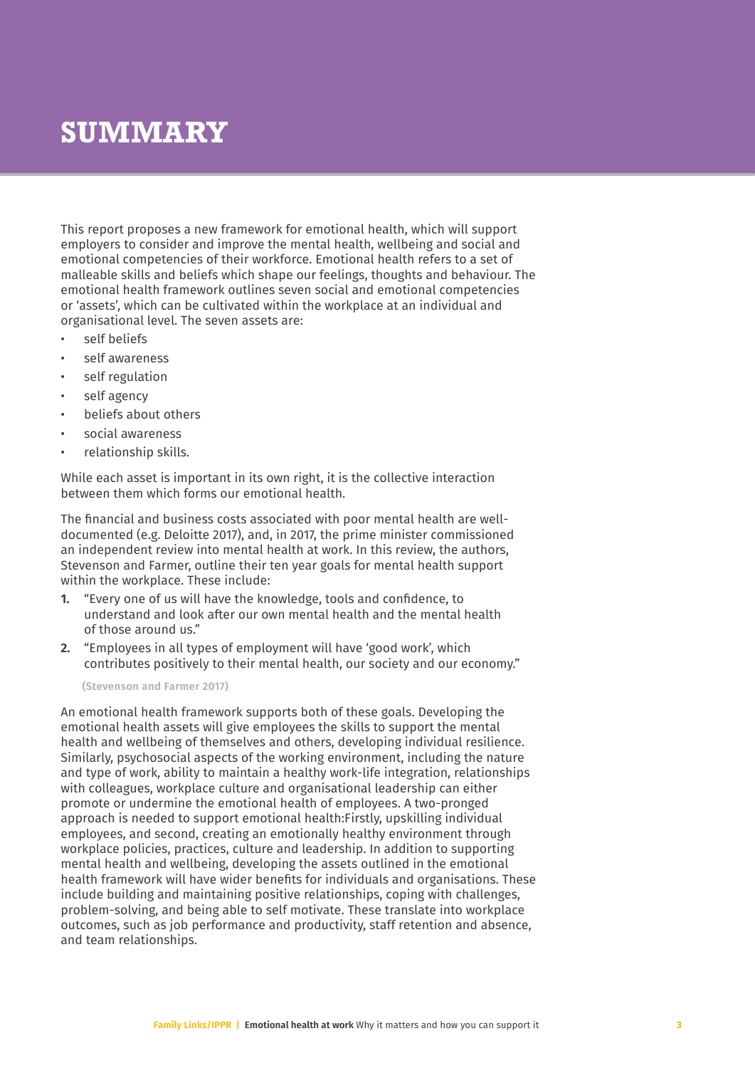# SUMMARY

This report proposes a new framework for emotional health, which will support employers to consider and improve the mental health, wellbeing and social and emotional competencies of their workforce. Emotional health refers to a set of malleable skills and beliefs which shape our feelings, thoughts and behaviour. The emotional health framework outlines seven social and emotional competencies or 'assets', which can be cultivated within the workplace at an individual and organisational level. The seven assets are:

- self beliefs
- self awareness
- self regulation
- self agency
- beliefs about others
- social awareness
- relationship skills.

While each asset is important in its own right, it is the collective interaction between them which forms our emotional health.

The financial and business costs associated with poor mental health are well-documented (e.g. Deloitte 2017), and, in 2017, the prime minister commissioned an independent review into mental health at work. In this review, the authors, Stevenson and Farmer, outline their ten year goals for mental health support within the workplace. These include:

1. "Every one of us will have the knowledge, tools and confidence, to understand and look after our own mental health and the mental health of those around us."
2. "Employees in all types of employment will have 'good work', which contributes positively to their mental health, our society and our economy."

**(Stevenson and Farmer 2017)**

An emotional health framework supports both of these goals. Developing the emotional health assets will give employees the skills to support the mental health and wellbeing of themselves and others, developing individual resilience. Similarly, psychosocial aspects of the working environment, including the nature and type of work, ability to maintain a healthy work-life integration, relationships with colleagues, workplace culture and organisational leadership can either promote or undermine the emotional health of employees. A two-pronged approach is needed to support emotional health:Firstly, upskilling individual employees, and second, creating an emotionally healthy environment through workplace policies, practices, culture and leadership. In addition to supporting mental health and wellbeing, developing the assets outlined in the emotional health framework will have wider benefits for individuals and organisations. These include building and maintaining positive relationships, coping with challenges, problem-solving, and being able to self motivate. These translate into workplace outcomes, such as job performance and productivity, staff retention and absence, and team relationships.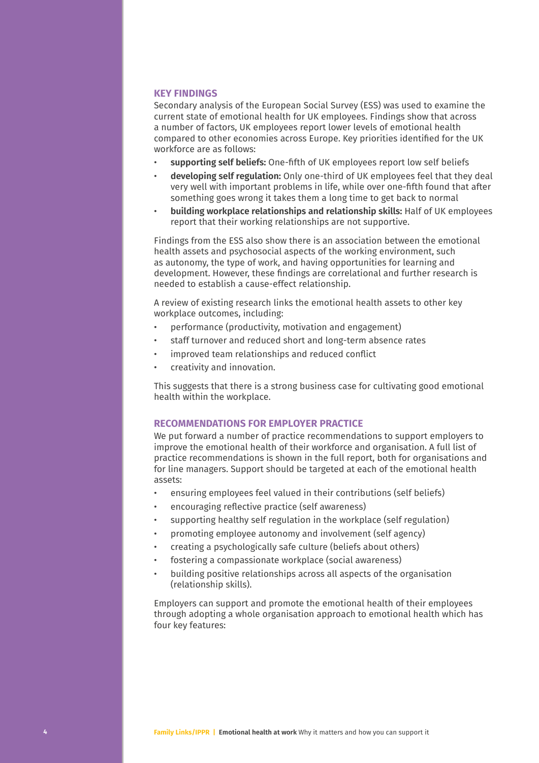## KEY FINDINGS

Secondary analysis of the European Social Survey (ESS) was used to examine the current state of emotional health for UK employees. Findings show that across a number of factors, UK employees report lower levels of emotional health compared to other economies across Europe. Key priorities identified for the UK workforce are as follows:

- **supporting self beliefs:** One-fifth of UK employees report low self beliefs
- **developing self regulation:** Only one-third of UK employees feel that they deal very well with important problems in life, while over one-fifth found that after something goes wrong it takes them a long time to get back to normal
- **building workplace relationships and relationship skills:** Half of UK employees report that their working relationships are not supportive.

Findings from the ESS also show there is an association between the emotional health assets and psychosocial aspects of the working environment, such as autonomy, the type of work, and having opportunities for learning and development. However, these findings are correlational and further research is needed to establish a cause-effect relationship.

A review of existing research links the emotional health assets to other key workplace outcomes, including:

- performance (productivity, motivation and engagement)
- staff turnover and reduced short and long-term absence rates
- improved team relationships and reduced conflict
- creativity and innovation.

This suggests that there is a strong business case for cultivating good emotional health within the workplace.

## RECOMMENDATIONS FOR EMPLOYER PRACTICE

We put forward a number of practice recommendations to support employers to improve the emotional health of their workforce and organisation. A full list of practice recommendations is shown in the full report, both for organisations and for line managers. Support should be targeted at each of the emotional health assets:

- ensuring employees feel valued in their contributions (self beliefs)
- encouraging reflective practice (self awareness)
- supporting healthy self regulation in the workplace (self regulation)
- promoting employee autonomy and involvement (self agency)
- creating a psychologically safe culture (beliefs about others)
- fostering a compassionate workplace (social awareness)
- building positive relationships across all aspects of the organisation (relationship skills).

Employers can support and promote the emotional health of their employees through adopting a whole organisation approach to emotional health which has four key features: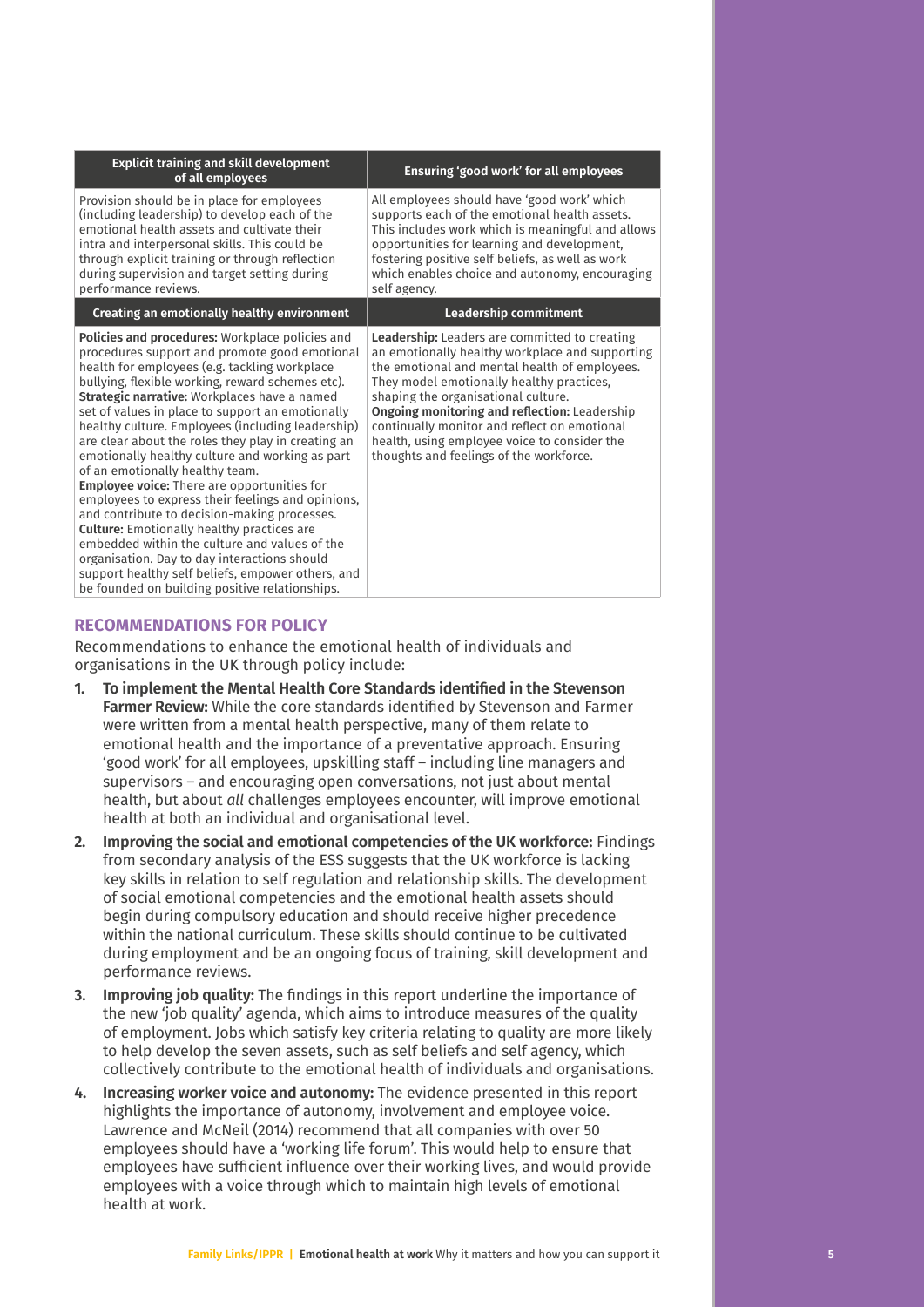| Explicit training and skill development of all employees | Ensuring 'good work' for all employees |
|---|---|
| Provision should be in place for employees (including leadership) to develop each of the emotional health assets and cultivate their intra and interpersonal skills. This could be through explicit training or through reflection during supervision and target setting during performance reviews. | All employees should have 'good work' which supports each of the emotional health assets. This includes work which is meaningful and allows opportunities for learning and development, fostering positive self beliefs, as well as work which enables choice and autonomy, encouraging self agency. |
| **Creating an emotionally healthy environment** | **Leadership commitment** |
| **Policies and procedures:** Workplace policies and procedures support and promote good emotional health for employees (e.g. tackling workplace bullying, flexible working, reward schemes etc). **Strategic narrative:** Workplaces have a named set of values in place to support an emotionally healthy culture. Employees (including leadership) are clear about the roles they play in creating an emotionally healthy culture and working as part of an emotionally healthy team. **Employee voice:** There are opportunities for employees to express their feelings and opinions, and contribute to decision-making processes. **Culture:** Emotionally healthy practices are embedded within the culture and values of the organisation. Day to day interactions should support healthy self beliefs, empower others, and be founded on building positive relationships. | **Leadership:** Leaders are committed to creating an emotionally healthy workplace and supporting the emotional and mental health of employees. They model emotionally healthy practices, shaping the organisational culture. **Ongoing monitoring and reflection:** Leadership continually monitor and reflect on emotional health, using employee voice to consider the thoughts and feelings of the workforce. |

## RECOMMENDATIONS FOR POLICY

Recommendations to enhance the emotional health of individuals and organisations in the UK through policy include:

1. **To implement the Mental Health Core Standards identified in the Stevenson Farmer Review:** While the core standards identified by Stevenson and Farmer were written from a mental health perspective, many of them relate to emotional health and the importance of a preventative approach. Ensuring 'good work' for all employees, upskilling staff – including line managers and supervisors – and encouraging open conversations, not just about mental health, but about *all* challenges employees encounter, will improve emotional health at both an individual and organisational level.
2. **Improving the social and emotional competencies of the UK workforce:** Findings from secondary analysis of the ESS suggests that the UK workforce is lacking key skills in relation to self regulation and relationship skills. The development of social emotional competencies and the emotional health assets should begin during compulsory education and should receive higher precedence within the national curriculum. These skills should continue to be cultivated during employment and be an ongoing focus of training, skill development and performance reviews.
3. **Improving job quality:** The findings in this report underline the importance of the new 'job quality' agenda, which aims to introduce measures of the quality of employment. Jobs which satisfy key criteria relating to quality are more likely to help develop the seven assets, such as self beliefs and self agency, which collectively contribute to the emotional health of individuals and organisations.
4. **Increasing worker voice and autonomy:** The evidence presented in this report highlights the importance of autonomy, involvement and employee voice. Lawrence and McNeil (2014) recommend that all companies with over 50 employees should have a 'working life forum'. This would help to ensure that employees have sufficient influence over their working lives, and would provide employees with a voice through which to maintain high levels of emotional health at work.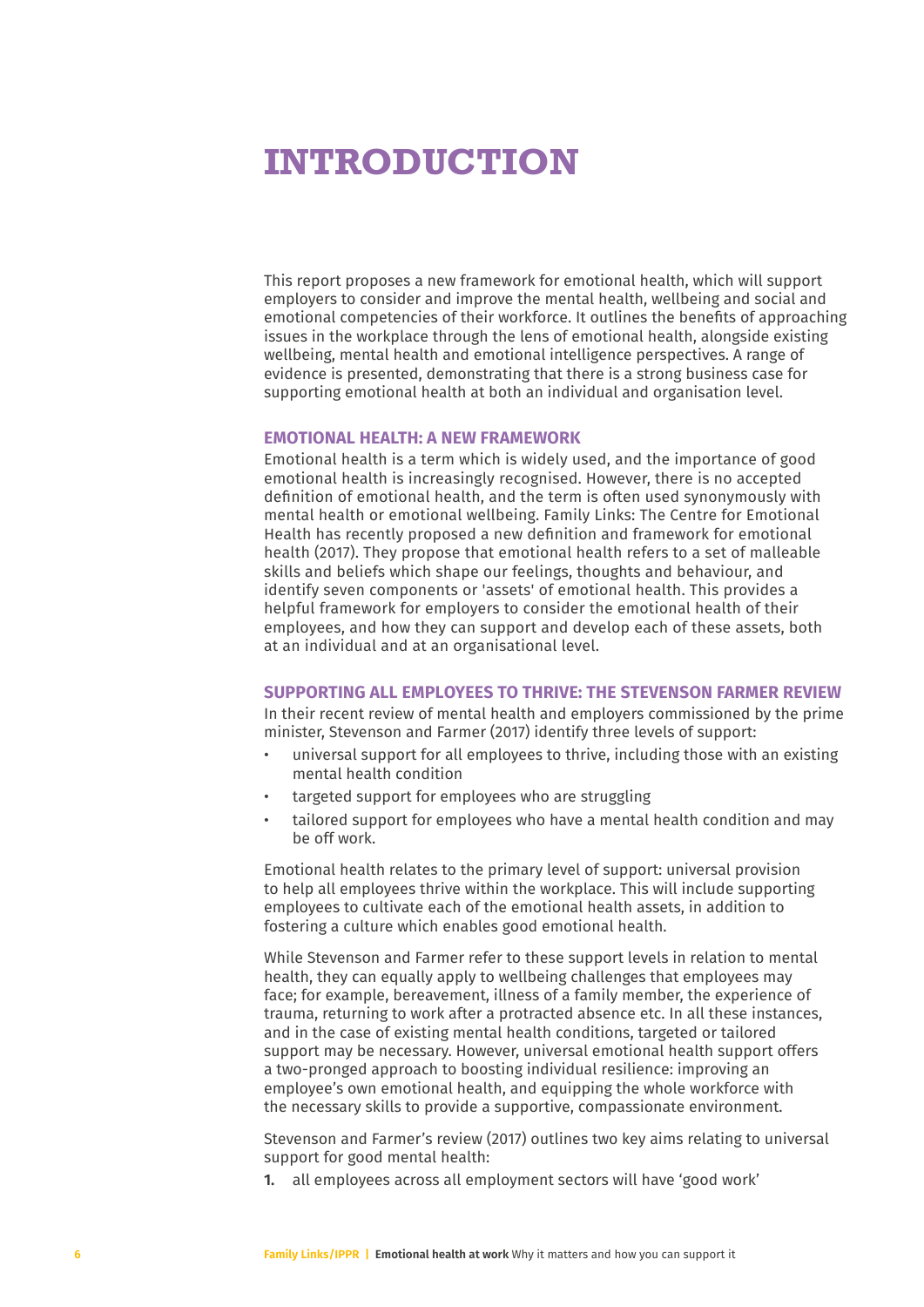# INTRODUCTION

This report proposes a new framework for emotional health, which will support employers to consider and improve the mental health, wellbeing and social and emotional competencies of their workforce. It outlines the benefits of approaching issues in the workplace through the lens of emotional health, alongside existing wellbeing, mental health and emotional intelligence perspectives. A range of evidence is presented, demonstrating that there is a strong business case for supporting emotional health at both an individual and organisation level.

### EMOTIONAL HEALTH: A NEW FRAMEWORK

Emotional health is a term which is widely used, and the importance of good emotional health is increasingly recognised. However, there is no accepted definition of emotional health, and the term is often used synonymously with mental health or emotional wellbeing. Family Links: The Centre for Emotional Health has recently proposed a new definition and framework for emotional health (2017). They propose that emotional health refers to a set of malleable skills and beliefs which shape our feelings, thoughts and behaviour, and identify seven components or 'assets' of emotional health. This provides a helpful framework for employers to consider the emotional health of their employees, and how they can support and develop each of these assets, both at an individual and at an organisational level.

### SUPPORTING ALL EMPLOYEES TO THRIVE: THE STEVENSON FARMER REVIEW

In their recent review of mental health and employers commissioned by the prime minister, Stevenson and Farmer (2017) identify three levels of support:

- universal support for all employees to thrive, including those with an existing mental health condition
- targeted support for employees who are struggling
- tailored support for employees who have a mental health condition and may be off work.

Emotional health relates to the primary level of support: universal provision to help all employees thrive within the workplace. This will include supporting employees to cultivate each of the emotional health assets, in addition to fostering a culture which enables good emotional health.

While Stevenson and Farmer refer to these support levels in relation to mental health, they can equally apply to wellbeing challenges that employees may face; for example, bereavement, illness of a family member, the experience of trauma, returning to work after a protracted absence etc. In all these instances, and in the case of existing mental health conditions, targeted or tailored support may be necessary. However, universal emotional health support offers a two-pronged approach to boosting individual resilience: improving an employee's own emotional health, and equipping the whole workforce with the necessary skills to provide a supportive, compassionate environment.

Stevenson and Farmer's review (2017) outlines two key aims relating to universal support for good mental health:

1. all employees across all employment sectors will have 'good work'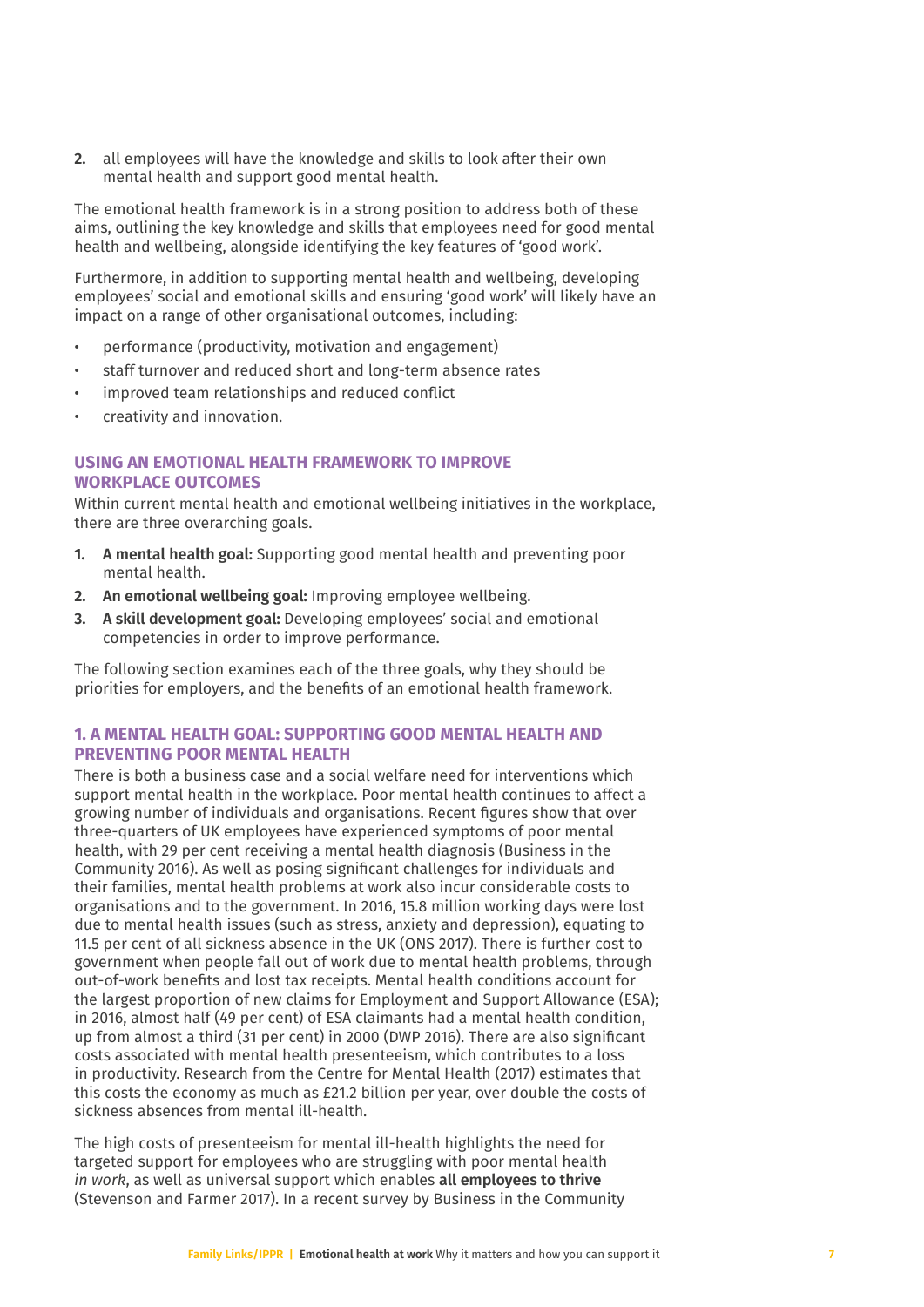2. all employees will have the knowledge and skills to look after their own mental health and support good mental health.

The emotional health framework is in a strong position to address both of these aims, outlining the key knowledge and skills that employees need for good mental health and wellbeing, alongside identifying the key features of 'good work'.

Furthermore, in addition to supporting mental health and wellbeing, developing employees' social and emotional skills and ensuring 'good work' will likely have an impact on a range of other organisational outcomes, including:

- performance (productivity, motivation and engagement)
- staff turnover and reduced short and long-term absence rates
- improved team relationships and reduced conflict
- creativity and innovation.

### USING AN EMOTIONAL HEALTH FRAMEWORK TO IMPROVE WORKPLACE OUTCOMES

Within current mental health and emotional wellbeing initiatives in the workplace, there are three overarching goals.

1. **A mental health goal:** Supporting good mental health and preventing poor mental health.
2. **An emotional wellbeing goal:** Improving employee wellbeing.
3. **A skill development goal:** Developing employees' social and emotional competencies in order to improve performance.

The following section examines each of the three goals, why they should be priorities for employers, and the benefits of an emotional health framework.

### 1. A MENTAL HEALTH GOAL: SUPPORTING GOOD MENTAL HEALTH AND PREVENTING POOR MENTAL HEALTH

There is both a business case and a social welfare need for interventions which support mental health in the workplace. Poor mental health continues to affect a growing number of individuals and organisations. Recent figures show that over three-quarters of UK employees have experienced symptoms of poor mental health, with 29 per cent receiving a mental health diagnosis (Business in the Community 2016). As well as posing significant challenges for individuals and their families, mental health problems at work also incur considerable costs to organisations and to the government. In 2016, 15.8 million working days were lost due to mental health issues (such as stress, anxiety and depression), equating to 11.5 per cent of all sickness absence in the UK (ONS 2017). There is further cost to government when people fall out of work due to mental health problems, through out-of-work benefits and lost tax receipts. Mental health conditions account for the largest proportion of new claims for Employment and Support Allowance (ESA); in 2016, almost half (49 per cent) of ESA claimants had a mental health condition, up from almost a third (31 per cent) in 2000 (DWP 2016). There are also significant costs associated with mental health presenteeism, which contributes to a loss in productivity. Research from the Centre for Mental Health (2017) estimates that this costs the economy as much as £21.2 billion per year, over double the costs of sickness absences from mental ill-health.

The high costs of presenteeism for mental ill-health highlights the need for targeted support for employees who are struggling with poor mental health *in work*, as well as universal support which enables **all employees to thrive** (Stevenson and Farmer 2017). In a recent survey by Business in the Community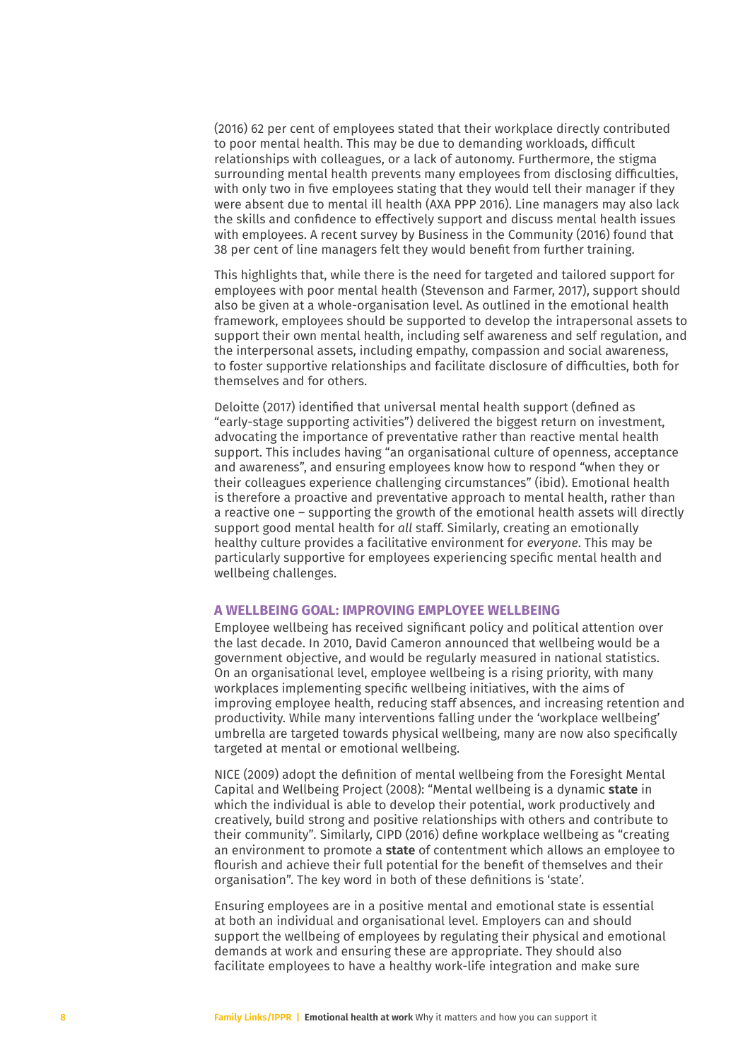(2016) 62 per cent of employees stated that their workplace directly contributed to poor mental health. This may be due to demanding workloads, difficult relationships with colleagues, or a lack of autonomy. Furthermore, the stigma surrounding mental health prevents many employees from disclosing difficulties, with only two in five employees stating that they would tell their manager if they were absent due to mental ill health (AXA PPP 2016). Line managers may also lack the skills and confidence to effectively support and discuss mental health issues with employees. A recent survey by Business in the Community (2016) found that 38 per cent of line managers felt they would benefit from further training.

This highlights that, while there is the need for targeted and tailored support for employees with poor mental health (Stevenson and Farmer, 2017), support should also be given at a whole-organisation level. As outlined in the emotional health framework, employees should be supported to develop the intrapersonal assets to support their own mental health, including self awareness and self regulation, and the interpersonal assets, including empathy, compassion and social awareness, to foster supportive relationships and facilitate disclosure of difficulties, both for themselves and for others.

Deloitte (2017) identified that universal mental health support (defined as "early-stage supporting activities") delivered the biggest return on investment, advocating the importance of preventative rather than reactive mental health support. This includes having "an organisational culture of openness, acceptance and awareness", and ensuring employees know how to respond "when they or their colleagues experience challenging circumstances" (ibid). Emotional health is therefore a proactive and preventative approach to mental health, rather than a reactive one – supporting the growth of the emotional health assets will directly support good mental health for *all* staff. Similarly, creating an emotionally healthy culture provides a facilitative environment for *everyone*. This may be particularly supportive for employees experiencing specific mental health and wellbeing challenges.

### A WELLBEING GOAL: IMPROVING EMPLOYEE WELLBEING

Employee wellbeing has received significant policy and political attention over the last decade. In 2010, David Cameron announced that wellbeing would be a government objective, and would be regularly measured in national statistics. On an organisational level, employee wellbeing is a rising priority, with many workplaces implementing specific wellbeing initiatives, with the aims of improving employee health, reducing staff absences, and increasing retention and productivity. While many interventions falling under the 'workplace wellbeing' umbrella are targeted towards physical wellbeing, many are now also specifically targeted at mental or emotional wellbeing.

NICE (2009) adopt the definition of mental wellbeing from the Foresight Mental Capital and Wellbeing Project (2008): "Mental wellbeing is a dynamic **state** in which the individual is able to develop their potential, work productively and creatively, build strong and positive relationships with others and contribute to their community". Similarly, CIPD (2016) define workplace wellbeing as "creating an environment to promote a **state** of contentment which allows an employee to flourish and achieve their full potential for the benefit of themselves and their organisation". The key word in both of these definitions is 'state'.

Ensuring employees are in a positive mental and emotional state is essential at both an individual and organisational level. Employers can and should support the wellbeing of employees by regulating their physical and emotional demands at work and ensuring these are appropriate. They should also facilitate employees to have a healthy work-life integration and make sure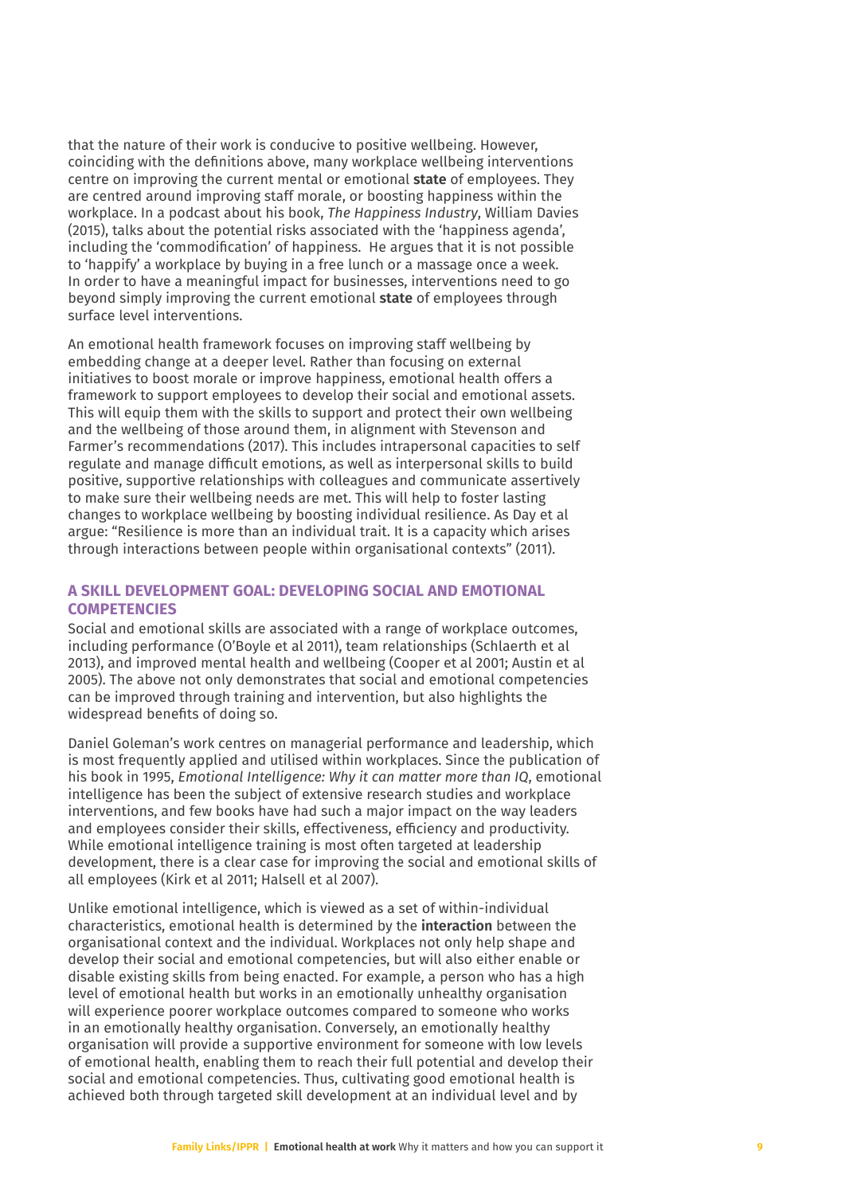that the nature of their work is conducive to positive wellbeing. However, coinciding with the definitions above, many workplace wellbeing interventions centre on improving the current mental or emotional **state** of employees. They are centred around improving staff morale, or boosting happiness within the workplace. In a podcast about his book, *The Happiness Industry*, William Davies (2015), talks about the potential risks associated with the 'happiness agenda', including the 'commodification' of happiness. He argues that it is not possible to 'happify' a workplace by buying in a free lunch or a massage once a week. In order to have a meaningful impact for businesses, interventions need to go beyond simply improving the current emotional **state** of employees through surface level interventions.

An emotional health framework focuses on improving staff wellbeing by embedding change at a deeper level. Rather than focusing on external initiatives to boost morale or improve happiness, emotional health offers a framework to support employees to develop their social and emotional assets. This will equip them with the skills to support and protect their own wellbeing and the wellbeing of those around them, in alignment with Stevenson and Farmer's recommendations (2017). This includes intrapersonal capacities to self regulate and manage difficult emotions, as well as interpersonal skills to build positive, supportive relationships with colleagues and communicate assertively to make sure their wellbeing needs are met. This will help to foster lasting changes to workplace wellbeing by boosting individual resilience. As Day et al argue: "Resilience is more than an individual trait. It is a capacity which arises through interactions between people within organisational contexts" (2011).

## A SKILL DEVELOPMENT GOAL: DEVELOPING SOCIAL AND EMOTIONAL COMPETENCIES

Social and emotional skills are associated with a range of workplace outcomes, including performance (O'Boyle et al 2011), team relationships (Schlaerth et al 2013), and improved mental health and wellbeing (Cooper et al 2001; Austin et al 2005). The above not only demonstrates that social and emotional competencies can be improved through training and intervention, but also highlights the widespread benefits of doing so.

Daniel Goleman's work centres on managerial performance and leadership, which is most frequently applied and utilised within workplaces. Since the publication of his book in 1995, *Emotional Intelligence: Why it can matter more than IQ*, emotional intelligence has been the subject of extensive research studies and workplace interventions, and few books have had such a major impact on the way leaders and employees consider their skills, effectiveness, efficiency and productivity. While emotional intelligence training is most often targeted at leadership development, there is a clear case for improving the social and emotional skills of all employees (Kirk et al 2011; Halsell et al 2007).

Unlike emotional intelligence, which is viewed as a set of within-individual characteristics, emotional health is determined by the **interaction** between the organisational context and the individual. Workplaces not only help shape and develop their social and emotional competencies, but will also either enable or disable existing skills from being enacted. For example, a person who has a high level of emotional health but works in an emotionally unhealthy organisation will experience poorer workplace outcomes compared to someone who works in an emotionally healthy organisation. Conversely, an emotionally healthy organisation will provide a supportive environment for someone with low levels of emotional health, enabling them to reach their full potential and develop their social and emotional competencies. Thus, cultivating good emotional health is achieved both through targeted skill development at an individual level and by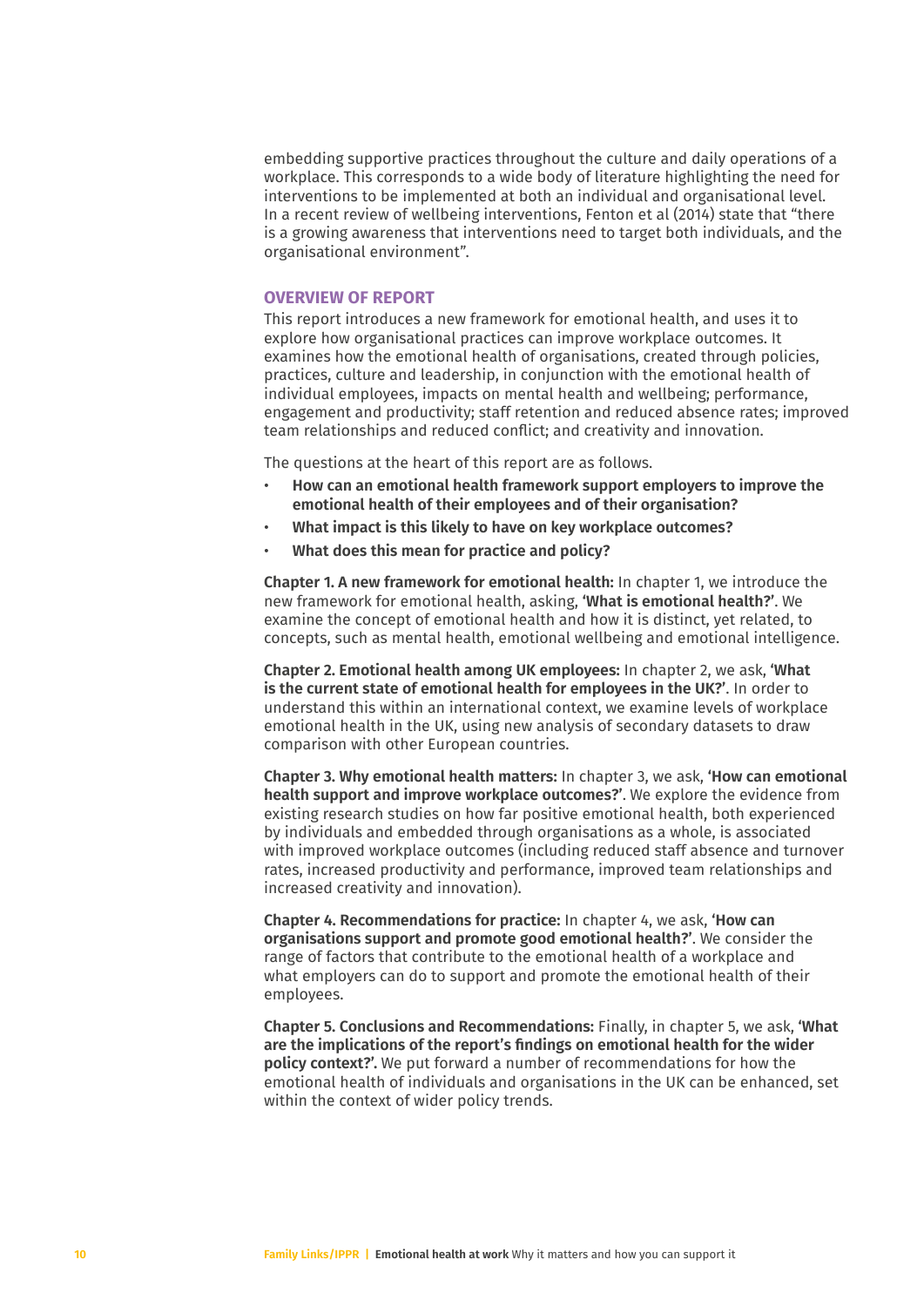embedding supportive practices throughout the culture and daily operations of a workplace. This corresponds to a wide body of literature highlighting the need for interventions to be implemented at both an individual and organisational level. In a recent review of wellbeing interventions, Fenton et al (2014) state that "there is a growing awareness that interventions need to target both individuals, and the organisational environment".

## OVERVIEW OF REPORT

This report introduces a new framework for emotional health, and uses it to explore how organisational practices can improve workplace outcomes. It examines how the emotional health of organisations, created through policies, practices, culture and leadership, in conjunction with the emotional health of individual employees, impacts on mental health and wellbeing; performance, engagement and productivity; staff retention and reduced absence rates; improved team relationships and reduced conflict; and creativity and innovation.

The questions at the heart of this report are as follows.

- **How can an emotional health framework support employers to improve the emotional health of their employees and of their organisation?**
- **What impact is this likely to have on key workplace outcomes?**
- **What does this mean for practice and policy?**

**Chapter 1. A new framework for emotional health:** In chapter 1, we introduce the new framework for emotional health, asking, **'What is emotional health?'**. We examine the concept of emotional health and how it is distinct, yet related, to concepts, such as mental health, emotional wellbeing and emotional intelligence.

**Chapter 2. Emotional health among UK employees:** In chapter 2, we ask, **'What is the current state of emotional health for employees in the UK?'**. In order to understand this within an international context, we examine levels of workplace emotional health in the UK, using new analysis of secondary datasets to draw comparison with other European countries.

**Chapter 3. Why emotional health matters:** In chapter 3, we ask, **'How can emotional health support and improve workplace outcomes?'**. We explore the evidence from existing research studies on how far positive emotional health, both experienced by individuals and embedded through organisations as a whole, is associated with improved workplace outcomes (including reduced staff absence and turnover rates, increased productivity and performance, improved team relationships and increased creativity and innovation).

**Chapter 4. Recommendations for practice:** In chapter 4, we ask, **'How can organisations support and promote good emotional health?'**. We consider the range of factors that contribute to the emotional health of a workplace and what employers can do to support and promote the emotional health of their employees.

**Chapter 5. Conclusions and Recommendations:** Finally, in chapter 5, we ask, **'What are the implications of the report's findings on emotional health for the wider policy context?'.** We put forward a number of recommendations for how the emotional health of individuals and organisations in the UK can be enhanced, set within the context of wider policy trends.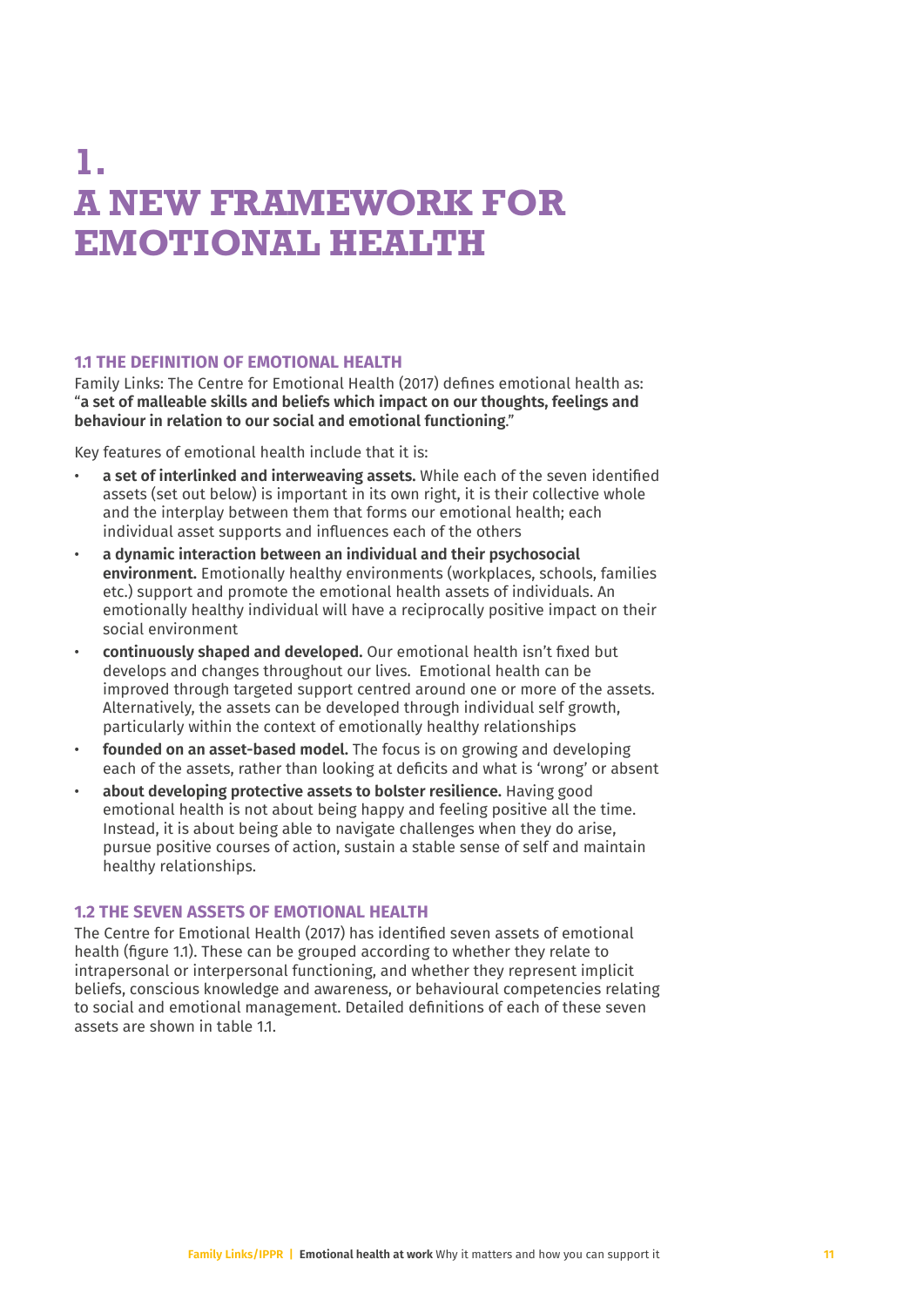# 1. A NEW FRAMEWORK FOR EMOTIONAL HEALTH

## 1.1 THE DEFINITION OF EMOTIONAL HEALTH

Family Links: The Centre for Emotional Health (2017) defines emotional health as: "**a set of malleable skills and beliefs which impact on our thoughts, feelings and behaviour in relation to our social and emotional functioning**."

Key features of emotional health include that it is:

- **a set of interlinked and interweaving assets.** While each of the seven identified assets (set out below) is important in its own right, it is their collective whole and the interplay between them that forms our emotional health; each individual asset supports and influences each of the others
- **a dynamic interaction between an individual and their psychosocial environment.** Emotionally healthy environments (workplaces, schools, families etc.) support and promote the emotional health assets of individuals. An emotionally healthy individual will have a reciprocally positive impact on their social environment
- **continuously shaped and developed.** Our emotional health isn't fixed but develops and changes throughout our lives. Emotional health can be improved through targeted support centred around one or more of the assets. Alternatively, the assets can be developed through individual self growth, particularly within the context of emotionally healthy relationships
- **founded on an asset-based model.** The focus is on growing and developing each of the assets, rather than looking at deficits and what is 'wrong' or absent
- **about developing protective assets to bolster resilience.** Having good emotional health is not about being happy and feeling positive all the time. Instead, it is about being able to navigate challenges when they do arise, pursue positive courses of action, sustain a stable sense of self and maintain healthy relationships.

## 1.2 THE SEVEN ASSETS OF EMOTIONAL HEALTH

The Centre for Emotional Health (2017) has identified seven assets of emotional health (figure 1.1). These can be grouped according to whether they relate to intrapersonal or interpersonal functioning, and whether they represent implicit beliefs, conscious knowledge and awareness, or behavioural competencies relating to social and emotional management. Detailed definitions of each of these seven assets are shown in table 1.1.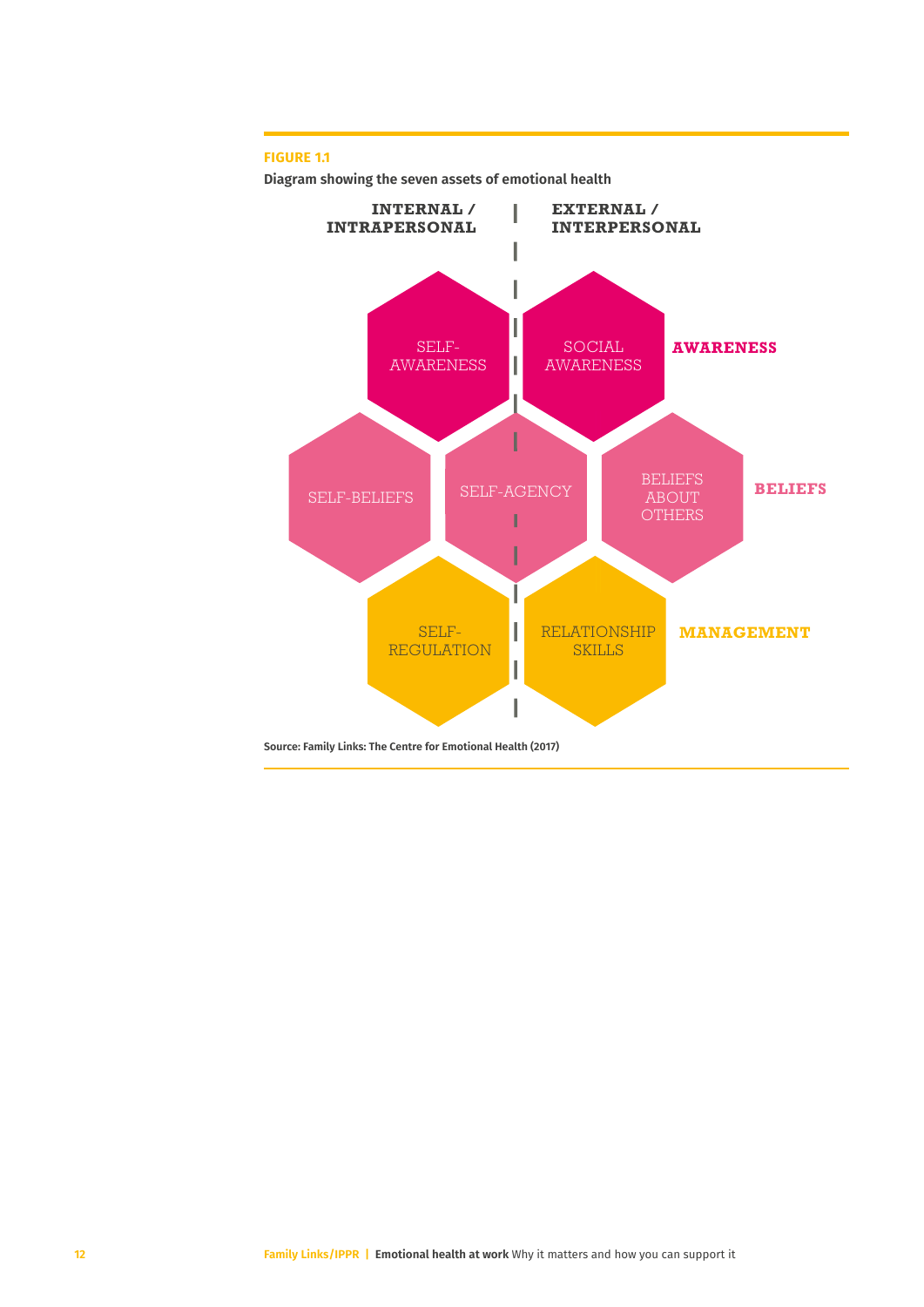**FIGURE 1.1**

**Diagram showing the seven assets of emotional health**

| | INTERNAL / INTRAPERSONAL | | EXTERNAL / INTERPERSONAL | |
|---|---|---|---|---|
| | SELF-AWARENESS | | SOCIAL AWARENESS | **AWARENESS** |
| SELF-BELIEFS | | SELF-AGENCY | BELIEFS ABOUT OTHERS | **BELIEFS** |
| | SELF-REGULATION | | RELATIONSHIP SKILLS | **MANAGEMENT** |

Source: Family Links: The Centre for Emotional Health (2017)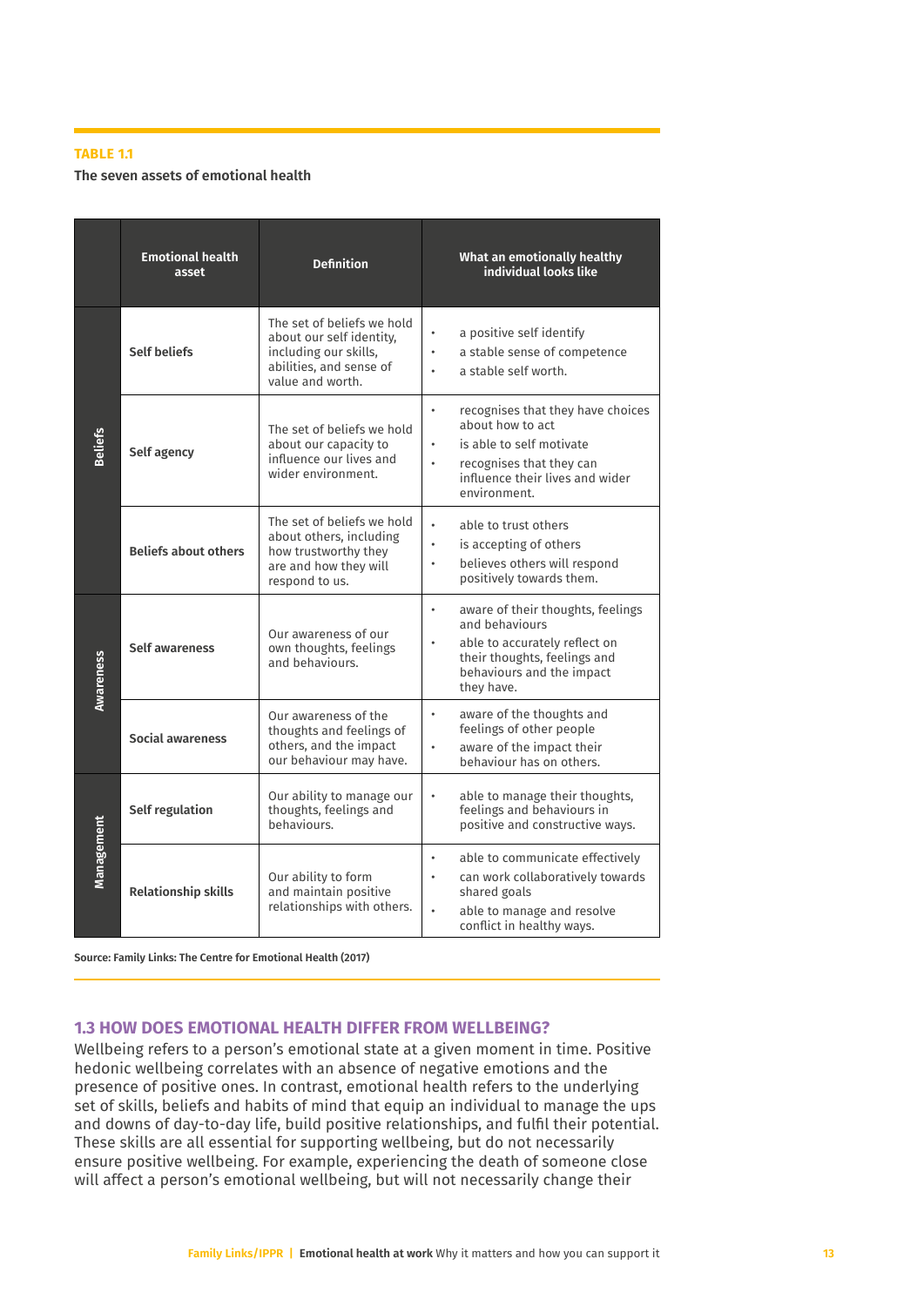**TABLE 1.1**

**The seven assets of emotional health**

| | Emotional health asset | Definition | What an emotionally healthy individual looks like |
|---|---|---|---|
| **Beliefs** | **Self beliefs** | The set of beliefs we hold about our self identity, including our skills, abilities, and sense of value and worth. | • a positive self identify<br>• a stable sense of competence<br>• a stable self worth. |
| | **Self agency** | The set of beliefs we hold about our capacity to influence our lives and wider environment. | • recognises that they have choices about how to act<br>• is able to self motivate<br>• recognises that they can influence their lives and wider environment. |
| | **Beliefs about others** | The set of beliefs we hold about others, including how trustworthy they are and how they will respond to us. | • able to trust others<br>• is accepting of others<br>• believes others will respond positively towards them. |
| **Awareness** | **Self awareness** | Our awareness of our own thoughts, feelings and behaviours. | • aware of their thoughts, feelings and behaviours<br>• able to accurately reflect on their thoughts, feelings and behaviours and the impact they have. |
| | **Social awareness** | Our awareness of the thoughts and feelings of others, and the impact our behaviour may have. | • aware of the thoughts and feelings of other people<br>• aware of the impact their behaviour has on others. |
| **Management** | **Self regulation** | Our ability to manage our thoughts, feelings and behaviours. | • able to manage their thoughts, feelings and behaviours in positive and constructive ways. |
| | **Relationship skills** | Our ability to form and maintain positive relationships with others. | • able to communicate effectively<br>• can work collaboratively towards shared goals<br>• able to manage and resolve conflict in healthy ways. |

**Source: Family Links: The Centre for Emotional Health (2017)**

## 1.3 HOW DOES EMOTIONAL HEALTH DIFFER FROM WELLBEING?

Wellbeing refers to a person's emotional state at a given moment in time. Positive hedonic wellbeing correlates with an absence of negative emotions and the presence of positive ones. In contrast, emotional health refers to the underlying set of skills, beliefs and habits of mind that equip an individual to manage the ups and downs of day-to-day life, build positive relationships, and fulfil their potential. These skills are all essential for supporting wellbeing, but do not necessarily ensure positive wellbeing. For example, experiencing the death of someone close will affect a person's emotional wellbeing, but will not necessarily change their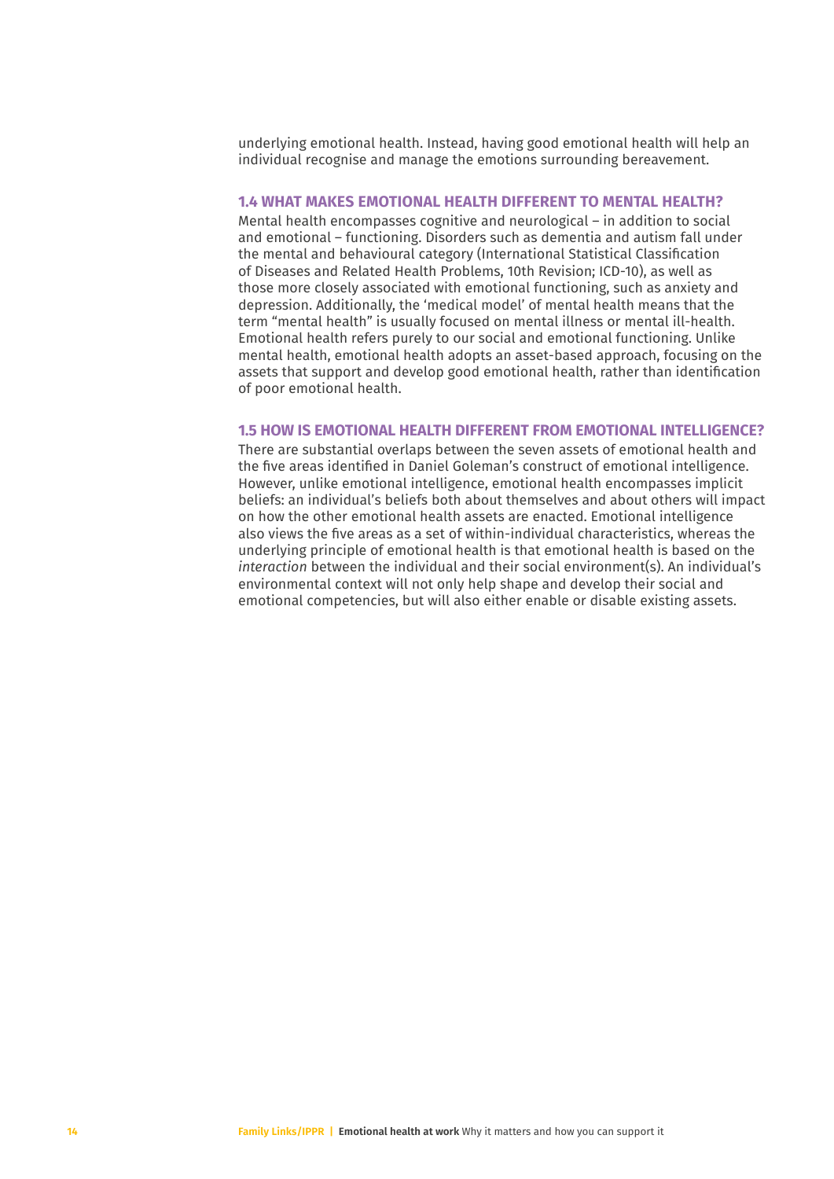underlying emotional health. Instead, having good emotional health will help an individual recognise and manage the emotions surrounding bereavement.

### 1.4 WHAT MAKES EMOTIONAL HEALTH DIFFERENT TO MENTAL HEALTH?

Mental health encompasses cognitive and neurological – in addition to social and emotional – functioning. Disorders such as dementia and autism fall under the mental and behavioural category (International Statistical Classification of Diseases and Related Health Problems, 10th Revision; ICD-10), as well as those more closely associated with emotional functioning, such as anxiety and depression. Additionally, the 'medical model' of mental health means that the term "mental health" is usually focused on mental illness or mental ill-health. Emotional health refers purely to our social and emotional functioning. Unlike mental health, emotional health adopts an asset-based approach, focusing on the assets that support and develop good emotional health, rather than identification of poor emotional health.

### 1.5 HOW IS EMOTIONAL HEALTH DIFFERENT FROM EMOTIONAL INTELLIGENCE?

There are substantial overlaps between the seven assets of emotional health and the five areas identified in Daniel Goleman's construct of emotional intelligence. However, unlike emotional intelligence, emotional health encompasses implicit beliefs: an individual's beliefs both about themselves and about others will impact on how the other emotional health assets are enacted. Emotional intelligence also views the five areas as a set of within-individual characteristics, whereas the underlying principle of emotional health is that emotional health is based on the *interaction* between the individual and their social environment(s). An individual's environmental context will not only help shape and develop their social and emotional competencies, but will also either enable or disable existing assets.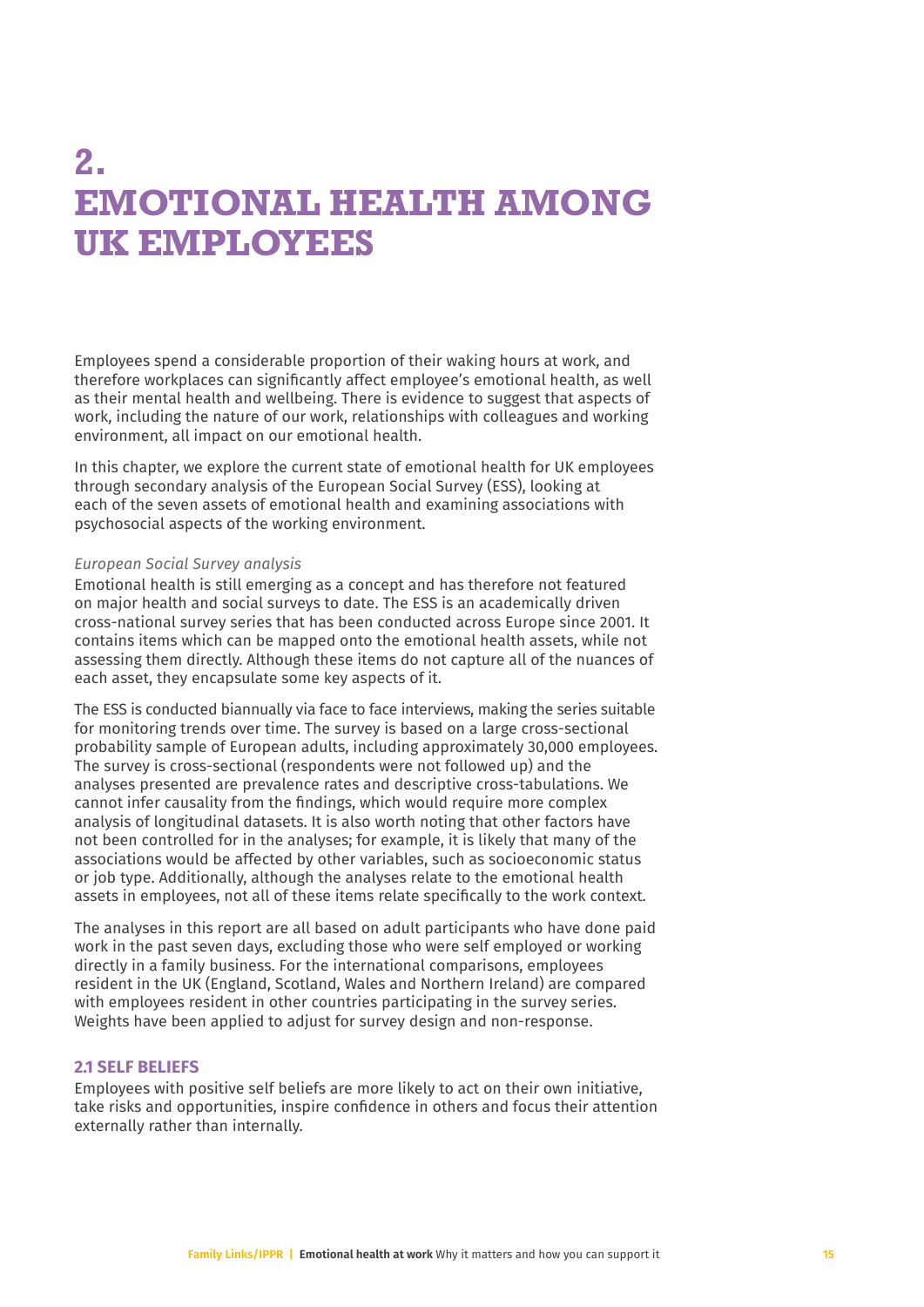# 2. EMOTIONAL HEALTH AMONG UK EMPLOYEES

Employees spend a considerable proportion of their waking hours at work, and therefore workplaces can significantly affect employee's emotional health, as well as their mental health and wellbeing. There is evidence to suggest that aspects of work, including the nature of our work, relationships with colleagues and working environment, all impact on our emotional health.

In this chapter, we explore the current state of emotional health for UK employees through secondary analysis of the European Social Survey (ESS), looking at each of the seven assets of emotional health and examining associations with psychosocial aspects of the working environment.

*European Social Survey analysis*

Emotional health is still emerging as a concept and has therefore not featured on major health and social surveys to date. The ESS is an academically driven cross-national survey series that has been conducted across Europe since 2001. It contains items which can be mapped onto the emotional health assets, while not assessing them directly. Although these items do not capture all of the nuances of each asset, they encapsulate some key aspects of it.

The ESS is conducted biannually via face to face interviews, making the series suitable for monitoring trends over time. The survey is based on a large cross-sectional probability sample of European adults, including approximately 30,000 employees. The survey is cross-sectional (respondents were not followed up) and the analyses presented are prevalence rates and descriptive cross-tabulations. We cannot infer causality from the findings, which would require more complex analysis of longitudinal datasets. It is also worth noting that other factors have not been controlled for in the analyses; for example, it is likely that many of the associations would be affected by other variables, such as socioeconomic status or job type. Additionally, although the analyses relate to the emotional health assets in employees, not all of these items relate specifically to the work context.

The analyses in this report are all based on adult participants who have done paid work in the past seven days, excluding those who were self employed or working directly in a family business. For the international comparisons, employees resident in the UK (England, Scotland, Wales and Northern Ireland) are compared with employees resident in other countries participating in the survey series. Weights have been applied to adjust for survey design and non-response.

## 2.1 SELF BELIEFS

Employees with positive self beliefs are more likely to act on their own initiative, take risks and opportunities, inspire confidence in others and focus their attention externally rather than internally.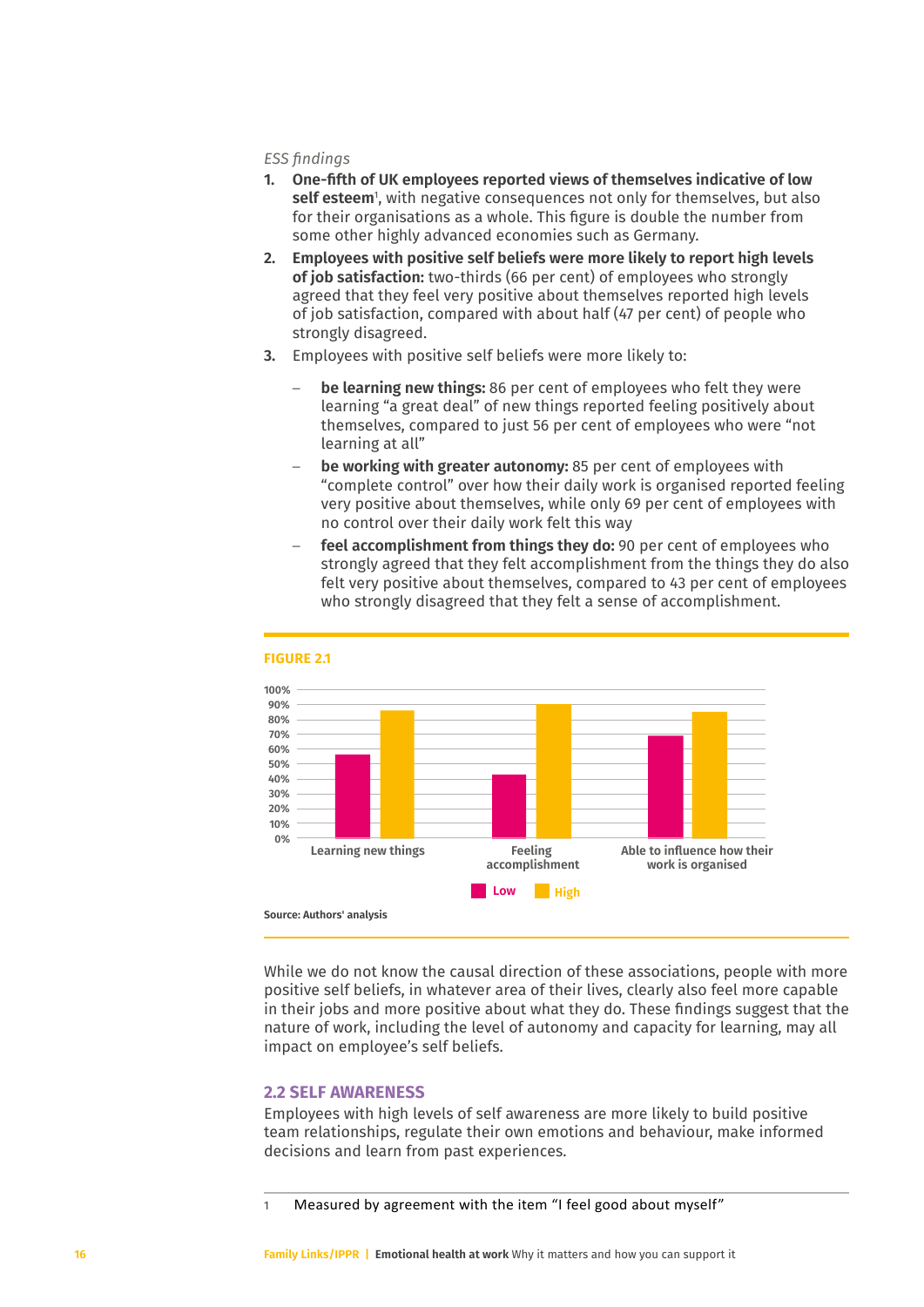*ESS findings*

1. **One-fifth of UK employees reported views of themselves indicative of low self esteem**[1], with negative consequences not only for themselves, but also for their organisations as a whole. This figure is double the number from some other highly advanced economies such as Germany.
2. **Employees with positive self beliefs were more likely to report high levels of job satisfaction:** two-thirds (66 per cent) of employees who strongly agreed that they feel very positive about themselves reported high levels of job satisfaction, compared with about half (47 per cent) of people who strongly disagreed.
3. Employees with positive self beliefs were more likely to:
   - **be learning new things:** 86 per cent of employees who felt they were learning "a great deal" of new things reported feeling positively about themselves, compared to just 56 per cent of employees who were "not learning at all"
   - **be working with greater autonomy:** 85 per cent of employees with "complete control" over how their daily work is organised reported feeling very positive about themselves, while only 69 per cent of employees with no control over their daily work felt this way
   - **feel accomplishment from things they do:** 90 per cent of employees who strongly agreed that they felt accomplishment from the things they do also felt very positive about themselves, compared to 43 per cent of employees who strongly disagreed that they felt a sense of accomplishment.

**FIGURE 2.1**

| | Low | High |
|---|---|---|
| Learning new things | 56% | 86% |
| Feeling accomplishment | 43% | 90% |
| Able to influence how their work is organised | 69% | 85% |

Source: Authors' analysis

While we do not know the causal direction of these associations, people with more positive self beliefs, in whatever area of their lives, clearly also feel more capable in their jobs and more positive about what they do. These findings suggest that the nature of work, including the level of autonomy and capacity for learning, may all impact on employee's self beliefs.

## 2.2 SELF AWARENESS

Employees with high levels of self awareness are more likely to build positive team relationships, regulate their own emotions and behaviour, make informed decisions and learn from past experiences.

1 Measured by agreement with the item "I feel good about myself"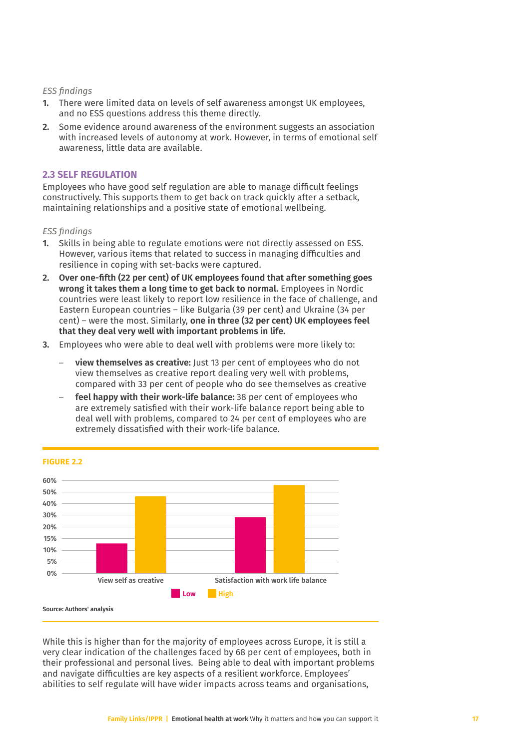*ESS findings*

1. There were limited data on levels of self awareness amongst UK employees, and no ESS questions address this theme directly.
2. Some evidence around awareness of the environment suggests an association with increased levels of autonomy at work. However, in terms of emotional self awareness, little data are available.

## 2.3 SELF REGULATION

Employees who have good self regulation are able to manage difficult feelings constructively. This supports them to get back on track quickly after a setback, maintaining relationships and a positive state of emotional wellbeing.

*ESS findings*

1. Skills in being able to regulate emotions were not directly assessed on ESS. However, various items that related to success in managing difficulties and resilience in coping with set-backs were captured.
2. **Over one-fifth (22 per cent) of UK employees found that after something goes wrong it takes them a long time to get back to normal.** Employees in Nordic countries were least likely to report low resilience in the face of challenge, and Eastern European countries – like Bulgaria (39 per cent) and Ukraine (34 per cent) – were the most. Similarly, **one in three (32 per cent) UK employees feel that they deal very well with important problems in life.**
3. Employees who were able to deal well with problems were more likely to:
   - **view themselves as creative:** Just 13 per cent of employees who do not view themselves as creative report dealing very well with problems, compared with 33 per cent of people who do see themselves as creative
   - **feel happy with their work-life balance:** 38 per cent of employees who are extremely satisfied with their work-life balance report being able to deal well with problems, compared to 24 per cent of employees who are extremely dissatisfied with their work-life balance.

**FIGURE 2.2**

| | Low | High |
|---|---|---|
| View self as creative | ~13% | ~46% |
| Satisfaction with work life balance | ~28% | ~56% |

Source: Authors' analysis

While this is higher than for the majority of employees across Europe, it is still a very clear indication of the challenges faced by 68 per cent of employees, both in their professional and personal lives. Being able to deal with important problems and navigate difficulties are key aspects of a resilient workforce. Employees' abilities to self regulate will have wider impacts across teams and organisations,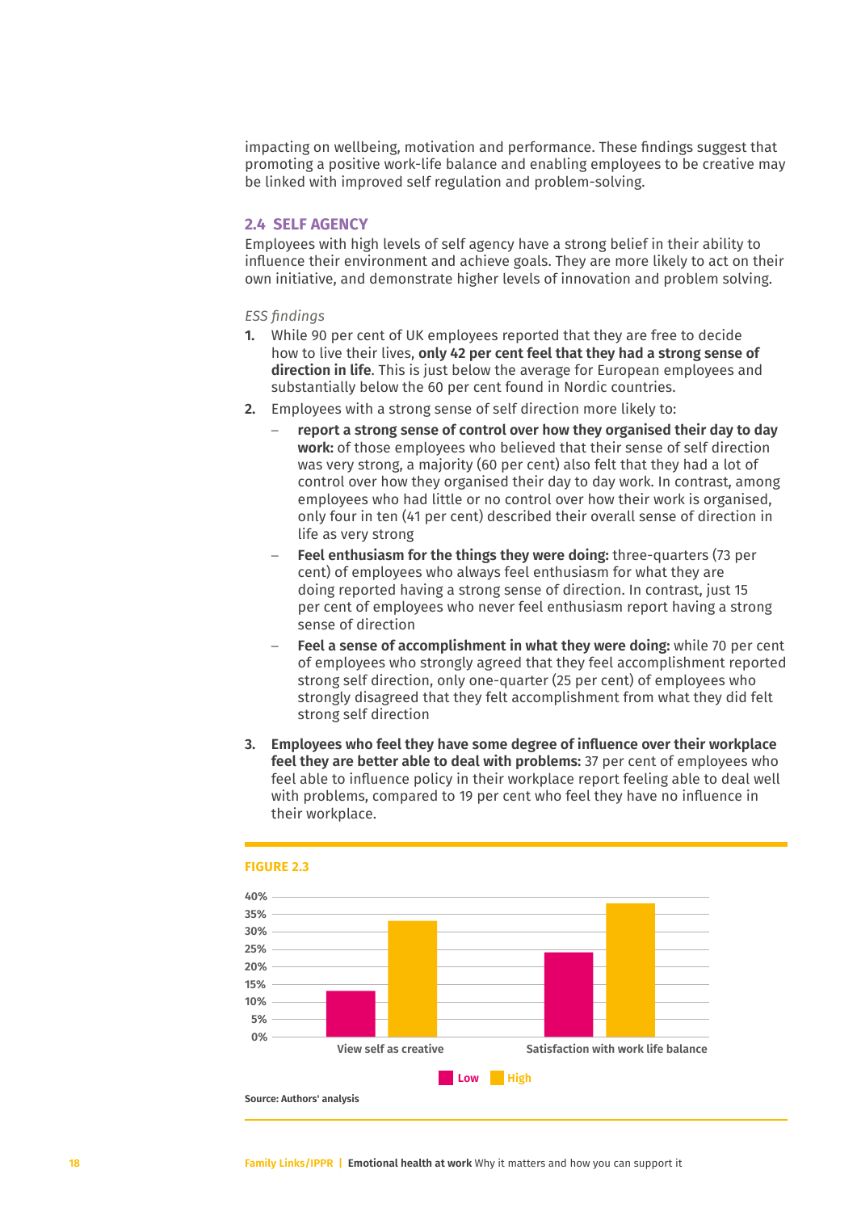impacting on wellbeing, motivation and performance. These findings suggest that promoting a positive work-life balance and enabling employees to be creative may be linked with improved self regulation and problem-solving.

## 2.4 SELF AGENCY

Employees with high levels of self agency have a strong belief in their ability to influence their environment and achieve goals. They are more likely to act on their own initiative, and demonstrate higher levels of innovation and problem solving.

*ESS findings*

1. While 90 per cent of UK employees reported that they are free to decide how to live their lives, **only 42 per cent feel that they had a strong sense of direction in life**. This is just below the average for European employees and substantially below the 60 per cent found in Nordic countries.
2. Employees with a strong sense of self direction more likely to:
   - **report a strong sense of control over how they organised their day to day work:** of those employees who believed that their sense of self direction was very strong, a majority (60 per cent) also felt that they had a lot of control over how they organised their day to day work. In contrast, among employees who had little or no control over how their work is organised, only four in ten (41 per cent) described their overall sense of direction in life as very strong
   - **Feel enthusiasm for the things they were doing:** three-quarters (73 per cent) of employees who always feel enthusiasm for what they are doing reported having a strong sense of direction. In contrast, just 15 per cent of employees who never feel enthusiasm report having a strong sense of direction
   - **Feel a sense of accomplishment in what they were doing:** while 70 per cent of employees who strongly agreed that they feel accomplishment reported strong self direction, only one-quarter (25 per cent) of employees who strongly disagreed that they felt accomplishment from what they did felt strong self direction
3. **Employees who feel they have some degree of influence over their workplace feel they are better able to deal with problems:** 37 per cent of employees who feel able to influence policy in their workplace report feeling able to deal well with problems, compared to 19 per cent who feel they have no influence in their workplace.

**FIGURE 2.3**

| | Low | High |
|---|---|---|
| View self as creative | 13% | 33% |
| Satisfaction with work life balance | 24% | 38% |

Source: Authors' analysis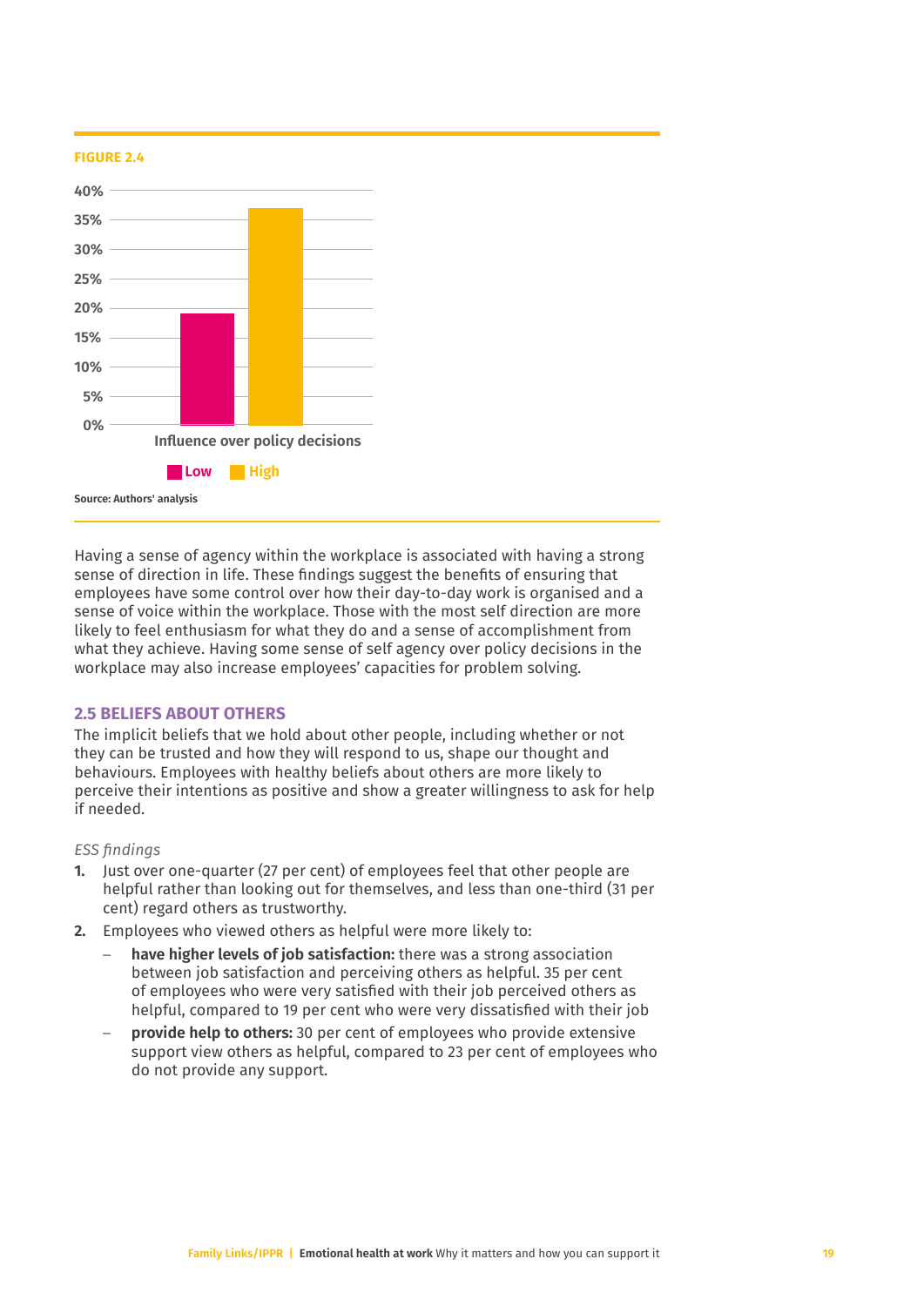**FIGURE 2.4**

| | Low | High |
|---|---|---|
| Influence over policy decisions | 19% | 37% |

Source: Authors' analysis

Having a sense of agency within the workplace is associated with having a strong sense of direction in life. These findings suggest the benefits of ensuring that employees have some control over how their day-to-day work is organised and a sense of voice within the workplace. Those with the most self direction are more likely to feel enthusiasm for what they do and a sense of accomplishment from what they achieve. Having some sense of self agency over policy decisions in the workplace may also increase employees' capacities for problem solving.

## 2.5 BELIEFS ABOUT OTHERS

The implicit beliefs that we hold about other people, including whether or not they can be trusted and how they will respond to us, shape our thought and behaviours. Employees with healthy beliefs about others are more likely to perceive their intentions as positive and show a greater willingness to ask for help if needed.

*ESS findings*

1. Just over one-quarter (27 per cent) of employees feel that other people are helpful rather than looking out for themselves, and less than one-third (31 per cent) regard others as trustworthy.
2. Employees who viewed others as helpful were more likely to:
   - **have higher levels of job satisfaction:** there was a strong association between job satisfaction and perceiving others as helpful. 35 per cent of employees who were very satisfied with their job perceived others as helpful, compared to 19 per cent who were very dissatisfied with their job
   - **provide help to others:** 30 per cent of employees who provide extensive support view others as helpful, compared to 23 per cent of employees who do not provide any support.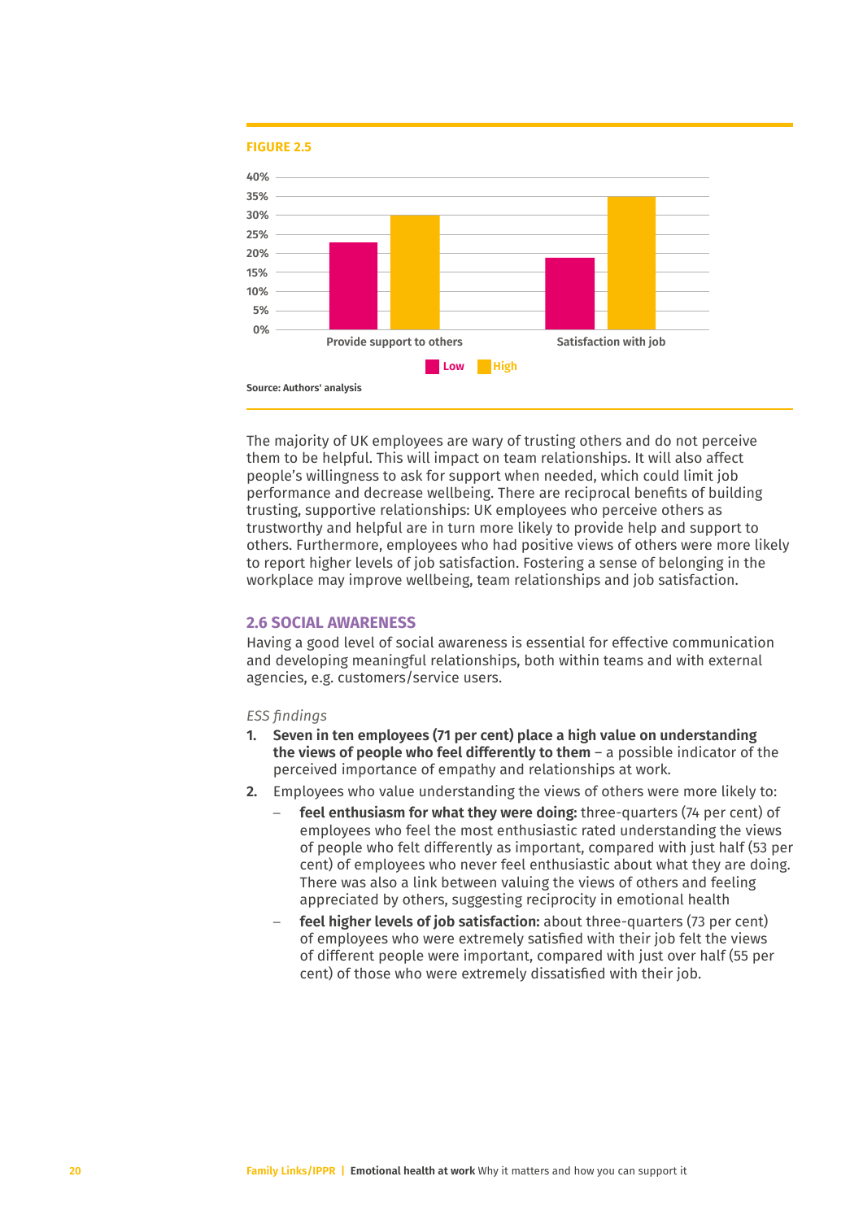**FIGURE 2.5**

| | Low | High |
|---|---|---|
| Provide support to others | 23% | 30% |
| Satisfaction with job | 19% | 35% |

Source: Authors' analysis

The majority of UK employees are wary of trusting others and do not perceive them to be helpful. This will impact on team relationships. It will also affect people's willingness to ask for support when needed, which could limit job performance and decrease wellbeing. There are reciprocal benefits of building trusting, supportive relationships: UK employees who perceive others as trustworthy and helpful are in turn more likely to provide help and support to others. Furthermore, employees who had positive views of others were more likely to report higher levels of job satisfaction. Fostering a sense of belonging in the workplace may improve wellbeing, team relationships and job satisfaction.

## 2.6 SOCIAL AWARENESS

Having a good level of social awareness is essential for effective communication and developing meaningful relationships, both within teams and with external agencies, e.g. customers/service users.

*ESS findings*

1. **Seven in ten employees (71 per cent) place a high value on understanding the views of people who feel differently to them** – a possible indicator of the perceived importance of empathy and relationships at work.
2. Employees who value understanding the views of others were more likely to:
   - **feel enthusiasm for what they were doing:** three-quarters (74 per cent) of employees who feel the most enthusiastic rated understanding the views of people who felt differently as important, compared with just half (53 per cent) of employees who never feel enthusiastic about what they are doing. There was also a link between valuing the views of others and feeling appreciated by others, suggesting reciprocity in emotional health
   - **feel higher levels of job satisfaction:** about three-quarters (73 per cent) of employees who were extremely satisfied with their job felt the views of different people were important, compared with just over half (55 per cent) of those who were extremely dissatisfied with their job.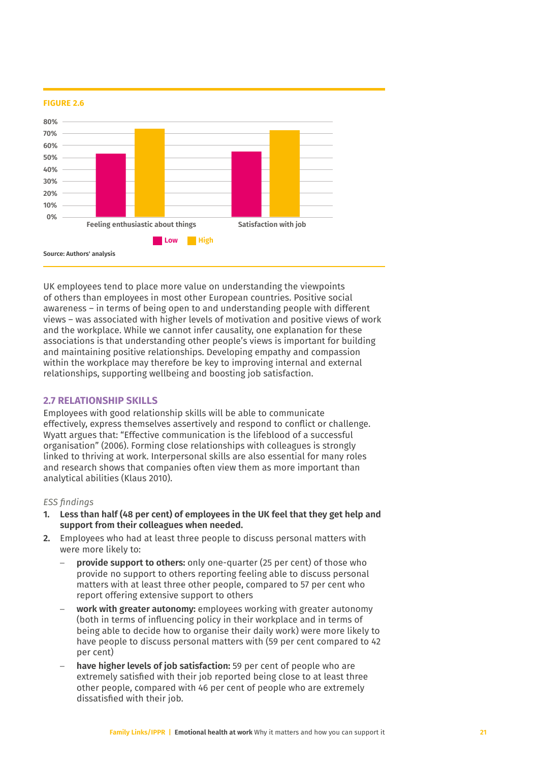**FIGURE 2.6**

Feeling enthusiastic about things / Satisfaction with job — Low / High

Source: Authors' analysis

UK employees tend to place more value on understanding the viewpoints of others than employees in most other European countries. Positive social awareness – in terms of being open to and understanding people with different views – was associated with higher levels of motivation and positive views of work and the workplace. While we cannot infer causality, one explanation for these associations is that understanding other people's views is important for building and maintaining positive relationships. Developing empathy and compassion within the workplace may therefore be key to improving internal and external relationships, supporting wellbeing and boosting job satisfaction.

## 2.7 RELATIONSHIP SKILLS

Employees with good relationship skills will be able to communicate effectively, express themselves assertively and respond to conflict or challenge. Wyatt argues that: "Effective communication is the lifeblood of a successful organisation" (2006). Forming close relationships with colleagues is strongly linked to thriving at work. Interpersonal skills are also essential for many roles and research shows that companies often view them as more important than analytical abilities (Klaus 2010).

*ESS findings*

1. **Less than half (48 per cent) of employees in the UK feel that they get help and support from their colleagues when needed.**
2. Employees who had at least three people to discuss personal matters with were more likely to:
   - **provide support to others:** only one-quarter (25 per cent) of those who provide no support to others reporting feeling able to discuss personal matters with at least three other people, compared to 57 per cent who report offering extensive support to others
   - **work with greater autonomy:** employees working with greater autonomy (both in terms of influencing policy in their workplace and in terms of being able to decide how to organise their daily work) were more likely to have people to discuss personal matters with (59 per cent compared to 42 per cent)
   - **have higher levels of job satisfaction:** 59 per cent of people who are extremely satisfied with their job reported being close to at least three other people, compared with 46 per cent of people who are extremely dissatisfied with their job.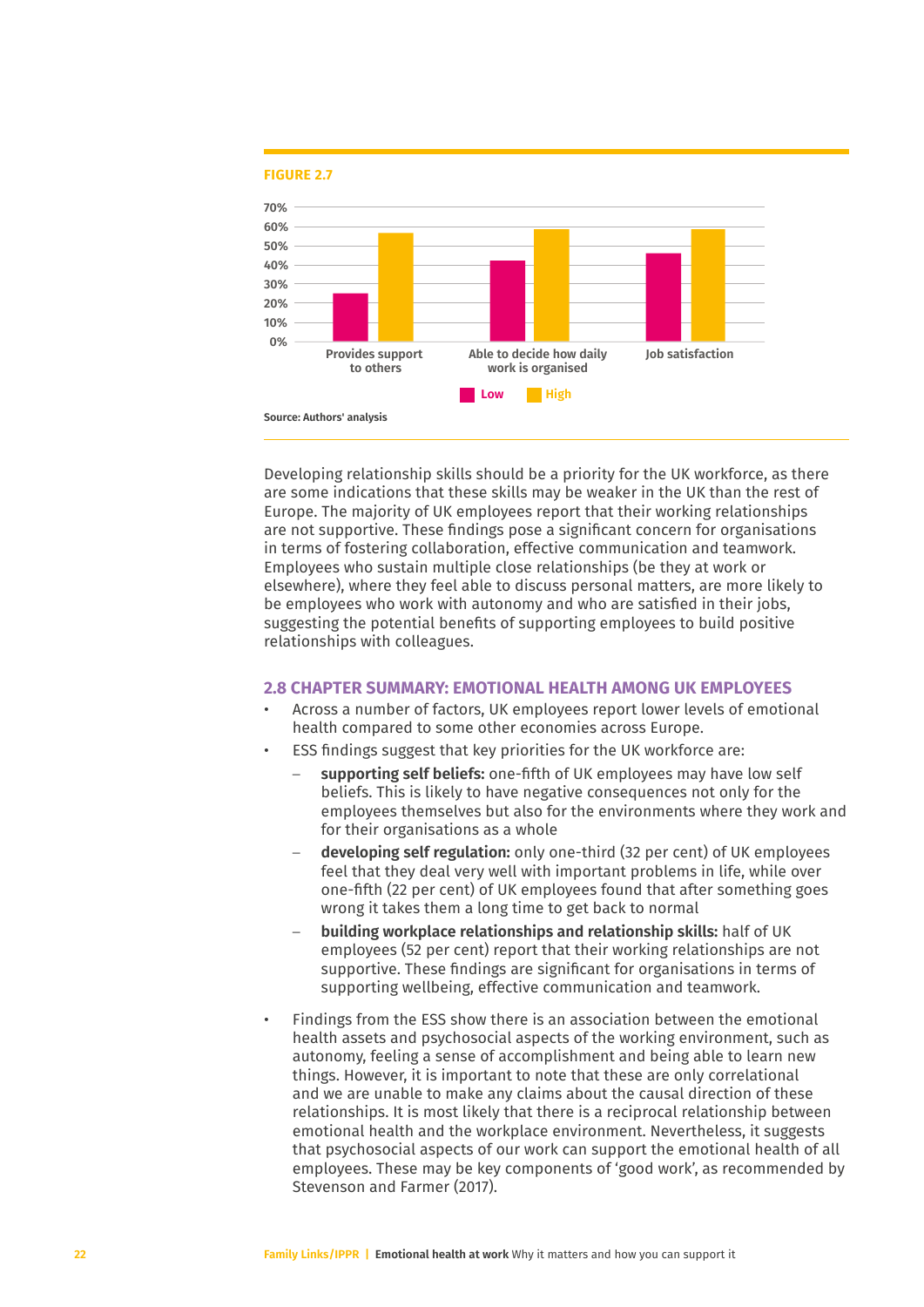**FIGURE 2.7**

Source: Authors' analysis

Developing relationship skills should be a priority for the UK workforce, as there are some indications that these skills may be weaker in the UK than the rest of Europe. The majority of UK employees report that their working relationships are not supportive. These findings pose a significant concern for organisations in terms of fostering collaboration, effective communication and teamwork. Employees who sustain multiple close relationships (be they at work or elsewhere), where they feel able to discuss personal matters, are more likely to be employees who work with autonomy and who are satisfied in their jobs, suggesting the potential benefits of supporting employees to build positive relationships with colleagues.

## 2.8 CHAPTER SUMMARY: EMOTIONAL HEALTH AMONG UK EMPLOYEES

- Across a number of factors, UK employees report lower levels of emotional health compared to some other economies across Europe.
- ESS findings suggest that key priorities for the UK workforce are:
  - **supporting self beliefs:** one-fifth of UK employees may have low self beliefs. This is likely to have negative consequences not only for the employees themselves but also for the environments where they work and for their organisations as a whole
  - **developing self regulation:** only one-third (32 per cent) of UK employees feel that they deal very well with important problems in life, while over one-fifth (22 per cent) of UK employees found that after something goes wrong it takes them a long time to get back to normal
  - **building workplace relationships and relationship skills:** half of UK employees (52 per cent) report that their working relationships are not supportive. These findings are significant for organisations in terms of supporting wellbeing, effective communication and teamwork.
- Findings from the ESS show there is an association between the emotional health assets and psychosocial aspects of the working environment, such as autonomy, feeling a sense of accomplishment and being able to learn new things. However, it is important to note that these are only correlational and we are unable to make any claims about the causal direction of these relationships. It is most likely that there is a reciprocal relationship between emotional health and the workplace environment. Nevertheless, it suggests that psychosocial aspects of our work can support the emotional health of all employees. These may be key components of 'good work', as recommended by Stevenson and Farmer (2017).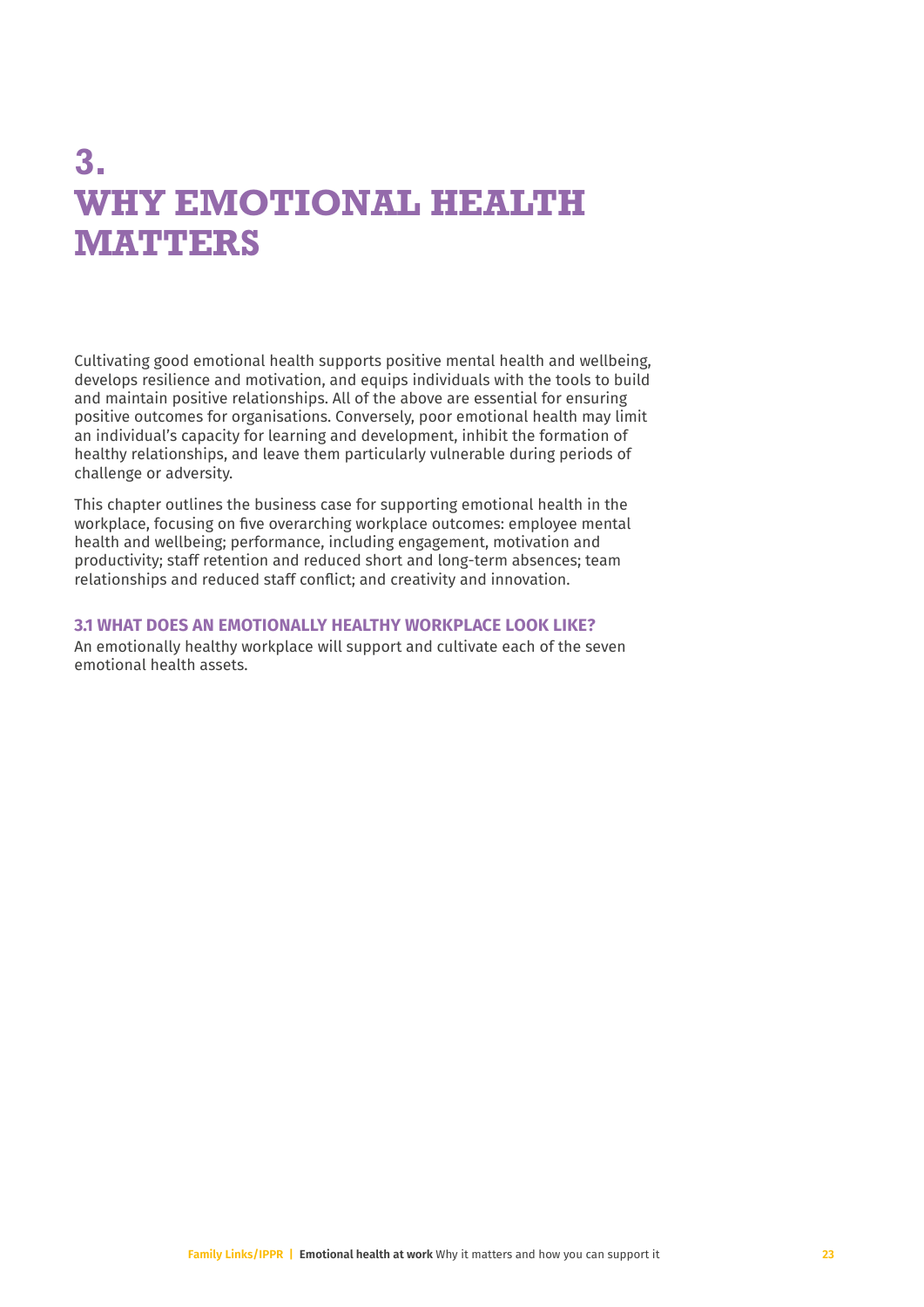# 3. WHY EMOTIONAL HEALTH MATTERS

Cultivating good emotional health supports positive mental health and wellbeing, develops resilience and motivation, and equips individuals with the tools to build and maintain positive relationships. All of the above are essential for ensuring positive outcomes for organisations. Conversely, poor emotional health may limit an individual's capacity for learning and development, inhibit the formation of healthy relationships, and leave them particularly vulnerable during periods of challenge or adversity.

This chapter outlines the business case for supporting emotional health in the workplace, focusing on five overarching workplace outcomes: employee mental health and wellbeing; performance, including engagement, motivation and productivity; staff retention and reduced short and long-term absences; team relationships and reduced staff conflict; and creativity and innovation.

## 3.1 WHAT DOES AN EMOTIONALLY HEALTHY WORKPLACE LOOK LIKE?

An emotionally healthy workplace will support and cultivate each of the seven emotional health assets.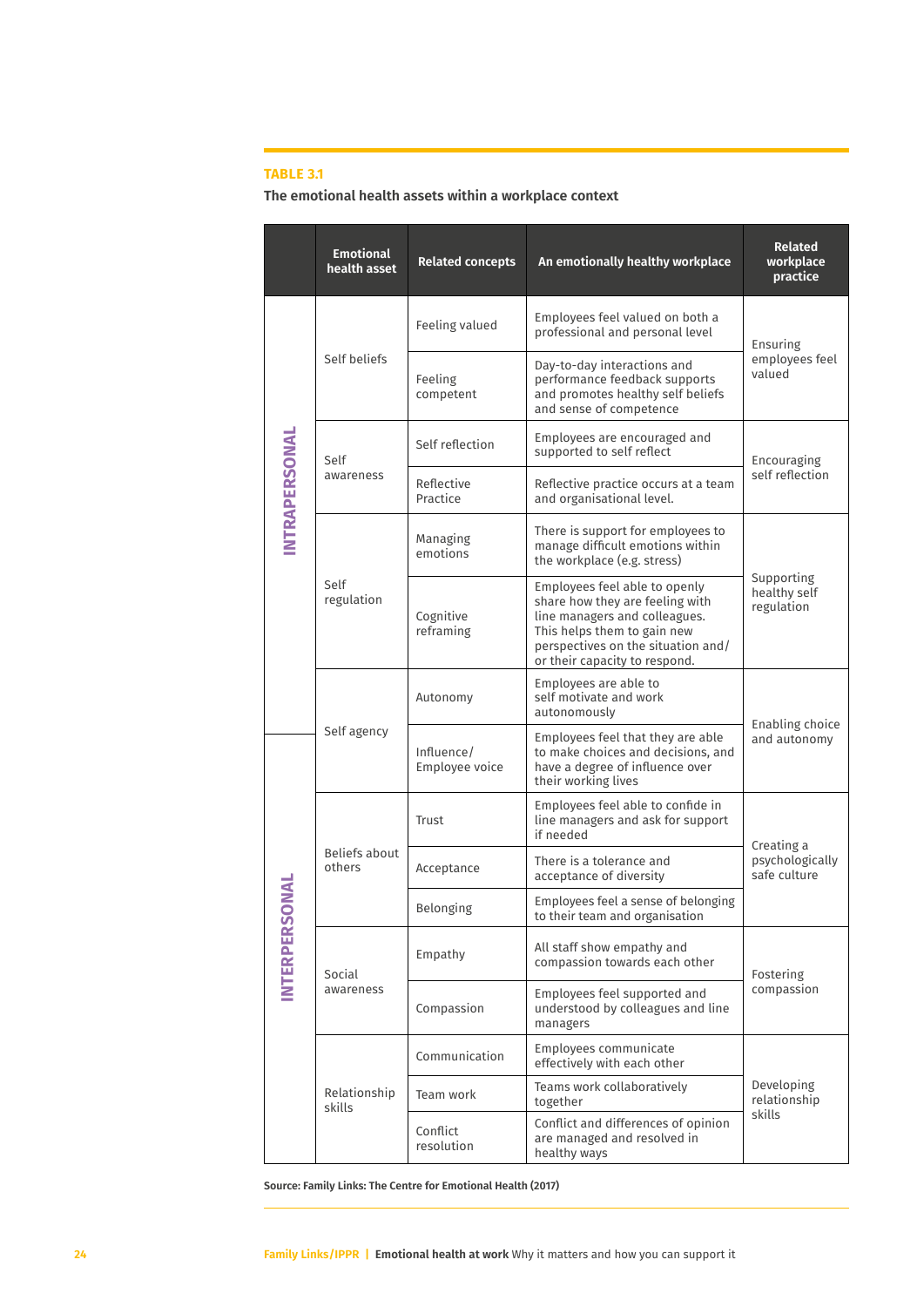**TABLE 3.1**

**The emotional health assets within a workplace context**

| | Emotional health asset | Related concepts | An emotionally healthy workplace | Related workplace practice |
|---|---|---|---|---|
| INTRAPERSONAL | Self beliefs | Feeling valued | Employees feel valued on both a professional and personal level | Ensuring employees feel valued |
| | | Feeling competent | Day-to-day interactions and performance feedback supports and promotes healthy self beliefs and sense of competence | |
| | Self awareness | Self reflection | Employees are encouraged and supported to self reflect | Encouraging self reflection |
| | | Reflective Practice | Reflective practice occurs at a team and organisational level. | |
| | Self regulation | Managing emotions | There is support for employees to manage difficult emotions within the workplace (e.g. stress) | Supporting healthy self regulation |
| | | Cognitive reframing | Employees feel able to openly share how they are feeling with line managers and colleagues. This helps them to gain new perspectives on the situation and/or their capacity to respond. | |
| | Self agency | Autonomy | Employees are able to self motivate and work autonomously | Enabling choice and autonomy |
| INTERPERSONAL | | Influence/ Employee voice | Employees feel that they are able to make choices and decisions, and have a degree of influence over their working lives | |
| | Beliefs about others | Trust | Employees feel able to confide in line managers and ask for support if needed | Creating a psychologically safe culture |
| | | Acceptance | There is a tolerance and acceptance of diversity | |
| | | Belonging | Employees feel a sense of belonging to their team and organisation | |
| | Social awareness | Empathy | All staff show empathy and compassion towards each other | Fostering compassion |
| | | Compassion | Employees feel supported and understood by colleagues and line managers | |
| | Relationship skills | Communication | Employees communicate effectively with each other | Developing relationship skills |
| | | Team work | Teams work collaboratively together | |
| | | Conflict resolution | Conflict and differences of opinion are managed and resolved in healthy ways | |

**Source: Family Links: The Centre for Emotional Health (2017)**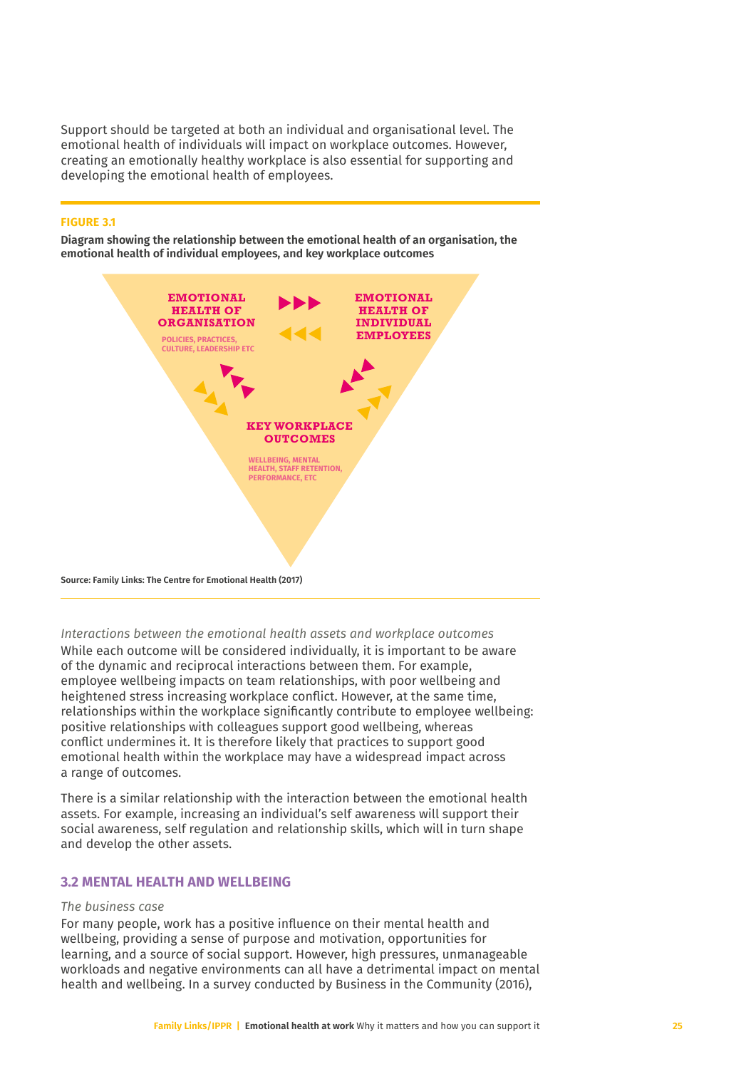Support should be targeted at both an individual and organisational level. The emotional health of individuals will impact on workplace outcomes. However, creating an emotionally healthy workplace is also essential for supporting and developing the emotional health of employees.

**FIGURE 3.1**

**Diagram showing the relationship between the emotional health of an organisation, the emotional health of individual employees, and key workplace outcomes**

EMOTIONAL HEALTH OF ORGANISATION

POLICIES, PRACTICES, CULTURE, LEADERSHIP ETC

EMOTIONAL HEALTH OF INDIVIDUAL EMPLOYEES

KEY WORKPLACE OUTCOMES

WELLBEING, MENTAL HEALTH, STAFF RETENTION, PERFORMANCE, ETC

**Source: Family Links: The Centre for Emotional Health (2017)**

*Interactions between the emotional health assets and workplace outcomes*

While each outcome will be considered individually, it is important to be aware of the dynamic and reciprocal interactions between them. For example, employee wellbeing impacts on team relationships, with poor wellbeing and heightened stress increasing workplace conflict. However, at the same time, relationships within the workplace significantly contribute to employee wellbeing: positive relationships with colleagues support good wellbeing, whereas conflict undermines it. It is therefore likely that practices to support good emotional health within the workplace may have a widespread impact across a range of outcomes.

There is a similar relationship with the interaction between the emotional health assets. For example, increasing an individual's self awareness will support their social awareness, self regulation and relationship skills, which will in turn shape and develop the other assets.

## 3.2 MENTAL HEALTH AND WELLBEING

*The business case*

For many people, work has a positive influence on their mental health and wellbeing, providing a sense of purpose and motivation, opportunities for learning, and a source of social support. However, high pressures, unmanageable workloads and negative environments can all have a detrimental impact on mental health and wellbeing. In a survey conducted by Business in the Community (2016),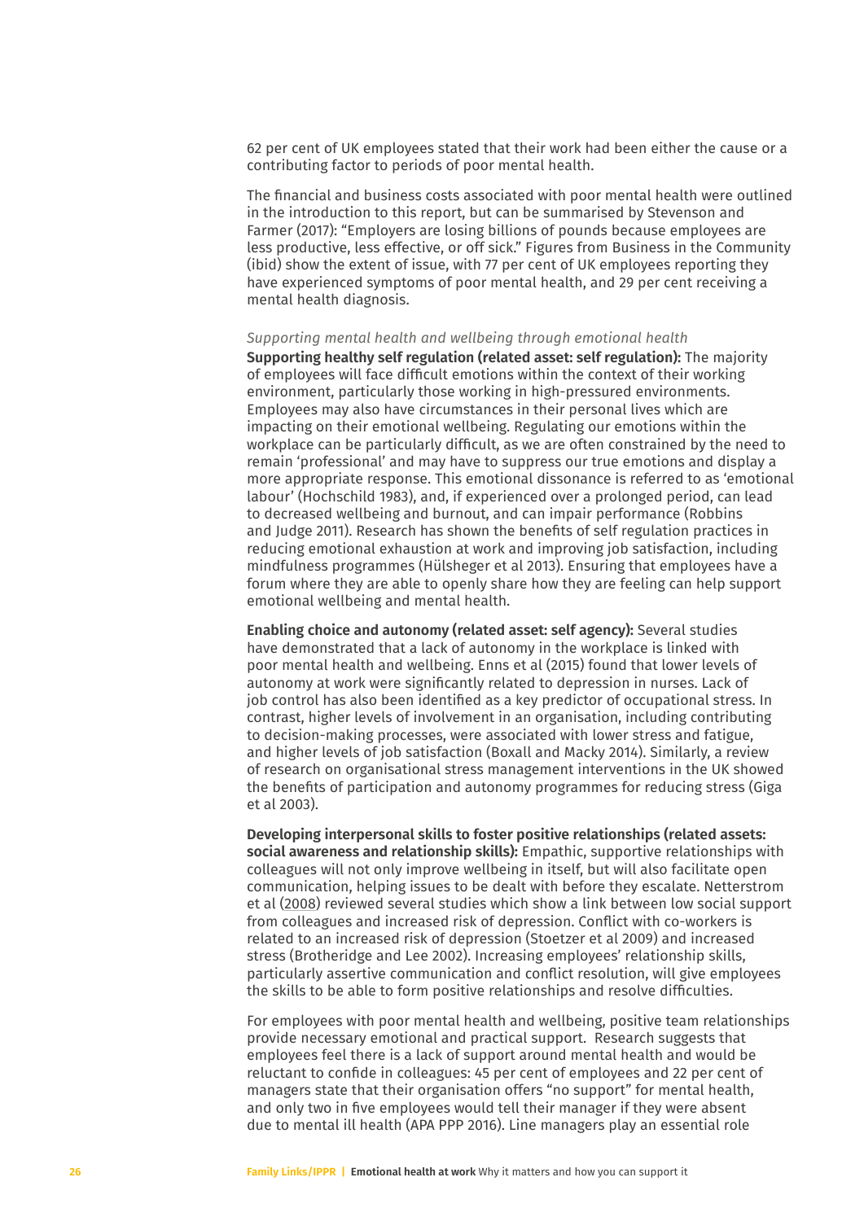62 per cent of UK employees stated that their work had been either the cause or a contributing factor to periods of poor mental health.

The financial and business costs associated with poor mental health were outlined in the introduction to this report, but can be summarised by Stevenson and Farmer (2017): "Employers are losing billions of pounds because employees are less productive, less effective, or off sick." Figures from Business in the Community (ibid) show the extent of issue, with 77 per cent of UK employees reporting they have experienced symptoms of poor mental health, and 29 per cent receiving a mental health diagnosis.

*Supporting mental health and wellbeing through emotional health*

**Supporting healthy self regulation (related asset: self regulation):** The majority of employees will face difficult emotions within the context of their working environment, particularly those working in high-pressured environments. Employees may also have circumstances in their personal lives which are impacting on their emotional wellbeing. Regulating our emotions within the workplace can be particularly difficult, as we are often constrained by the need to remain 'professional' and may have to suppress our true emotions and display a more appropriate response. This emotional dissonance is referred to as 'emotional labour' (Hochschild 1983), and, if experienced over a prolonged period, can lead to decreased wellbeing and burnout, and can impair performance (Robbins and Judge 2011). Research has shown the benefits of self regulation practices in reducing emotional exhaustion at work and improving job satisfaction, including mindfulness programmes (Hülsheger et al 2013). Ensuring that employees have a forum where they are able to openly share how they are feeling can help support emotional wellbeing and mental health.

**Enabling choice and autonomy (related asset: self agency):** Several studies have demonstrated that a lack of autonomy in the workplace is linked with poor mental health and wellbeing. Enns et al (2015) found that lower levels of autonomy at work were significantly related to depression in nurses. Lack of job control has also been identified as a key predictor of occupational stress. In contrast, higher levels of involvement in an organisation, including contributing to decision-making processes, were associated with lower stress and fatigue, and higher levels of job satisfaction (Boxall and Macky 2014). Similarly, a review of research on organisational stress management interventions in the UK showed the benefits of participation and autonomy programmes for reducing stress (Giga et al 2003).

**Developing interpersonal skills to foster positive relationships (related assets: social awareness and relationship skills):** Empathic, supportive relationships with colleagues will not only improve wellbeing in itself, but will also facilitate open communication, helping issues to be dealt with before they escalate. Netterstrom et al (2008) reviewed several studies which show a link between low social support from colleagues and increased risk of depression. Conflict with co-workers is related to an increased risk of depression (Stoetzer et al 2009) and increased stress (Brotheridge and Lee 2002). Increasing employees' relationship skills, particularly assertive communication and conflict resolution, will give employees the skills to be able to form positive relationships and resolve difficulties.

For employees with poor mental health and wellbeing, positive team relationships provide necessary emotional and practical support. Research suggests that employees feel there is a lack of support around mental health and would be reluctant to confide in colleagues: 45 per cent of employees and 22 per cent of managers state that their organisation offers "no support" for mental health, and only two in five employees would tell their manager if they were absent due to mental ill health (APA PPP 2016). Line managers play an essential role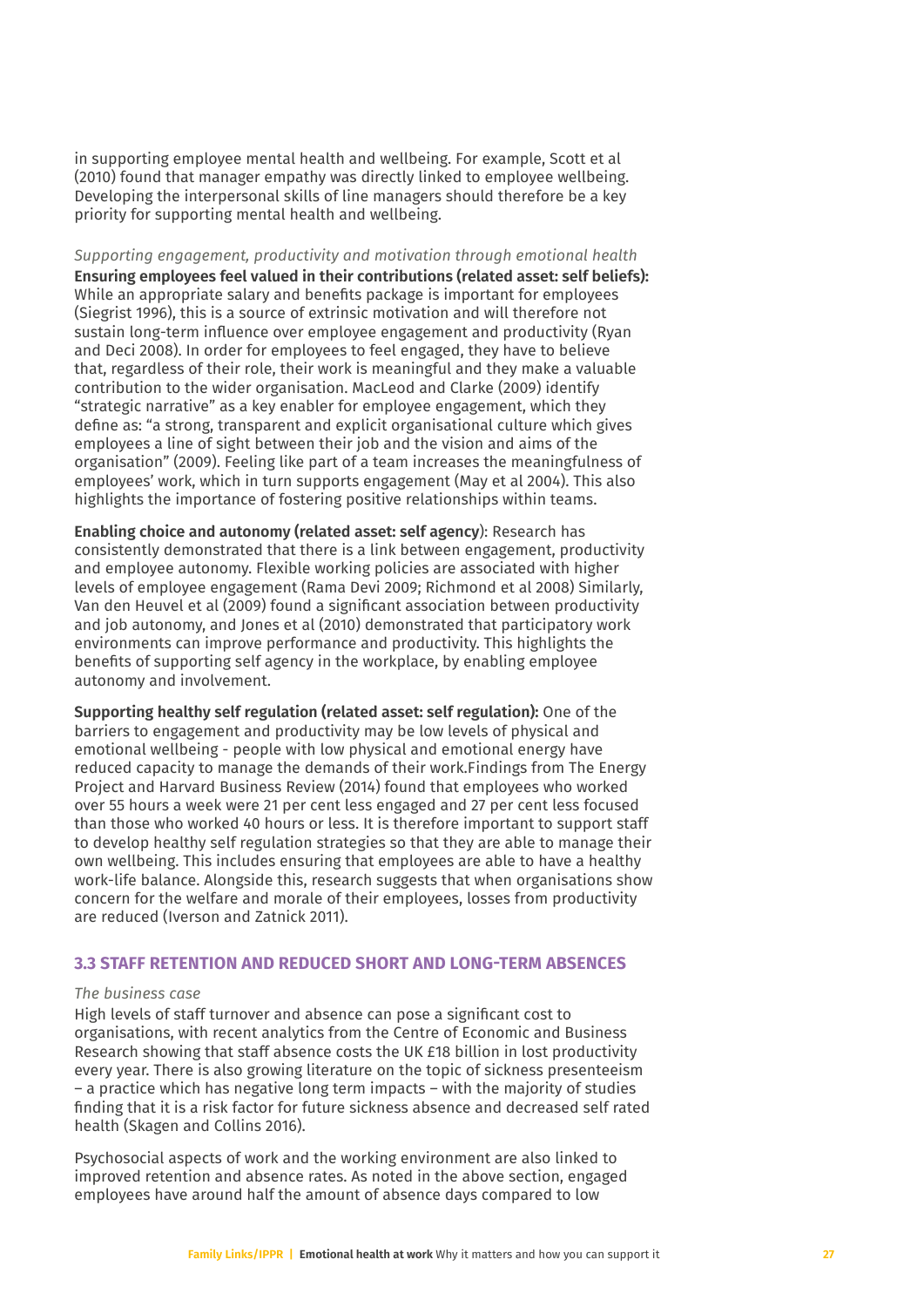in supporting employee mental health and wellbeing. For example, Scott et al (2010) found that manager empathy was directly linked to employee wellbeing. Developing the interpersonal skills of line managers should therefore be a key priority for supporting mental health and wellbeing.

*Supporting engagement, productivity and motivation through emotional health*

**Ensuring employees feel valued in their contributions (related asset: self beliefs):** While an appropriate salary and benefits package is important for employees (Siegrist 1996), this is a source of extrinsic motivation and will therefore not sustain long-term influence over employee engagement and productivity (Ryan and Deci 2008). In order for employees to feel engaged, they have to believe that, regardless of their role, their work is meaningful and they make a valuable contribution to the wider organisation. MacLeod and Clarke (2009) identify "strategic narrative" as a key enabler for employee engagement, which they define as: "a strong, transparent and explicit organisational culture which gives employees a line of sight between their job and the vision and aims of the organisation" (2009). Feeling like part of a team increases the meaningfulness of employees' work, which in turn supports engagement (May et al 2004). This also highlights the importance of fostering positive relationships within teams.

**Enabling choice and autonomy (related asset: self agency)**: Research has consistently demonstrated that there is a link between engagement, productivity and employee autonomy. Flexible working policies are associated with higher levels of employee engagement (Rama Devi 2009; Richmond et al 2008) Similarly, Van den Heuvel et al (2009) found a significant association between productivity and job autonomy, and Jones et al (2010) demonstrated that participatory work environments can improve performance and productivity. This highlights the benefits of supporting self agency in the workplace, by enabling employee autonomy and involvement.

**Supporting healthy self regulation (related asset: self regulation):** One of the barriers to engagement and productivity may be low levels of physical and emotional wellbeing - people with low physical and emotional energy have reduced capacity to manage the demands of their work.Findings from The Energy Project and Harvard Business Review (2014) found that employees who worked over 55 hours a week were 21 per cent less engaged and 27 per cent less focused than those who worked 40 hours or less. It is therefore important to support staff to develop healthy self regulation strategies so that they are able to manage their own wellbeing. This includes ensuring that employees are able to have a healthy work-life balance. Alongside this, research suggests that when organisations show concern for the welfare and morale of their employees, losses from productivity are reduced (Iverson and Zatnick 2011).

## 3.3 STAFF RETENTION AND REDUCED SHORT AND LONG-TERM ABSENCES

*The business case*

High levels of staff turnover and absence can pose a significant cost to organisations, with recent analytics from the Centre of Economic and Business Research showing that staff absence costs the UK £18 billion in lost productivity every year. There is also growing literature on the topic of sickness presenteeism – a practice which has negative long term impacts – with the majority of studies finding that it is a risk factor for future sickness absence and decreased self rated health (Skagen and Collins 2016).

Psychosocial aspects of work and the working environment are also linked to improved retention and absence rates. As noted in the above section, engaged employees have around half the amount of absence days compared to low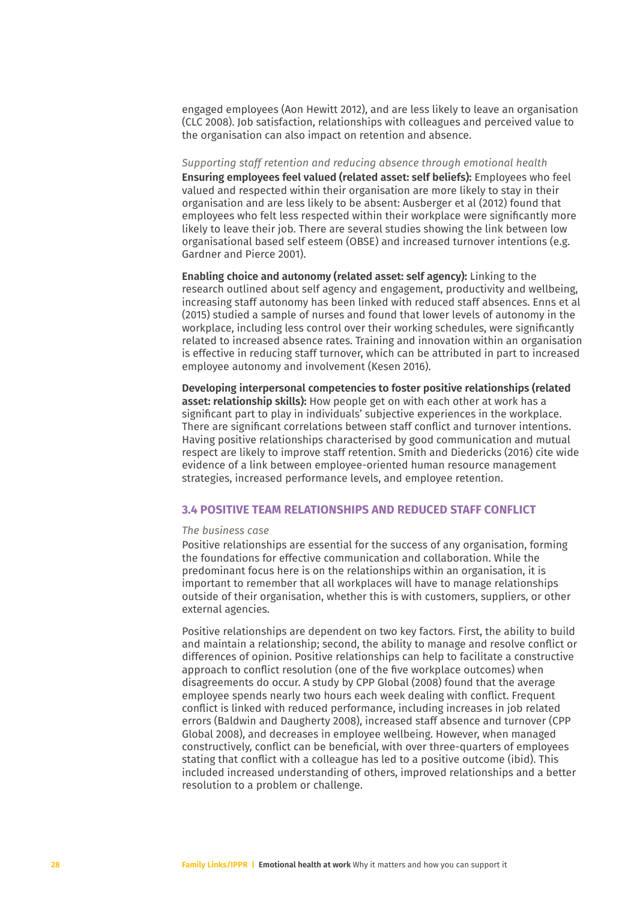engaged employees (Aon Hewitt 2012), and are less likely to leave an organisation (CLC 2008). Job satisfaction, relationships with colleagues and perceived value to the organisation can also impact on retention and absence.

*Supporting staff retention and reducing absence through emotional health*

**Ensuring employees feel valued (related asset: self beliefs):** Employees who feel valued and respected within their organisation are more likely to stay in their organisation and are less likely to be absent: Ausberger et al (2012) found that employees who felt less respected within their workplace were significantly more likely to leave their job. There are several studies showing the link between low organisational based self esteem (OBSE) and increased turnover intentions (e.g. Gardner and Pierce 2001).

**Enabling choice and autonomy (related asset: self agency):** Linking to the research outlined about self agency and engagement, productivity and wellbeing, increasing staff autonomy has been linked with reduced staff absences. Enns et al (2015) studied a sample of nurses and found that lower levels of autonomy in the workplace, including less control over their working schedules, were significantly related to increased absence rates. Training and innovation within an organisation is effective in reducing staff turnover, which can be attributed in part to increased employee autonomy and involvement (Kesen 2016).

**Developing interpersonal competencies to foster positive relationships (related asset: relationship skills):** How people get on with each other at work has a significant part to play in individuals' subjective experiences in the workplace. There are significant correlations between staff conflict and turnover intentions. Having positive relationships characterised by good communication and mutual respect are likely to improve staff retention. Smith and Diedericks (2016) cite wide evidence of a link between employee-oriented human resource management strategies, increased performance levels, and employee retention.

## 3.4 POSITIVE TEAM RELATIONSHIPS AND REDUCED STAFF CONFLICT

*The business case*

Positive relationships are essential for the success of any organisation, forming the foundations for effective communication and collaboration. While the predominant focus here is on the relationships within an organisation, it is important to remember that all workplaces will have to manage relationships outside of their organisation, whether this is with customers, suppliers, or other external agencies.

Positive relationships are dependent on two key factors. First, the ability to build and maintain a relationship; second, the ability to manage and resolve conflict or differences of opinion. Positive relationships can help to facilitate a constructive approach to conflict resolution (one of the five workplace outcomes) when disagreements do occur. A study by CPP Global (2008) found that the average employee spends nearly two hours each week dealing with conflict. Frequent conflict is linked with reduced performance, including increases in job related errors (Baldwin and Daugherty 2008), increased staff absence and turnover (CPP Global 2008), and decreases in employee wellbeing. However, when managed constructively, conflict can be beneficial, with over three-quarters of employees stating that conflict with a colleague has led to a positive outcome (ibid). This included increased understanding of others, improved relationships and a better resolution to a problem or challenge.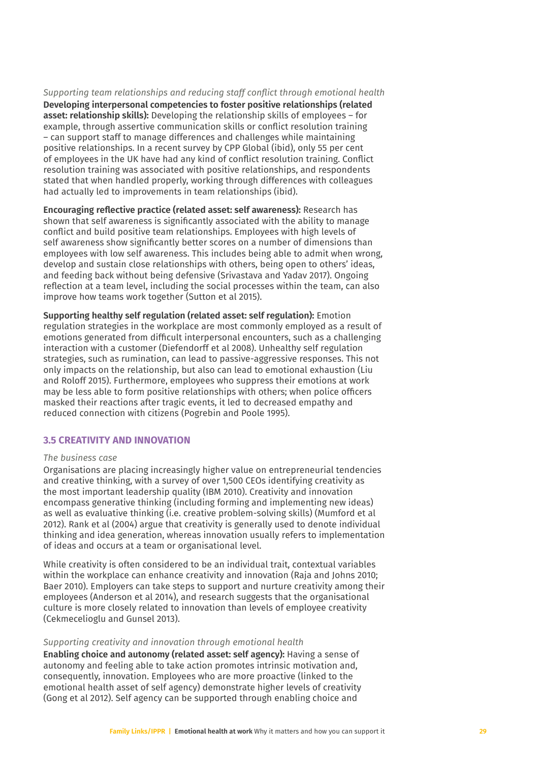*Supporting team relationships and reducing staff conflict through emotional health*

**Developing interpersonal competencies to foster positive relationships (related asset: relationship skills):** Developing the relationship skills of employees – for example, through assertive communication skills or conflict resolution training – can support staff to manage differences and challenges while maintaining positive relationships. In a recent survey by CPP Global (ibid), only 55 per cent of employees in the UK have had any kind of conflict resolution training. Conflict resolution training was associated with positive relationships, and respondents stated that when handled properly, working through differences with colleagues had actually led to improvements in team relationships (ibid).

**Encouraging reflective practice (related asset: self awareness):** Research has shown that self awareness is significantly associated with the ability to manage conflict and build positive team relationships. Employees with high levels of self awareness show significantly better scores on a number of dimensions than employees with low self awareness. This includes being able to admit when wrong, develop and sustain close relationships with others, being open to others' ideas, and feeding back without being defensive (Srivastava and Yadav 2017). Ongoing reflection at a team level, including the social processes within the team, can also improve how teams work together (Sutton et al 2015).

**Supporting healthy self regulation (related asset: self regulation):** Emotion regulation strategies in the workplace are most commonly employed as a result of emotions generated from difficult interpersonal encounters, such as a challenging interaction with a customer (Diefendorff et al 2008). Unhealthy self regulation strategies, such as rumination, can lead to passive-aggressive responses. This not only impacts on the relationship, but also can lead to emotional exhaustion (Liu and Roloff 2015). Furthermore, employees who suppress their emotions at work may be less able to form positive relationships with others; when police officers masked their reactions after tragic events, it led to decreased empathy and reduced connection with citizens (Pogrebin and Poole 1995).

### 3.5 CREATIVITY AND INNOVATION

*The business case*

Organisations are placing increasingly higher value on entrepreneurial tendencies and creative thinking, with a survey of over 1,500 CEOs identifying creativity as the most important leadership quality (IBM 2010). Creativity and innovation encompass generative thinking (including forming and implementing new ideas) as well as evaluative thinking (i.e. creative problem-solving skills) (Mumford et al 2012). Rank et al (2004) argue that creativity is generally used to denote individual thinking and idea generation, whereas innovation usually refers to implementation of ideas and occurs at a team or organisational level.

While creativity is often considered to be an individual trait, contextual variables within the workplace can enhance creativity and innovation (Raja and Johns 2010; Baer 2010). Employers can take steps to support and nurture creativity among their employees (Anderson et al 2014), and research suggests that the organisational culture is more closely related to innovation than levels of employee creativity (Cekmecelioglu and Gunsel 2013).

*Supporting creativity and innovation through emotional health*

**Enabling choice and autonomy (related asset: self agency):** Having a sense of autonomy and feeling able to take action promotes intrinsic motivation and, consequently, innovation. Employees who are more proactive (linked to the emotional health asset of self agency) demonstrate higher levels of creativity (Gong et al 2012). Self agency can be supported through enabling choice and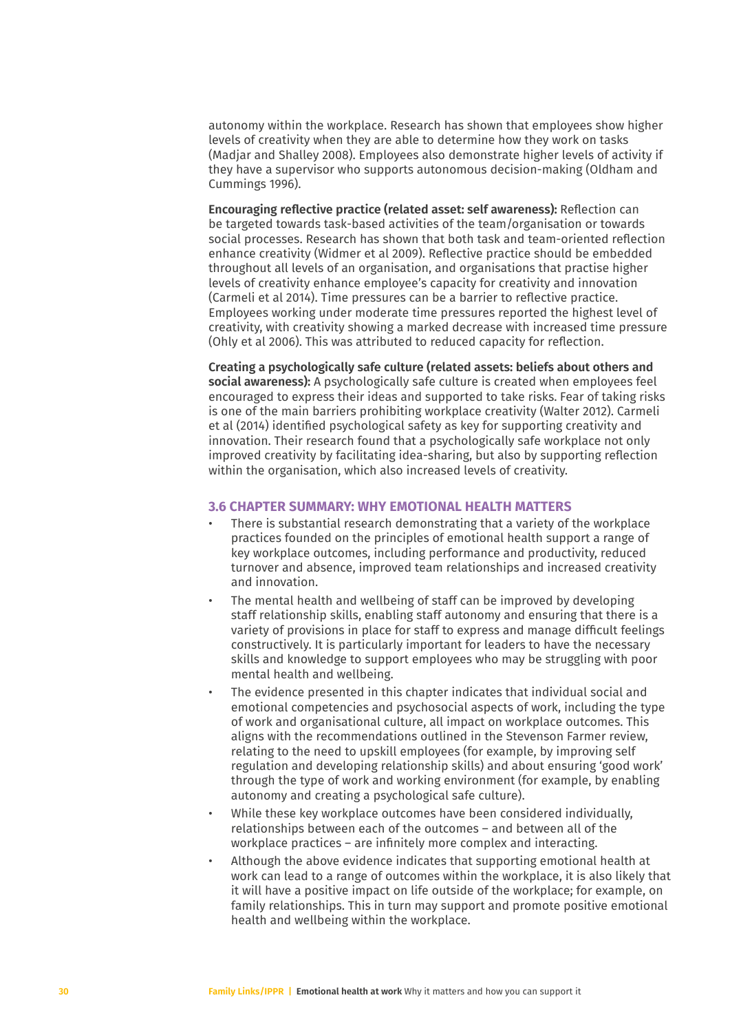autonomy within the workplace. Research has shown that employees show higher levels of creativity when they are able to determine how they work on tasks (Madjar and Shalley 2008). Employees also demonstrate higher levels of activity if they have a supervisor who supports autonomous decision-making (Oldham and Cummings 1996).

**Encouraging reflective practice (related asset: self awareness):** Reflection can be targeted towards task-based activities of the team/organisation or towards social processes. Research has shown that both task and team-oriented reflection enhance creativity (Widmer et al 2009). Reflective practice should be embedded throughout all levels of an organisation, and organisations that practise higher levels of creativity enhance employee's capacity for creativity and innovation (Carmeli et al 2014). Time pressures can be a barrier to reflective practice. Employees working under moderate time pressures reported the highest level of creativity, with creativity showing a marked decrease with increased time pressure (Ohly et al 2006). This was attributed to reduced capacity for reflection.

**Creating a psychologically safe culture (related assets: beliefs about others and social awareness):** A psychologically safe culture is created when employees feel encouraged to express their ideas and supported to take risks. Fear of taking risks is one of the main barriers prohibiting workplace creativity (Walter 2012). Carmeli et al (2014) identified psychological safety as key for supporting creativity and innovation. Their research found that a psychologically safe workplace not only improved creativity by facilitating idea-sharing, but also by supporting reflection within the organisation, which also increased levels of creativity.

## 3.6 CHAPTER SUMMARY: WHY EMOTIONAL HEALTH MATTERS

- There is substantial research demonstrating that a variety of the workplace practices founded on the principles of emotional health support a range of key workplace outcomes, including performance and productivity, reduced turnover and absence, improved team relationships and increased creativity and innovation.
- The mental health and wellbeing of staff can be improved by developing staff relationship skills, enabling staff autonomy and ensuring that there is a variety of provisions in place for staff to express and manage difficult feelings constructively. It is particularly important for leaders to have the necessary skills and knowledge to support employees who may be struggling with poor mental health and wellbeing.
- The evidence presented in this chapter indicates that individual social and emotional competencies and psychosocial aspects of work, including the type of work and organisational culture, all impact on workplace outcomes. This aligns with the recommendations outlined in the Stevenson Farmer review, relating to the need to upskill employees (for example, by improving self regulation and developing relationship skills) and about ensuring 'good work' through the type of work and working environment (for example, by enabling autonomy and creating a psychological safe culture).
- While these key workplace outcomes have been considered individually, relationships between each of the outcomes – and between all of the workplace practices – are infinitely more complex and interacting.
- Although the above evidence indicates that supporting emotional health at work can lead to a range of outcomes within the workplace, it is also likely that it will have a positive impact on life outside of the workplace; for example, on family relationships. This in turn may support and promote positive emotional health and wellbeing within the workplace.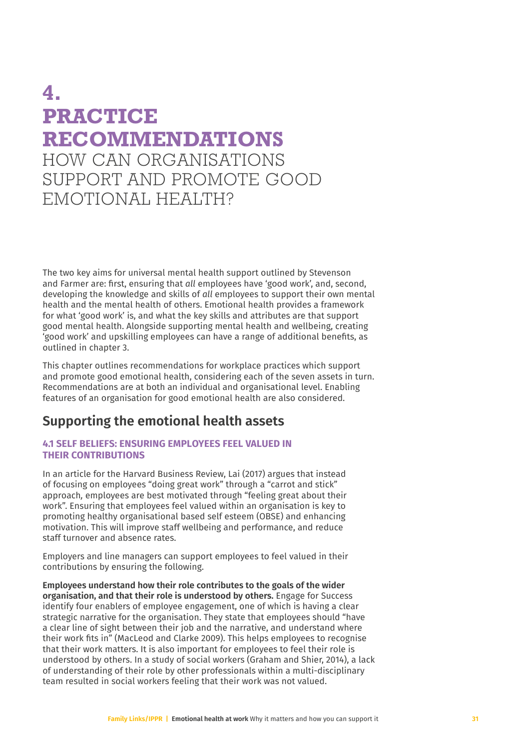# 4. PRACTICE RECOMMENDATIONS

HOW CAN ORGANISATIONS SUPPORT AND PROMOTE GOOD EMOTIONAL HEALTH?

The two key aims for universal mental health support outlined by Stevenson and Farmer are: first, ensuring that *all* employees have 'good work', and, second, developing the knowledge and skills of *all* employees to support their own mental health and the mental health of others. Emotional health provides a framework for what 'good work' is, and what the key skills and attributes are that support good mental health. Alongside supporting mental health and wellbeing, creating 'good work' and upskilling employees can have a range of additional benefits, as outlined in chapter 3.

This chapter outlines recommendations for workplace practices which support and promote good emotional health, considering each of the seven assets in turn. Recommendations are at both an individual and organisational level. Enabling features of an organisation for good emotional health are also considered.

## Supporting the emotional health assets

### 4.1 SELF BELIEFS: ENSURING EMPLOYEES FEEL VALUED IN THEIR CONTRIBUTIONS

In an article for the Harvard Business Review, Lai (2017) argues that instead of focusing on employees "doing great work" through a "carrot and stick" approach, employees are best motivated through "feeling great about their work". Ensuring that employees feel valued within an organisation is key to promoting healthy organisational based self esteem (OBSE) and enhancing motivation. This will improve staff wellbeing and performance, and reduce staff turnover and absence rates.

Employers and line managers can support employees to feel valued in their contributions by ensuring the following.

**Employees understand how their role contributes to the goals of the wider organisation, and that their role is understood by others.** Engage for Success identify four enablers of employee engagement, one of which is having a clear strategic narrative for the organisation. They state that employees should "have a clear line of sight between their job and the narrative, and understand where their work fits in" (MacLeod and Clarke 2009). This helps employees to recognise that their work matters. It is also important for employees to feel their role is understood by others. In a study of social workers (Graham and Shier, 2014), a lack of understanding of their role by other professionals within a multi-disciplinary team resulted in social workers feeling that their work was not valued.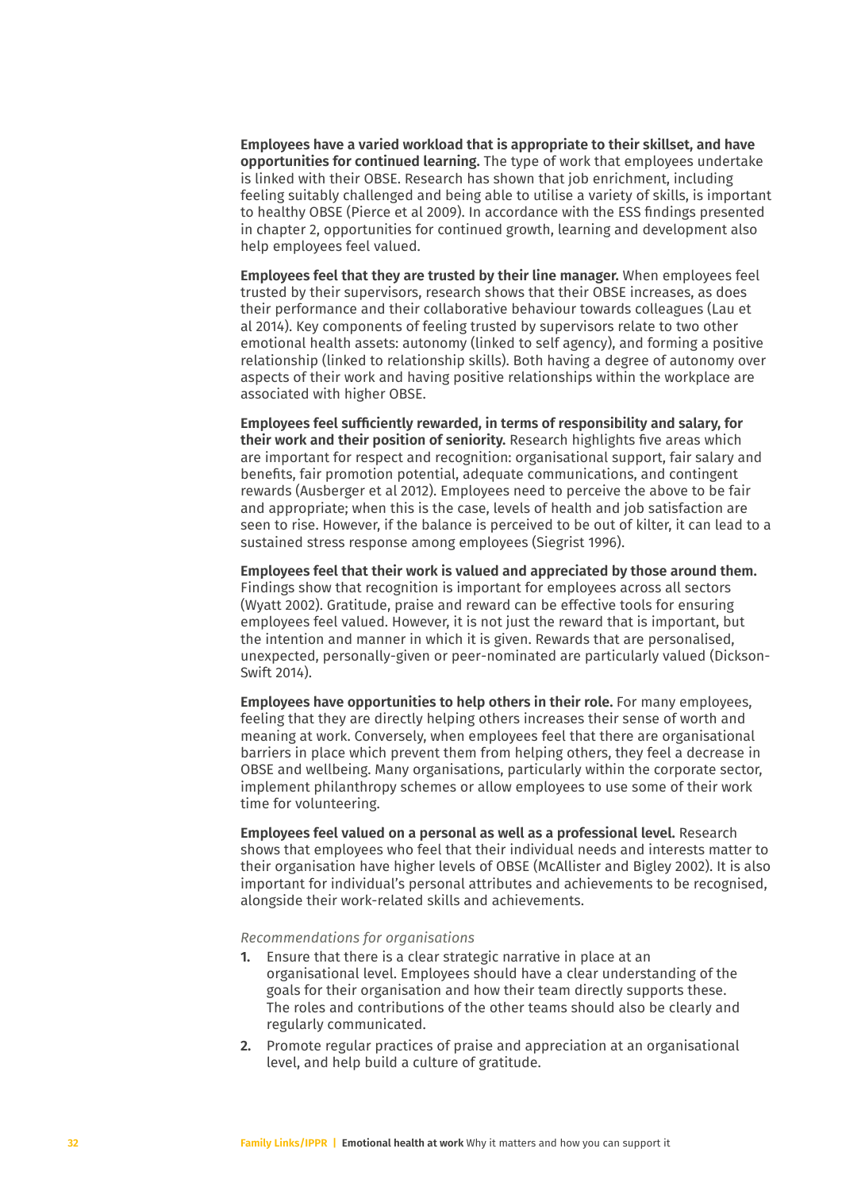**Employees have a varied workload that is appropriate to their skillset, and have opportunities for continued learning.** The type of work that employees undertake is linked with their OBSE. Research has shown that job enrichment, including feeling suitably challenged and being able to utilise a variety of skills, is important to healthy OBSE (Pierce et al 2009). In accordance with the ESS findings presented in chapter 2, opportunities for continued growth, learning and development also help employees feel valued.

**Employees feel that they are trusted by their line manager.** When employees feel trusted by their supervisors, research shows that their OBSE increases, as does their performance and their collaborative behaviour towards colleagues (Lau et al 2014). Key components of feeling trusted by supervisors relate to two other emotional health assets: autonomy (linked to self agency), and forming a positive relationship (linked to relationship skills). Both having a degree of autonomy over aspects of their work and having positive relationships within the workplace are associated with higher OBSE.

**Employees feel sufficiently rewarded, in terms of responsibility and salary, for their work and their position of seniority.** Research highlights five areas which are important for respect and recognition: organisational support, fair salary and benefits, fair promotion potential, adequate communications, and contingent rewards (Ausberger et al 2012). Employees need to perceive the above to be fair and appropriate; when this is the case, levels of health and job satisfaction are seen to rise. However, if the balance is perceived to be out of kilter, it can lead to a sustained stress response among employees (Siegrist 1996).

**Employees feel that their work is valued and appreciated by those around them.** Findings show that recognition is important for employees across all sectors (Wyatt 2002). Gratitude, praise and reward can be effective tools for ensuring employees feel valued. However, it is not just the reward that is important, but the intention and manner in which it is given. Rewards that are personalised, unexpected, personally-given or peer-nominated are particularly valued (Dickson-Swift 2014).

**Employees have opportunities to help others in their role.** For many employees, feeling that they are directly helping others increases their sense of worth and meaning at work. Conversely, when employees feel that there are organisational barriers in place which prevent them from helping others, they feel a decrease in OBSE and wellbeing. Many organisations, particularly within the corporate sector, implement philanthropy schemes or allow employees to use some of their work time for volunteering.

**Employees feel valued on a personal as well as a professional level.** Research shows that employees who feel that their individual needs and interests matter to their organisation have higher levels of OBSE (McAllister and Bigley 2002). It is also important for individual's personal attributes and achievements to be recognised, alongside their work-related skills and achievements.

*Recommendations for organisations*

1. Ensure that there is a clear strategic narrative in place at an organisational level. Employees should have a clear understanding of the goals for their organisation and how their team directly supports these. The roles and contributions of the other teams should also be clearly and regularly communicated.
2. Promote regular practices of praise and appreciation at an organisational level, and help build a culture of gratitude.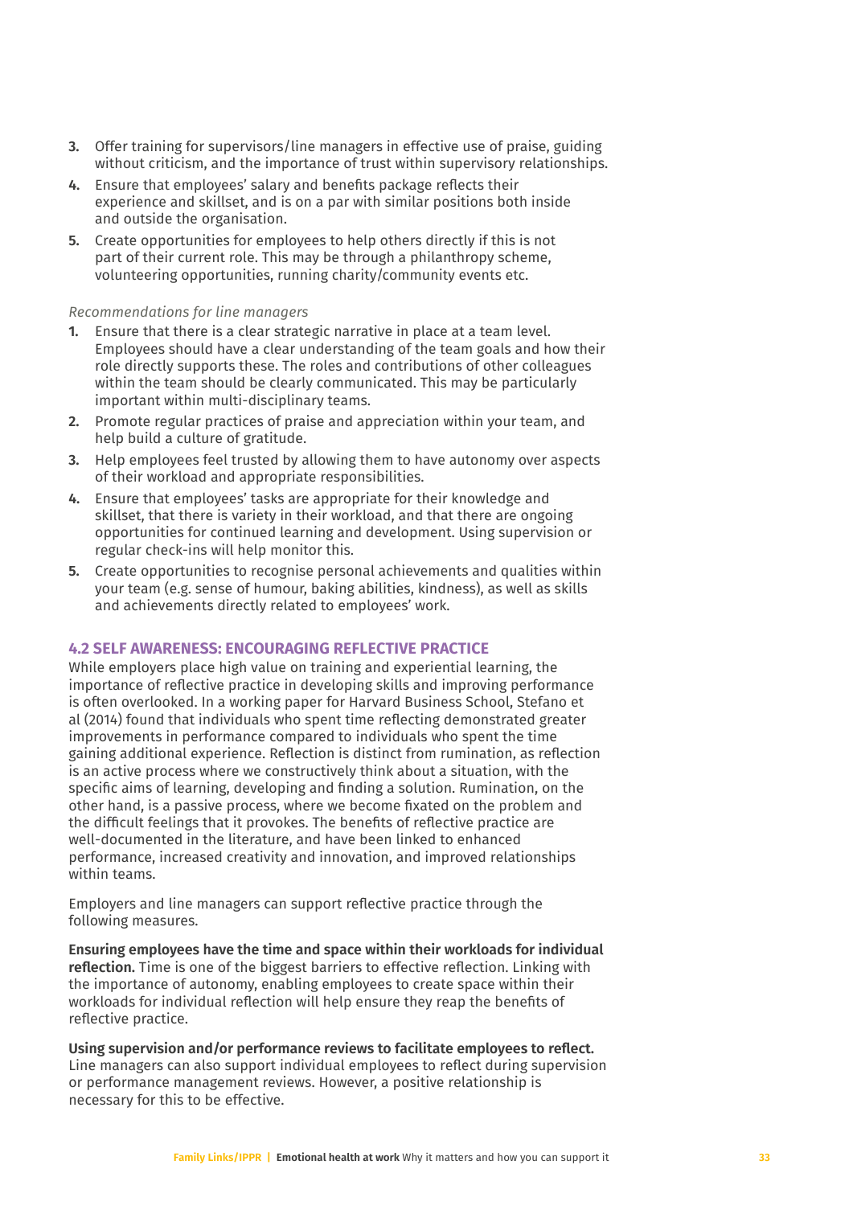3. Offer training for supervisors/line managers in effective use of praise, guiding without criticism, and the importance of trust within supervisory relationships.
4. Ensure that employees' salary and benefits package reflects their experience and skillset, and is on a par with similar positions both inside and outside the organisation.
5. Create opportunities for employees to help others directly if this is not part of their current role. This may be through a philanthropy scheme, volunteering opportunities, running charity/community events etc.

*Recommendations for line managers*

1. Ensure that there is a clear strategic narrative in place at a team level. Employees should have a clear understanding of the team goals and how their role directly supports these. The roles and contributions of other colleagues within the team should be clearly communicated. This may be particularly important within multi-disciplinary teams.
2. Promote regular practices of praise and appreciation within your team, and help build a culture of gratitude.
3. Help employees feel trusted by allowing them to have autonomy over aspects of their workload and appropriate responsibilities.
4. Ensure that employees' tasks are appropriate for their knowledge and skillset, that there is variety in their workload, and that there are ongoing opportunities for continued learning and development. Using supervision or regular check-ins will help monitor this.
5. Create opportunities to recognise personal achievements and qualities within your team (e.g. sense of humour, baking abilities, kindness), as well as skills and achievements directly related to employees' work.

### 4.2 SELF AWARENESS: ENCOURAGING REFLECTIVE PRACTICE

While employers place high value on training and experiential learning, the importance of reflective practice in developing skills and improving performance is often overlooked. In a working paper for Harvard Business School, Stefano et al (2014) found that individuals who spent time reflecting demonstrated greater improvements in performance compared to individuals who spent the time gaining additional experience. Reflection is distinct from rumination, as reflection is an active process where we constructively think about a situation, with the specific aims of learning, developing and finding a solution. Rumination, on the other hand, is a passive process, where we become fixated on the problem and the difficult feelings that it provokes. The benefits of reflective practice are well-documented in the literature, and have been linked to enhanced performance, increased creativity and innovation, and improved relationships within teams.

Employers and line managers can support reflective practice through the following measures.

**Ensuring employees have the time and space within their workloads for individual reflection.** Time is one of the biggest barriers to effective reflection. Linking with the importance of autonomy, enabling employees to create space within their workloads for individual reflection will help ensure they reap the benefits of reflective practice.

**Using supervision and/or performance reviews to facilitate employees to reflect.** Line managers can also support individual employees to reflect during supervision or performance management reviews. However, a positive relationship is necessary for this to be effective.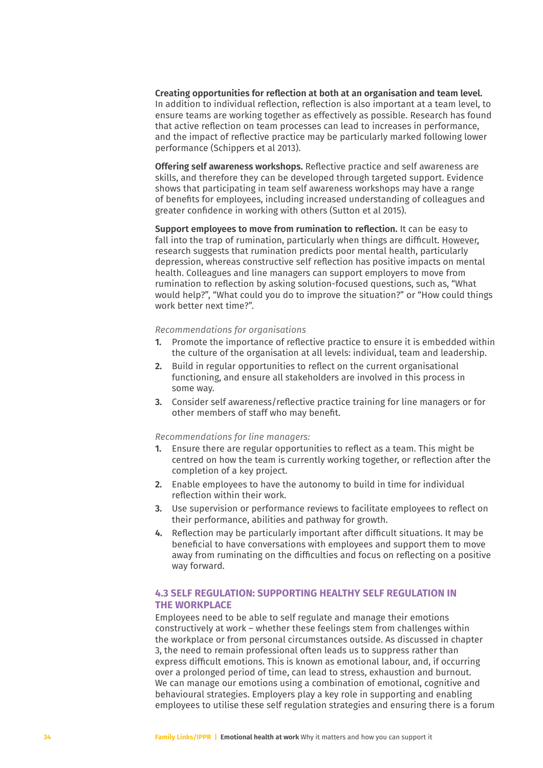**Creating opportunities for reflection at both at an organisation and team level.** In addition to individual reflection, reflection is also important at a team level, to ensure teams are working together as effectively as possible. Research has found that active reflection on team processes can lead to increases in performance, and the impact of reflective practice may be particularly marked following lower performance (Schippers et al 2013).

**Offering self awareness workshops.** Reflective practice and self awareness are skills, and therefore they can be developed through targeted support. Evidence shows that participating in team self awareness workshops may have a range of benefits for employees, including increased understanding of colleagues and greater confidence in working with others (Sutton et al 2015).

**Support employees to move from rumination to reflection.** It can be easy to fall into the trap of rumination, particularly when things are difficult. However, research suggests that rumination predicts poor mental health, particularly depression, whereas constructive self reflection has positive impacts on mental health. Colleagues and line managers can support employers to move from rumination to reflection by asking solution-focused questions, such as, "What would help?", "What could you do to improve the situation?" or "How could things work better next time?".

*Recommendations for organisations*

1. Promote the importance of reflective practice to ensure it is embedded within the culture of the organisation at all levels: individual, team and leadership.
2. Build in regular opportunities to reflect on the current organisational functioning, and ensure all stakeholders are involved in this process in some way.
3. Consider self awareness/reflective practice training for line managers or for other members of staff who may benefit.

*Recommendations for line managers:*

1. Ensure there are regular opportunities to reflect as a team. This might be centred on how the team is currently working together, or reflection after the completion of a key project.
2. Enable employees to have the autonomy to build in time for individual reflection within their work.
3. Use supervision or performance reviews to facilitate employees to reflect on their performance, abilities and pathway for growth.
4. Reflection may be particularly important after difficult situations. It may be beneficial to have conversations with employees and support them to move away from ruminating on the difficulties and focus on reflecting on a positive way forward.

## 4.3 SELF REGULATION: SUPPORTING HEALTHY SELF REGULATION IN THE WORKPLACE

Employees need to be able to self regulate and manage their emotions constructively at work – whether these feelings stem from challenges within the workplace or from personal circumstances outside. As discussed in chapter 3, the need to remain professional often leads us to suppress rather than express difficult emotions. This is known as emotional labour, and, if occurring over a prolonged period of time, can lead to stress, exhaustion and burnout. We can manage our emotions using a combination of emotional, cognitive and behavioural strategies. Employers play a key role in supporting and enabling employees to utilise these self regulation strategies and ensuring there is a forum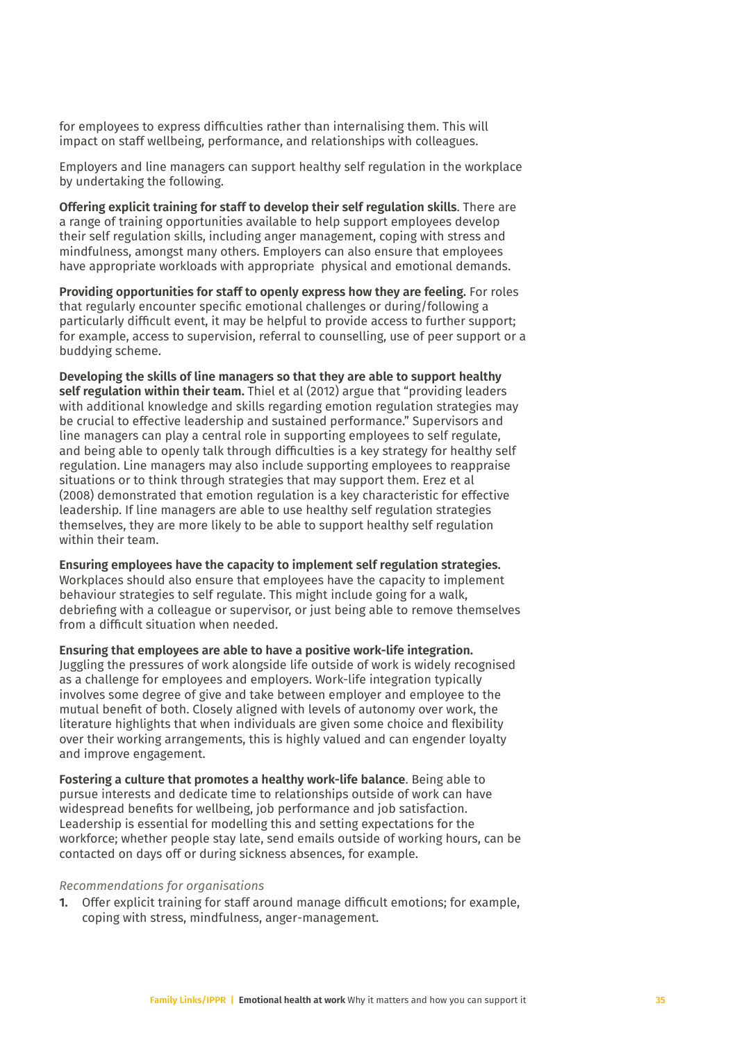for employees to express difficulties rather than internalising them. This will impact on staff wellbeing, performance, and relationships with colleagues.

Employers and line managers can support healthy self regulation in the workplace by undertaking the following.

**Offering explicit training for staff to develop their self regulation skills**. There are a range of training opportunities available to help support employees develop their self regulation skills, including anger management, coping with stress and mindfulness, amongst many others. Employers can also ensure that employees have appropriate workloads with appropriate physical and emotional demands.

**Providing opportunities for staff to openly express how they are feeling.** For roles that regularly encounter specific emotional challenges or during/following a particularly difficult event, it may be helpful to provide access to further support; for example, access to supervision, referral to counselling, use of peer support or a buddying scheme.

**Developing the skills of line managers so that they are able to support healthy self regulation within their team.** Thiel et al (2012) argue that "providing leaders with additional knowledge and skills regarding emotion regulation strategies may be crucial to effective leadership and sustained performance." Supervisors and line managers can play a central role in supporting employees to self regulate, and being able to openly talk through difficulties is a key strategy for healthy self regulation. Line managers may also include supporting employees to reappraise situations or to think through strategies that may support them. Erez et al (2008) demonstrated that emotion regulation is a key characteristic for effective leadership. If line managers are able to use healthy self regulation strategies themselves, they are more likely to be able to support healthy self regulation within their team.

**Ensuring employees have the capacity to implement self regulation strategies.** Workplaces should also ensure that employees have the capacity to implement behaviour strategies to self regulate. This might include going for a walk, debriefing with a colleague or supervisor, or just being able to remove themselves from a difficult situation when needed.

**Ensuring that employees are able to have a positive work-life integration.** Juggling the pressures of work alongside life outside of work is widely recognised as a challenge for employees and employers. Work-life integration typically involves some degree of give and take between employer and employee to the mutual benefit of both. Closely aligned with levels of autonomy over work, the literature highlights that when individuals are given some choice and flexibility over their working arrangements, this is highly valued and can engender loyalty and improve engagement.

**Fostering a culture that promotes a healthy work-life balance**. Being able to pursue interests and dedicate time to relationships outside of work can have widespread benefits for wellbeing, job performance and job satisfaction. Leadership is essential for modelling this and setting expectations for the workforce; whether people stay late, send emails outside of working hours, can be contacted on days off or during sickness absences, for example.

*Recommendations for organisations*

1. Offer explicit training for staff around manage difficult emotions; for example, coping with stress, mindfulness, anger-management.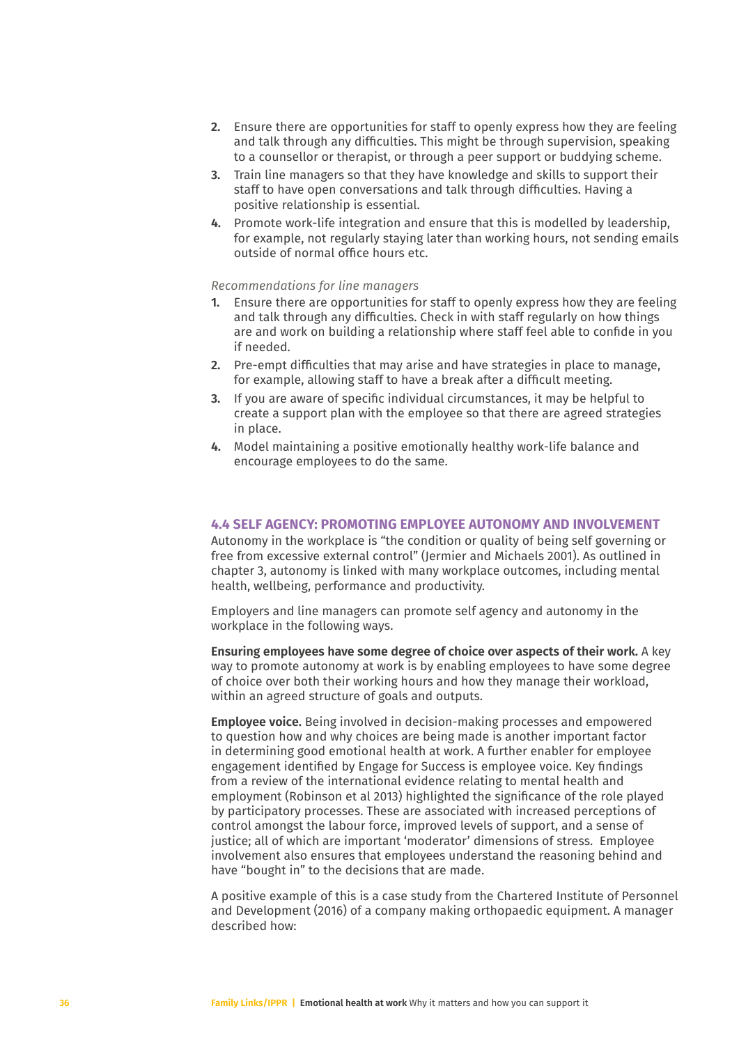2. Ensure there are opportunities for staff to openly express how they are feeling and talk through any difficulties. This might be through supervision, speaking to a counsellor or therapist, or through a peer support or buddying scheme.
3. Train line managers so that they have knowledge and skills to support their staff to have open conversations and talk through difficulties. Having a positive relationship is essential.
4. Promote work-life integration and ensure that this is modelled by leadership, for example, not regularly staying later than working hours, not sending emails outside of normal office hours etc.

*Recommendations for line managers*

1. Ensure there are opportunities for staff to openly express how they are feeling and talk through any difficulties. Check in with staff regularly on how things are and work on building a relationship where staff feel able to confide in you if needed.
2. Pre-empt difficulties that may arise and have strategies in place to manage, for example, allowing staff to have a break after a difficult meeting.
3. If you are aware of specific individual circumstances, it may be helpful to create a support plan with the employee so that there are agreed strategies in place.
4. Model maintaining a positive emotionally healthy work-life balance and encourage employees to do the same.

### 4.4 SELF AGENCY: PROMOTING EMPLOYEE AUTONOMY AND INVOLVEMENT

Autonomy in the workplace is "the condition or quality of being self governing or free from excessive external control" (Jermier and Michaels 2001). As outlined in chapter 3, autonomy is linked with many workplace outcomes, including mental health, wellbeing, performance and productivity.

Employers and line managers can promote self agency and autonomy in the workplace in the following ways.

**Ensuring employees have some degree of choice over aspects of their work.** A key way to promote autonomy at work is by enabling employees to have some degree of choice over both their working hours and how they manage their workload, within an agreed structure of goals and outputs.

**Employee voice.** Being involved in decision-making processes and empowered to question how and why choices are being made is another important factor in determining good emotional health at work. A further enabler for employee engagement identified by Engage for Success is employee voice. Key findings from a review of the international evidence relating to mental health and employment (Robinson et al 2013) highlighted the significance of the role played by participatory processes. These are associated with increased perceptions of control amongst the labour force, improved levels of support, and a sense of justice; all of which are important 'moderator' dimensions of stress. Employee involvement also ensures that employees understand the reasoning behind and have "bought in" to the decisions that are made.

A positive example of this is a case study from the Chartered Institute of Personnel and Development (2016) of a company making orthopaedic equipment. A manager described how: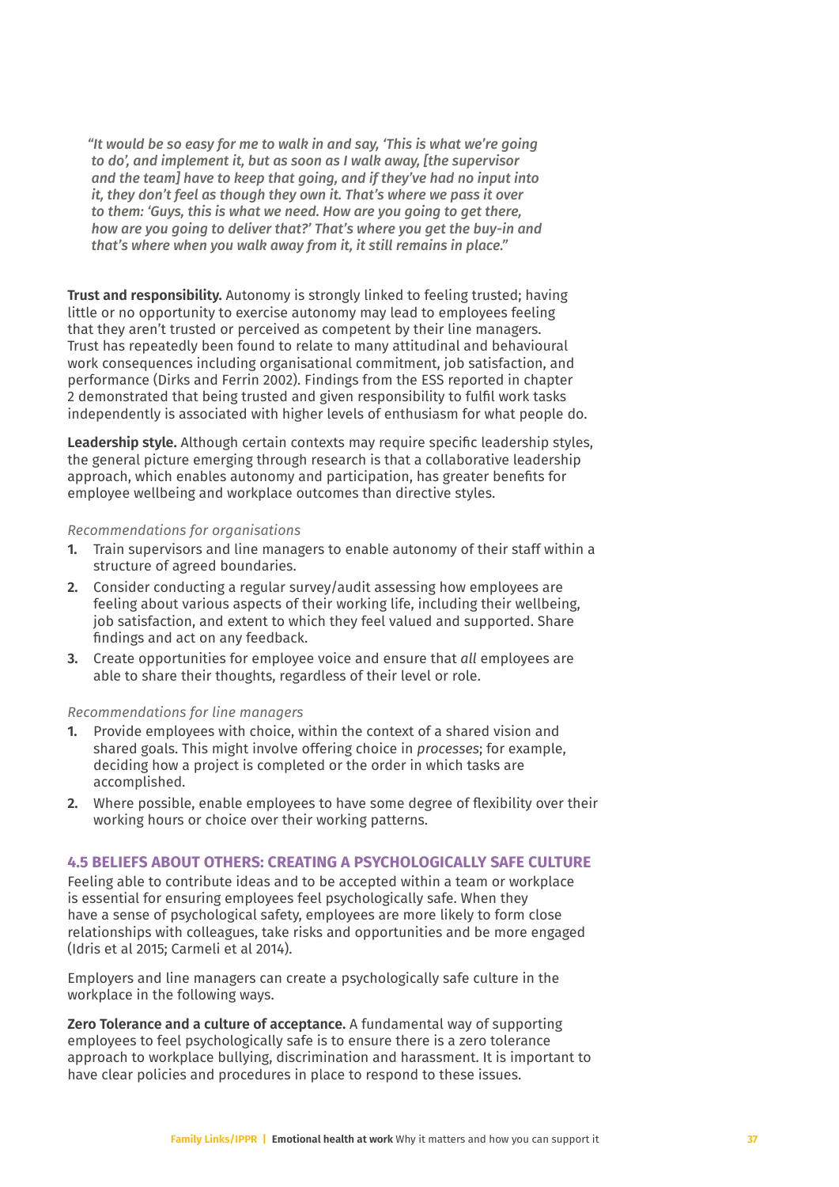*"It would be so easy for me to walk in and say, 'This is what we're going to do', and implement it, but as soon as I walk away, [the supervisor and the team] have to keep that going, and if they've had no input into it, they don't feel as though they own it. That's where we pass it over to them: 'Guys, this is what we need. How are you going to get there, how are you going to deliver that?' That's where you get the buy-in and that's where when you walk away from it, it still remains in place."*

**Trust and responsibility.** Autonomy is strongly linked to feeling trusted; having little or no opportunity to exercise autonomy may lead to employees feeling that they aren't trusted or perceived as competent by their line managers. Trust has repeatedly been found to relate to many attitudinal and behavioural work consequences including organisational commitment, job satisfaction, and performance (Dirks and Ferrin 2002). Findings from the ESS reported in chapter 2 demonstrated that being trusted and given responsibility to fulfil work tasks independently is associated with higher levels of enthusiasm for what people do.

**Leadership style.** Although certain contexts may require specific leadership styles, the general picture emerging through research is that a collaborative leadership approach, which enables autonomy and participation, has greater benefits for employee wellbeing and workplace outcomes than directive styles.

*Recommendations for organisations*

1. Train supervisors and line managers to enable autonomy of their staff within a structure of agreed boundaries.
2. Consider conducting a regular survey/audit assessing how employees are feeling about various aspects of their working life, including their wellbeing, job satisfaction, and extent to which they feel valued and supported. Share findings and act on any feedback.
3. Create opportunities for employee voice and ensure that *all* employees are able to share their thoughts, regardless of their level or role.

*Recommendations for line managers*

1. Provide employees with choice, within the context of a shared vision and shared goals. This might involve offering choice in *processes*; for example, deciding how a project is completed or the order in which tasks are accomplished.
2. Where possible, enable employees to have some degree of flexibility over their working hours or choice over their working patterns.

## 4.5 BELIEFS ABOUT OTHERS: CREATING A PSYCHOLOGICALLY SAFE CULTURE

Feeling able to contribute ideas and to be accepted within a team or workplace is essential for ensuring employees feel psychologically safe. When they have a sense of psychological safety, employees are more likely to form close relationships with colleagues, take risks and opportunities and be more engaged (Idris et al 2015; Carmeli et al 2014).

Employers and line managers can create a psychologically safe culture in the workplace in the following ways.

**Zero Tolerance and a culture of acceptance.** A fundamental way of supporting employees to feel psychologically safe is to ensure there is a zero tolerance approach to workplace bullying, discrimination and harassment. It is important to have clear policies and procedures in place to respond to these issues.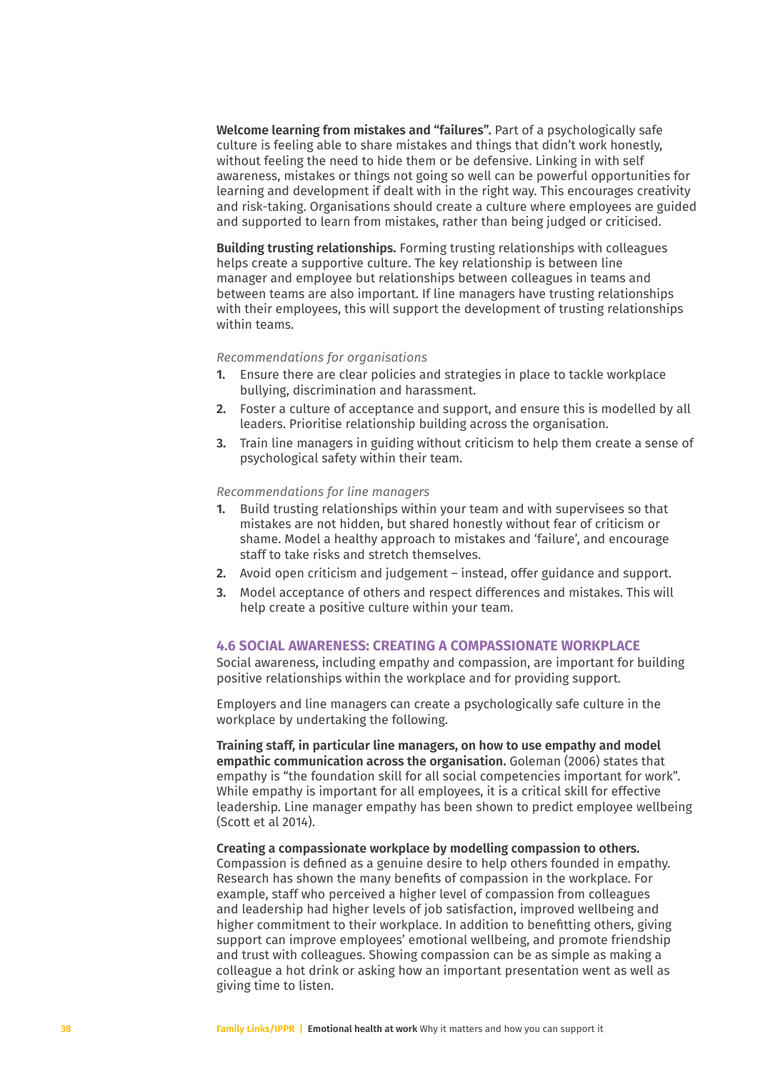**Welcome learning from mistakes and "failures".** Part of a psychologically safe culture is feeling able to share mistakes and things that didn't work honestly, without feeling the need to hide them or be defensive. Linking in with self awareness, mistakes or things not going so well can be powerful opportunities for learning and development if dealt with in the right way. This encourages creativity and risk-taking. Organisations should create a culture where employees are guided and supported to learn from mistakes, rather than being judged or criticised.

**Building trusting relationships.** Forming trusting relationships with colleagues helps create a supportive culture. The key relationship is between line manager and employee but relationships between colleagues in teams and between teams are also important. If line managers have trusting relationships with their employees, this will support the development of trusting relationships within teams.

*Recommendations for organisations*

1. Ensure there are clear policies and strategies in place to tackle workplace bullying, discrimination and harassment.
2. Foster a culture of acceptance and support, and ensure this is modelled by all leaders. Prioritise relationship building across the organisation.
3. Train line managers in guiding without criticism to help them create a sense of psychological safety within their team.

*Recommendations for line managers*

1. Build trusting relationships within your team and with supervisees so that mistakes are not hidden, but shared honestly without fear of criticism or shame. Model a healthy approach to mistakes and 'failure', and encourage staff to take risks and stretch themselves.
2. Avoid open criticism and judgement – instead, offer guidance and support.
3. Model acceptance of others and respect differences and mistakes. This will help create a positive culture within your team.

### 4.6 SOCIAL AWARENESS: CREATING A COMPASSIONATE WORKPLACE

Social awareness, including empathy and compassion, are important for building positive relationships within the workplace and for providing support.

Employers and line managers can create a psychologically safe culture in the workplace by undertaking the following.

**Training staff, in particular line managers, on how to use empathy and model empathic communication across the organisation.** Goleman (2006) states that empathy is "the foundation skill for all social competencies important for work". While empathy is important for all employees, it is a critical skill for effective leadership. Line manager empathy has been shown to predict employee wellbeing (Scott et al 2014).

**Creating a compassionate workplace by modelling compassion to others.** Compassion is defined as a genuine desire to help others founded in empathy. Research has shown the many benefits of compassion in the workplace. For example, staff who perceived a higher level of compassion from colleagues and leadership had higher levels of job satisfaction, improved wellbeing and higher commitment to their workplace. In addition to benefitting others, giving support can improve employees' emotional wellbeing, and promote friendship and trust with colleagues. Showing compassion can be as simple as making a colleague a hot drink or asking how an important presentation went as well as giving time to listen.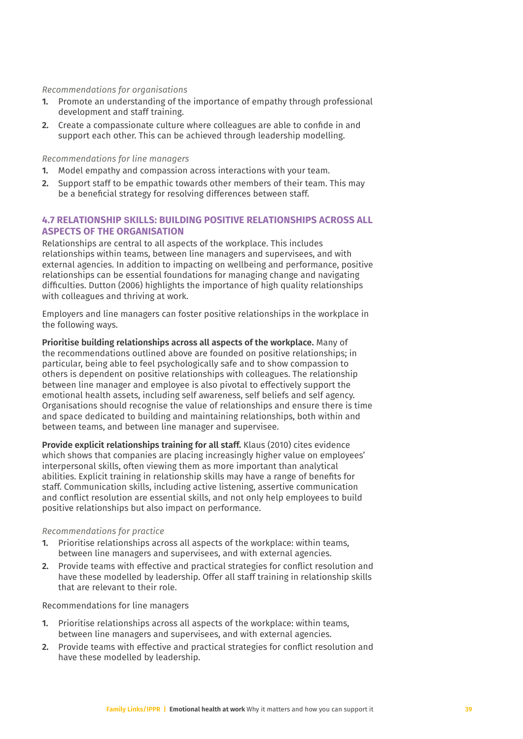*Recommendations for organisations*

1. Promote an understanding of the importance of empathy through professional development and staff training.
2. Create a compassionate culture where colleagues are able to confide in and support each other. This can be achieved through leadership modelling.

*Recommendations for line managers*

1. Model empathy and compassion across interactions with your team.
2. Support staff to be empathic towards other members of their team. This may be a beneficial strategy for resolving differences between staff.

### 4.7 RELATIONSHIP SKILLS: BUILDING POSITIVE RELATIONSHIPS ACROSS ALL ASPECTS OF THE ORGANISATION

Relationships are central to all aspects of the workplace. This includes relationships within teams, between line managers and supervisees, and with external agencies. In addition to impacting on wellbeing and performance, positive relationships can be essential foundations for managing change and navigating difficulties. Dutton (2006) highlights the importance of high quality relationships with colleagues and thriving at work.

Employers and line managers can foster positive relationships in the workplace in the following ways.

**Prioritise building relationships across all aspects of the workplace.** Many of the recommendations outlined above are founded on positive relationships; in particular, being able to feel psychologically safe and to show compassion to others is dependent on positive relationships with colleagues. The relationship between line manager and employee is also pivotal to effectively support the emotional health assets, including self awareness, self beliefs and self agency. Organisations should recognise the value of relationships and ensure there is time and space dedicated to building and maintaining relationships, both within and between teams, and between line manager and supervisee.

**Provide explicit relationships training for all staff.** Klaus (2010) cites evidence which shows that companies are placing increasingly higher value on employees' interpersonal skills, often viewing them as more important than analytical abilities. Explicit training in relationship skills may have a range of benefits for staff. Communication skills, including active listening, assertive communication and conflict resolution are essential skills, and not only help employees to build positive relationships but also impact on performance.

*Recommendations for practice*

1. Prioritise relationships across all aspects of the workplace: within teams, between line managers and supervisees, and with external agencies.
2. Provide teams with effective and practical strategies for conflict resolution and have these modelled by leadership. Offer all staff training in relationship skills that are relevant to their role.

Recommendations for line managers

1. Prioritise relationships across all aspects of the workplace: within teams, between line managers and supervisees, and with external agencies.
2. Provide teams with effective and practical strategies for conflict resolution and have these modelled by leadership.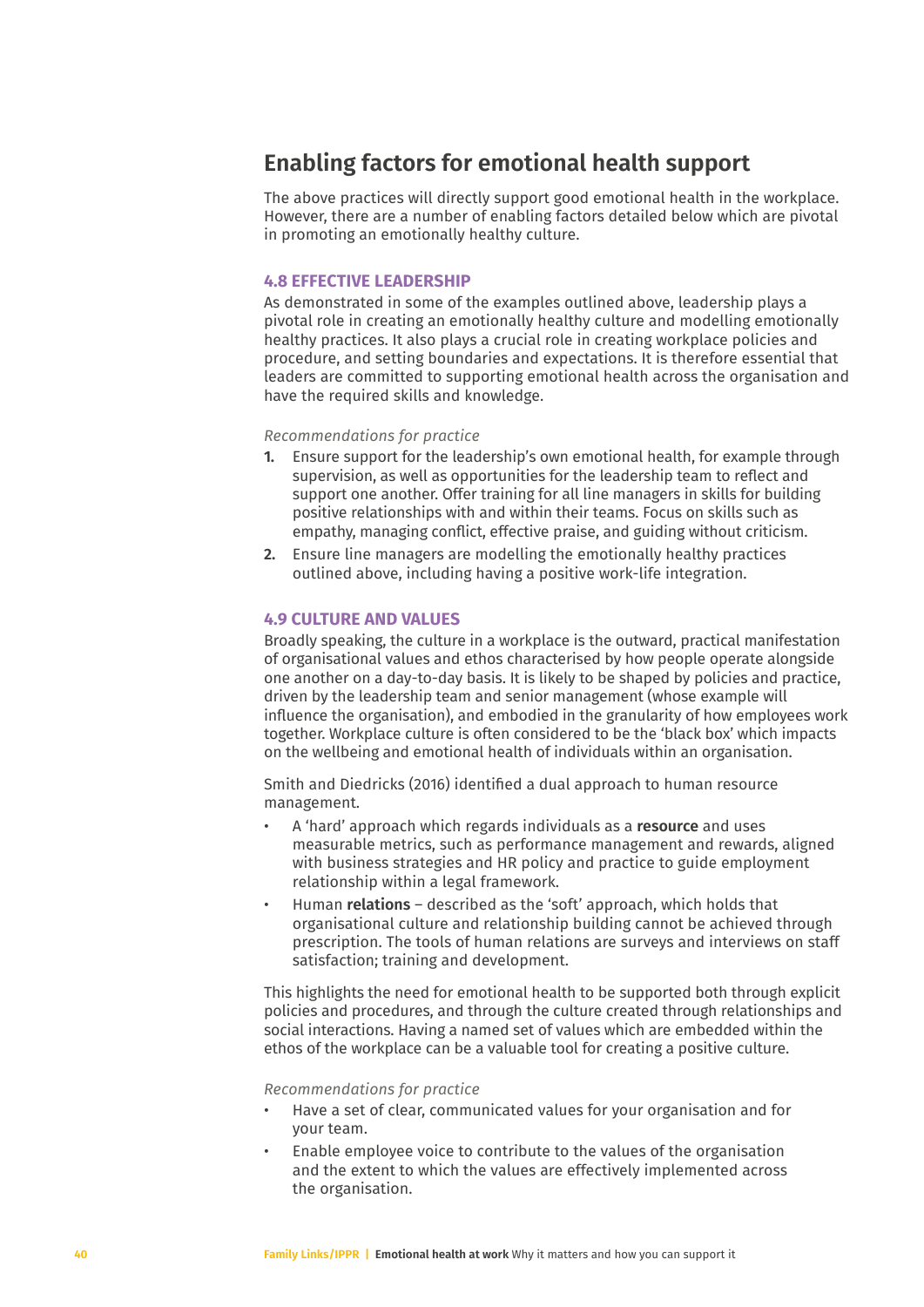## Enabling factors for emotional health support

The above practices will directly support good emotional health in the workplace. However, there are a number of enabling factors detailed below which are pivotal in promoting an emotionally healthy culture.

### 4.8 EFFECTIVE LEADERSHIP

As demonstrated in some of the examples outlined above, leadership plays a pivotal role in creating an emotionally healthy culture and modelling emotionally healthy practices. It also plays a crucial role in creating workplace policies and procedure, and setting boundaries and expectations. It is therefore essential that leaders are committed to supporting emotional health across the organisation and have the required skills and knowledge.

*Recommendations for practice*

1. Ensure support for the leadership's own emotional health, for example through supervision, as well as opportunities for the leadership team to reflect and support one another. Offer training for all line managers in skills for building positive relationships with and within their teams. Focus on skills such as empathy, managing conflict, effective praise, and guiding without criticism.
2. Ensure line managers are modelling the emotionally healthy practices outlined above, including having a positive work-life integration.

### 4.9 CULTURE AND VALUES

Broadly speaking, the culture in a workplace is the outward, practical manifestation of organisational values and ethos characterised by how people operate alongside one another on a day-to-day basis. It is likely to be shaped by policies and practice, driven by the leadership team and senior management (whose example will influence the organisation), and embodied in the granularity of how employees work together. Workplace culture is often considered to be the 'black box' which impacts on the wellbeing and emotional health of individuals within an organisation.

Smith and Diedricks (2016) identified a dual approach to human resource management.

- A 'hard' approach which regards individuals as a **resource** and uses measurable metrics, such as performance management and rewards, aligned with business strategies and HR policy and practice to guide employment relationship within a legal framework.
- Human **relations** – described as the 'soft' approach, which holds that organisational culture and relationship building cannot be achieved through prescription. The tools of human relations are surveys and interviews on staff satisfaction; training and development.

This highlights the need for emotional health to be supported both through explicit policies and procedures, and through the culture created through relationships and social interactions. Having a named set of values which are embedded within the ethos of the workplace can be a valuable tool for creating a positive culture.

*Recommendations for practice*

- Have a set of clear, communicated values for your organisation and for your team.
- Enable employee voice to contribute to the values of the organisation and the extent to which the values are effectively implemented across the organisation.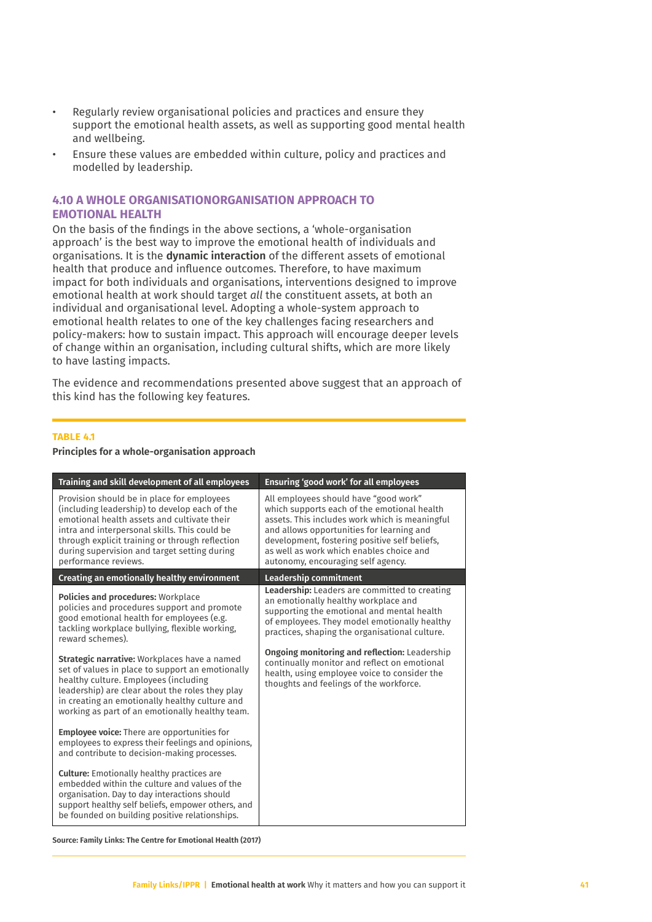- Regularly review organisational policies and practices and ensure they support the emotional health assets, as well as supporting good mental health and wellbeing.
- Ensure these values are embedded within culture, policy and practices and modelled by leadership.

### 4.10 A WHOLE ORGANISATIONORGANISATION APPROACH TO EMOTIONAL HEALTH

On the basis of the findings in the above sections, a 'whole-organisation approach' is the best way to improve the emotional health of individuals and organisations. It is the **dynamic interaction** of the different assets of emotional health that produce and influence outcomes. Therefore, to have maximum impact for both individuals and organisations, interventions designed to improve emotional health at work should target *all* the constituent assets, at both an individual and organisational level. Adopting a whole-system approach to emotional health relates to one of the key challenges facing researchers and policy-makers: how to sustain impact. This approach will encourage deeper levels of change within an organisation, including cultural shifts, which are more likely to have lasting impacts.

The evidence and recommendations presented above suggest that an approach of this kind has the following key features.

**TABLE 4.1**

**Principles for a whole-organisation approach**

| Training and skill development of all employees | Ensuring 'good work' for all employees |
|---|---|
| Provision should be in place for employees (including leadership) to develop each of the emotional health assets and cultivate their intra and interpersonal skills. This could be through explicit training or through reflection during supervision and target setting during performance reviews. | All employees should have "good work" which supports each of the emotional health assets. This includes work which is meaningful and allows opportunities for learning and development, fostering positive self beliefs, as well as work which enables choice and autonomy, encouraging self agency. |
| **Creating an emotionally healthy environment** | **Leadership commitment** |
| **Policies and procedures:** Workplace policies and procedures support and promote good emotional health for employees (e.g. tackling workplace bullying, flexible working, reward schemes).<br><br>**Strategic narrative:** Workplaces have a named set of values in place to support an emotionally healthy culture. Employees (including leadership) are clear about the roles they play in creating an emotionally healthy culture and working as part of an emotionally healthy team.<br><br>**Employee voice:** There are opportunities for employees to express their feelings and opinions, and contribute to decision-making processes.<br><br>**Culture:** Emotionally healthy practices are embedded within the culture and values of the organisation. Day to day interactions should support healthy self beliefs, empower others, and be founded on building positive relationships. | **Leadership:** Leaders are committed to creating an emotionally healthy workplace and supporting the emotional and mental health of employees. They model emotionally healthy practices, shaping the organisational culture.<br><br>**Ongoing monitoring and reflection:** Leadership continually monitor and reflect on emotional health, using employee voice to consider the thoughts and feelings of the workforce. |

**Source: Family Links: The Centre for Emotional Health (2017)**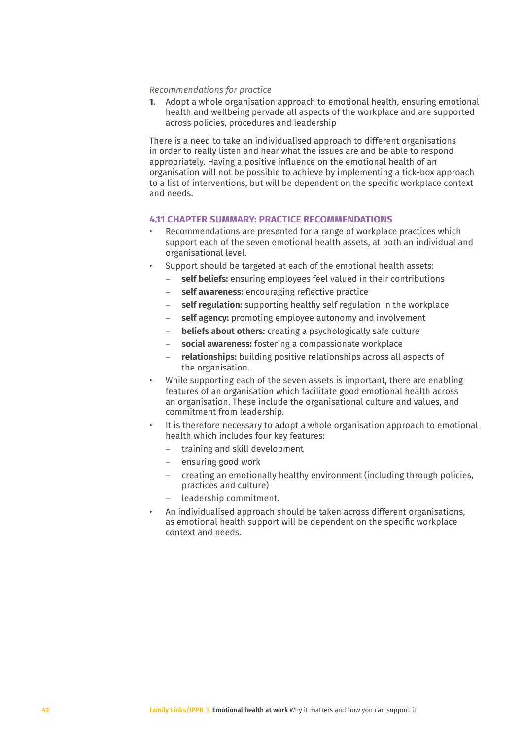*Recommendations for practice*

1. Adopt a whole organisation approach to emotional health, ensuring emotional health and wellbeing pervade all aspects of the workplace and are supported across policies, procedures and leadership

There is a need to take an individualised approach to different organisations in order to really listen and hear what the issues are and be able to respond appropriately. Having a positive influence on the emotional health of an organisation will not be possible to achieve by implementing a tick-box approach to a list of interventions, but will be dependent on the specific workplace context and needs.

### 4.11 CHAPTER SUMMARY: PRACTICE RECOMMENDATIONS

- Recommendations are presented for a range of workplace practices which support each of the seven emotional health assets, at both an individual and organisational level.
- Support should be targeted at each of the emotional health assets:
  - **self beliefs:** ensuring employees feel valued in their contributions
  - **self awareness:** encouraging reflective practice
  - **self regulation:** supporting healthy self regulation in the workplace
  - **self agency:** promoting employee autonomy and involvement
  - **beliefs about others:** creating a psychologically safe culture
  - **social awareness:** fostering a compassionate workplace
  - **relationships:** building positive relationships across all aspects of the organisation.
- While supporting each of the seven assets is important, there are enabling features of an organisation which facilitate good emotional health across an organisation. These include the organisational culture and values, and commitment from leadership.
- It is therefore necessary to adopt a whole organisation approach to emotional health which includes four key features:
  - training and skill development
  - ensuring good work
  - creating an emotionally healthy environment (including through policies, practices and culture)
  - leadership commitment.
- An individualised approach should be taken across different organisations, as emotional health support will be dependent on the specific workplace context and needs.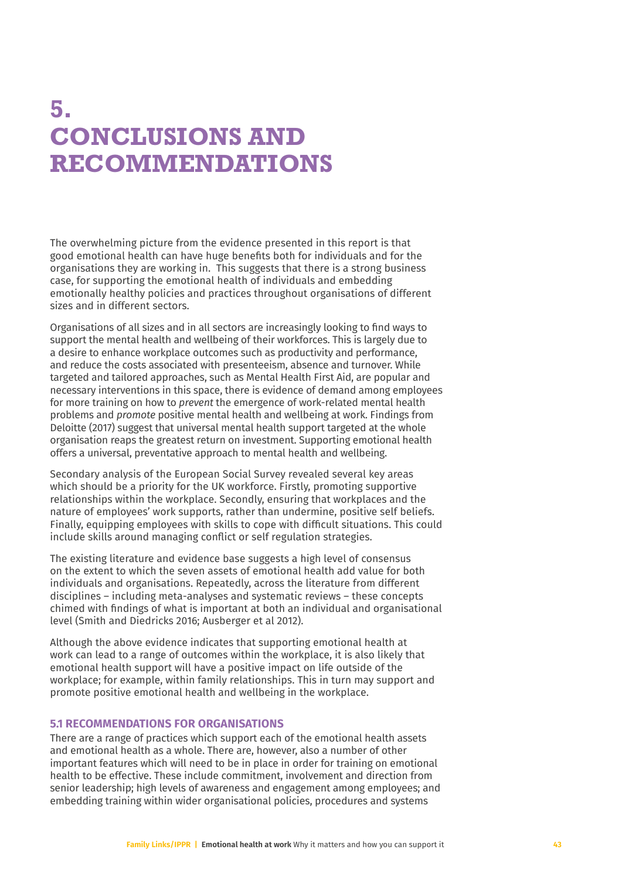# 5. CONCLUSIONS AND RECOMMENDATIONS

The overwhelming picture from the evidence presented in this report is that good emotional health can have huge benefits both for individuals and for the organisations they are working in. This suggests that there is a strong business case, for supporting the emotional health of individuals and embedding emotionally healthy policies and practices throughout organisations of different sizes and in different sectors.

Organisations of all sizes and in all sectors are increasingly looking to find ways to support the mental health and wellbeing of their workforces. This is largely due to a desire to enhance workplace outcomes such as productivity and performance, and reduce the costs associated with presenteeism, absence and turnover. While targeted and tailored approaches, such as Mental Health First Aid, are popular and necessary interventions in this space, there is evidence of demand among employees for more training on how to *prevent* the emergence of work-related mental health problems and *promote* positive mental health and wellbeing at work. Findings from Deloitte (2017) suggest that universal mental health support targeted at the whole organisation reaps the greatest return on investment. Supporting emotional health offers a universal, preventative approach to mental health and wellbeing.

Secondary analysis of the European Social Survey revealed several key areas which should be a priority for the UK workforce. Firstly, promoting supportive relationships within the workplace. Secondly, ensuring that workplaces and the nature of employees' work supports, rather than undermine, positive self beliefs. Finally, equipping employees with skills to cope with difficult situations. This could include skills around managing conflict or self regulation strategies.

The existing literature and evidence base suggests a high level of consensus on the extent to which the seven assets of emotional health add value for both individuals and organisations. Repeatedly, across the literature from different disciplines – including meta-analyses and systematic reviews – these concepts chimed with findings of what is important at both an individual and organisational level (Smith and Diedricks 2016; Ausberger et al 2012).

Although the above evidence indicates that supporting emotional health at work can lead to a range of outcomes within the workplace, it is also likely that emotional health support will have a positive impact on life outside of the workplace; for example, within family relationships. This in turn may support and promote positive emotional health and wellbeing in the workplace.

### 5.1 RECOMMENDATIONS FOR ORGANISATIONS

There are a range of practices which support each of the emotional health assets and emotional health as a whole. There are, however, also a number of other important features which will need to be in place in order for training on emotional health to be effective. These include commitment, involvement and direction from senior leadership; high levels of awareness and engagement among employees; and embedding training within wider organisational policies, procedures and systems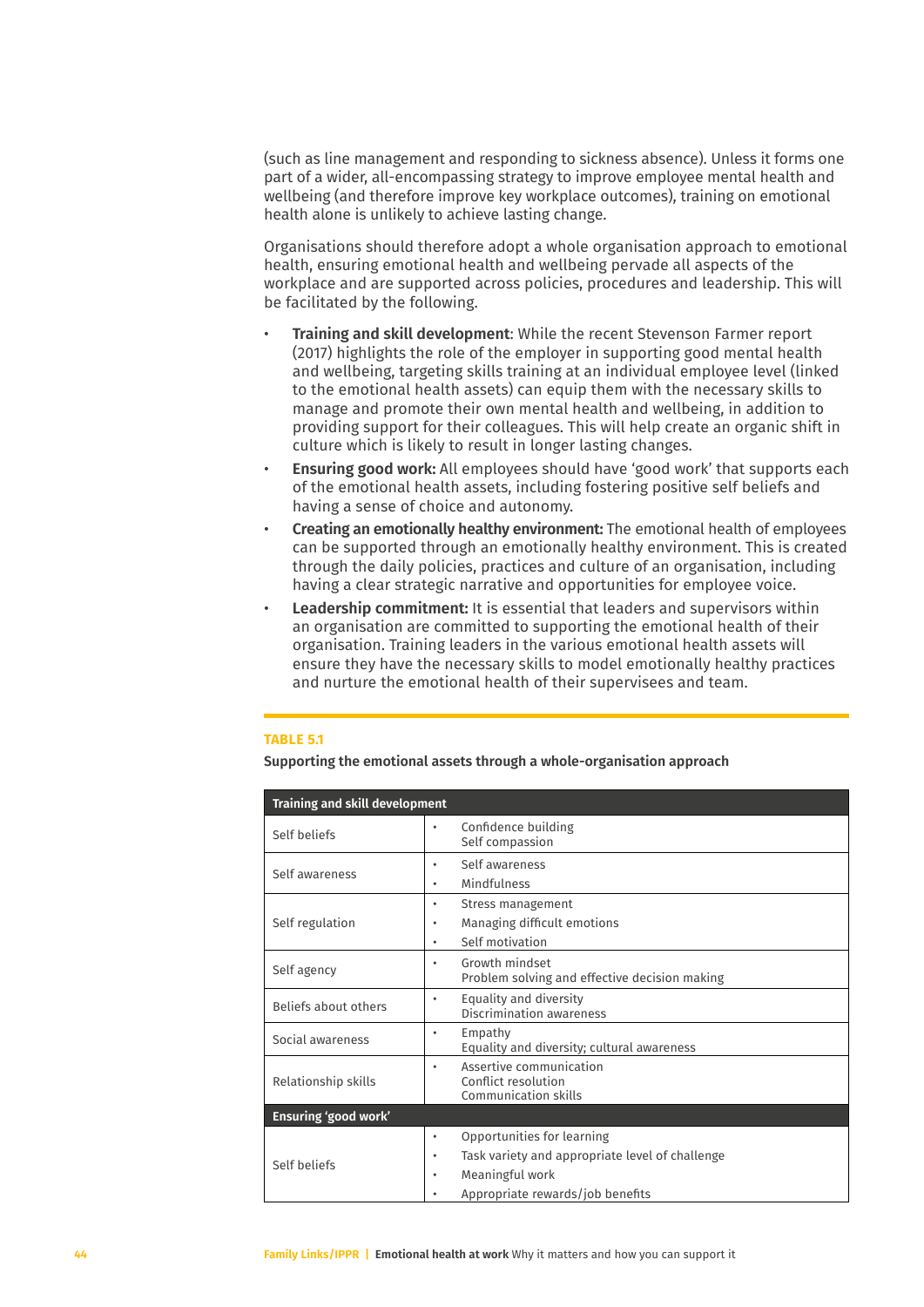(such as line management and responding to sickness absence). Unless it forms one part of a wider, all-encompassing strategy to improve employee mental health and wellbeing (and therefore improve key workplace outcomes), training on emotional health alone is unlikely to achieve lasting change.

Organisations should therefore adopt a whole organisation approach to emotional health, ensuring emotional health and wellbeing pervade all aspects of the workplace and are supported across policies, procedures and leadership. This will be facilitated by the following.

- **Training and skill development**: While the recent Stevenson Farmer report (2017) highlights the role of the employer in supporting good mental health and wellbeing, targeting skills training at an individual employee level (linked to the emotional health assets) can equip them with the necessary skills to manage and promote their own mental health and wellbeing, in addition to providing support for their colleagues. This will help create an organic shift in culture which is likely to result in longer lasting changes.
- **Ensuring good work:** All employees should have 'good work' that supports each of the emotional health assets, including fostering positive self beliefs and having a sense of choice and autonomy.
- **Creating an emotionally healthy environment:** The emotional health of employees can be supported through an emotionally healthy environment. This is created through the daily policies, practices and culture of an organisation, including having a clear strategic narrative and opportunities for employee voice.
- **Leadership commitment:** It is essential that leaders and supervisors within an organisation are committed to supporting the emotional health of their organisation. Training leaders in the various emotional health assets will ensure they have the necessary skills to model emotionally healthy practices and nurture the emotional health of their supervisees and team.

**TABLE 5.1**

**Supporting the emotional assets through a whole-organisation approach**

| **Training and skill development** | |
|---|---|
| Self beliefs | • Confidence building<br>Self compassion |
| Self awareness | • Self awareness<br>• Mindfulness |
| Self regulation | • Stress management<br>• Managing difficult emotions<br>• Self motivation |
| Self agency | • Growth mindset<br>Problem solving and effective decision making |
| Beliefs about others | • Equality and diversity<br>Discrimination awareness |
| Social awareness | • Empathy<br>Equality and diversity; cultural awareness |
| Relationship skills | • Assertive communication<br>Conflict resolution<br>Communication skills |
| **Ensuring 'good work'** | |
| Self beliefs | • Opportunities for learning<br>• Task variety and appropriate level of challenge<br>• Meaningful work<br>• Appropriate rewards/job benefits |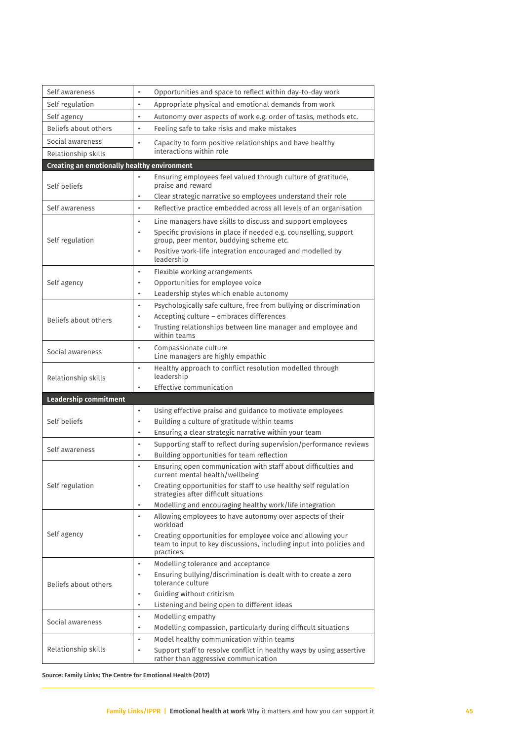| | |
|---|---|
| Self awareness | • Opportunities and space to reflect within day-to-day work |
| Self regulation | • Appropriate physical and emotional demands from work |
| Self agency | • Autonomy over aspects of work e.g. order of tasks, methods etc. |
| Beliefs about others | • Feeling safe to take risks and make mistakes |
| Social awareness<br>Relationship skills | • Capacity to form positive relationships and have healthy interactions within role |
| **Creating an emotionally healthy environment** | |
| Self beliefs | • Ensuring employees feel valued through culture of gratitude, praise and reward<br>• Clear strategic narrative so employees understand their role |
| Self awareness | • Reflective practice embedded across all levels of an organisation |
| Self regulation | • Line managers have skills to discuss and support employees<br>• Specific provisions in place if needed e.g. counselling, support group, peer mentor, buddying scheme etc.<br>• Positive work-life integration encouraged and modelled by leadership |
| Self agency | • Flexible working arrangements<br>• Opportunities for employee voice<br>• Leadership styles which enable autonomy |
| Beliefs about others | • Psychologically safe culture, free from bullying or discrimination<br>• Accepting culture – embraces differences<br>• Trusting relationships between line manager and employee and within teams |
| Social awareness | • Compassionate culture<br>Line managers are highly empathic |
| Relationship skills | • Healthy approach to conflict resolution modelled through leadership<br>• Effective communication |
| **Leadership commitment** | |
| Self beliefs | • Using effective praise and guidance to motivate employees<br>• Building a culture of gratitude within teams<br>• Ensuring a clear strategic narrative within your team |
| Self awareness | • Supporting staff to reflect during supervision/performance reviews<br>• Building opportunities for team reflection |
| Self regulation | • Ensuring open communication with staff about difficulties and current mental health/wellbeing<br>• Creating opportunities for staff to use healthy self regulation strategies after difficult situations<br>• Modelling and encouraging healthy work/life integration |
| Self agency | • Allowing employees to have autonomy over aspects of their workload<br>• Creating opportunities for employee voice and allowing your team to input to key discussions, including input into policies and practices. |
| Beliefs about others | • Modelling tolerance and acceptance<br>• Ensuring bullying/discrimination is dealt with to create a zero tolerance culture<br>• Guiding without criticism<br>• Listening and being open to different ideas |
| Social awareness | • Modelling empathy<br>• Modelling compassion, particularly during difficult situations |
| Relationship skills | • Model healthy communication within teams<br>• Support staff to resolve conflict in healthy ways by using assertive rather than aggressive communication |

**Source: Family Links: The Centre for Emotional Health (2017)**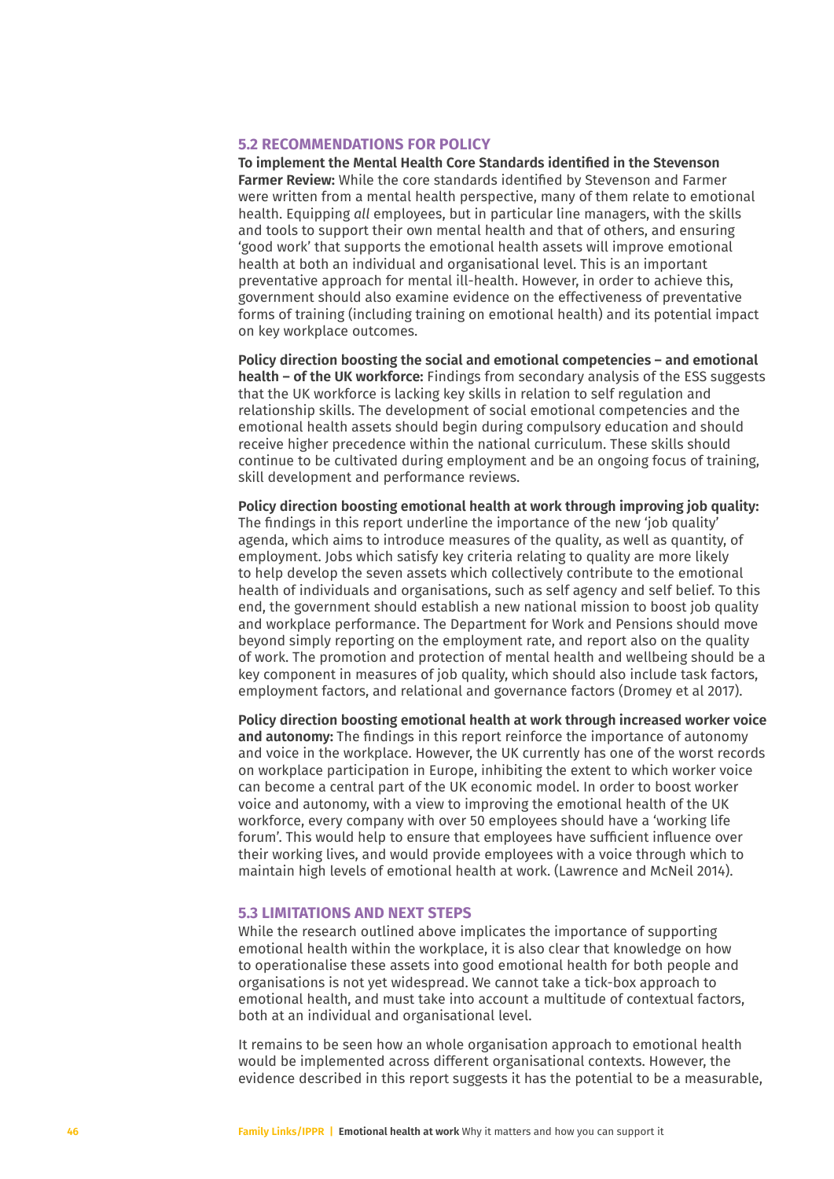### 5.2 RECOMMENDATIONS FOR POLICY

**To implement the Mental Health Core Standards identified in the Stevenson Farmer Review:** While the core standards identified by Stevenson and Farmer were written from a mental health perspective, many of them relate to emotional health. Equipping *all* employees, but in particular line managers, with the skills and tools to support their own mental health and that of others, and ensuring 'good work' that supports the emotional health assets will improve emotional health at both an individual and organisational level. This is an important preventative approach for mental ill-health. However, in order to achieve this, government should also examine evidence on the effectiveness of preventative forms of training (including training on emotional health) and its potential impact on key workplace outcomes.

**Policy direction boosting the social and emotional competencies – and emotional health – of the UK workforce:** Findings from secondary analysis of the ESS suggests that the UK workforce is lacking key skills in relation to self regulation and relationship skills. The development of social emotional competencies and the emotional health assets should begin during compulsory education and should receive higher precedence within the national curriculum. These skills should continue to be cultivated during employment and be an ongoing focus of training, skill development and performance reviews.

**Policy direction boosting emotional health at work through improving job quality:** The findings in this report underline the importance of the new 'job quality' agenda, which aims to introduce measures of the quality, as well as quantity, of employment. Jobs which satisfy key criteria relating to quality are more likely to help develop the seven assets which collectively contribute to the emotional health of individuals and organisations, such as self agency and self belief. To this end, the government should establish a new national mission to boost job quality and workplace performance. The Department for Work and Pensions should move beyond simply reporting on the employment rate, and report also on the quality of work. The promotion and protection of mental health and wellbeing should be a key component in measures of job quality, which should also include task factors, employment factors, and relational and governance factors (Dromey et al 2017).

**Policy direction boosting emotional health at work through increased worker voice and autonomy:** The findings in this report reinforce the importance of autonomy and voice in the workplace. However, the UK currently has one of the worst records on workplace participation in Europe, inhibiting the extent to which worker voice can become a central part of the UK economic model. In order to boost worker voice and autonomy, with a view to improving the emotional health of the UK workforce, every company with over 50 employees should have a 'working life forum'. This would help to ensure that employees have sufficient influence over their working lives, and would provide employees with a voice through which to maintain high levels of emotional health at work. (Lawrence and McNeil 2014).

### 5.3 LIMITATIONS AND NEXT STEPS

While the research outlined above implicates the importance of supporting emotional health within the workplace, it is also clear that knowledge on how to operationalise these assets into good emotional health for both people and organisations is not yet widespread. We cannot take a tick-box approach to emotional health, and must take into account a multitude of contextual factors, both at an individual and organisational level.

It remains to be seen how an whole organisation approach to emotional health would be implemented across different organisational contexts. However, the evidence described in this report suggests it has the potential to be a measurable,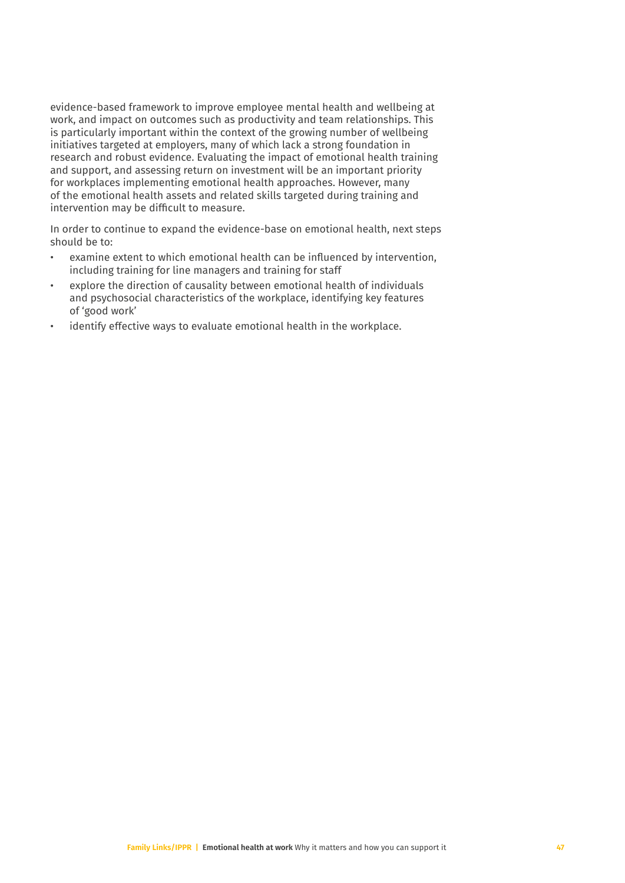evidence-based framework to improve employee mental health and wellbeing at work, and impact on outcomes such as productivity and team relationships. This is particularly important within the context of the growing number of wellbeing initiatives targeted at employers, many of which lack a strong foundation in research and robust evidence. Evaluating the impact of emotional health training and support, and assessing return on investment will be an important priority for workplaces implementing emotional health approaches. However, many of the emotional health assets and related skills targeted during training and intervention may be difficult to measure.

In order to continue to expand the evidence-base on emotional health, next steps should be to:

- examine extent to which emotional health can be influenced by intervention, including training for line managers and training for staff
- explore the direction of causality between emotional health of individuals and psychosocial characteristics of the workplace, identifying key features of 'good work'
- identify effective ways to evaluate emotional health in the workplace.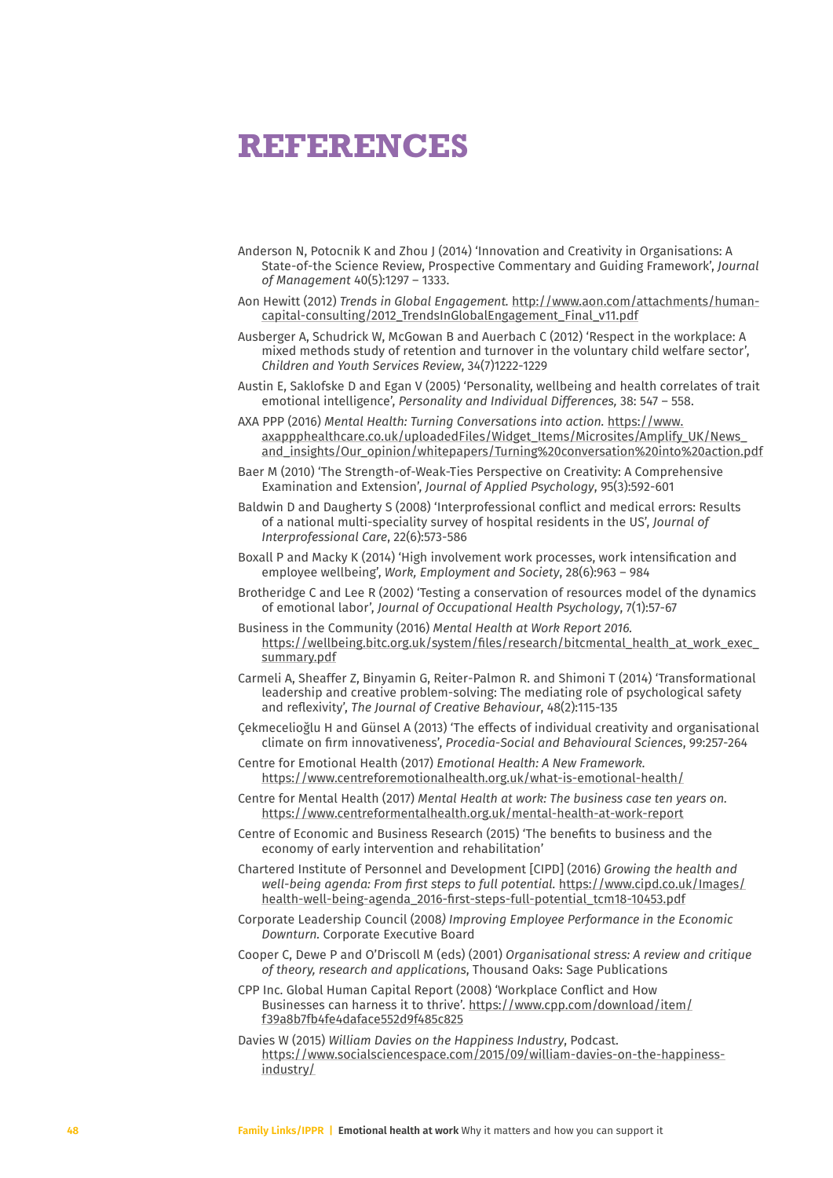# REFERENCES

Anderson N, Potocnik K and Zhou J (2014) 'Innovation and Creativity in Organisations: A State-of-the Science Review, Prospective Commentary and Guiding Framework', *Journal of Management* 40(5):1297 – 1333.

Aon Hewitt (2012) *Trends in Global Engagement.* http://www.aon.com/attachments/human-capital-consulting/2012_TrendsInGlobalEngagement_Final_v11.pdf

Ausberger A, Schudrick W, McGowan B and Auerbach C (2012) 'Respect in the workplace: A mixed methods study of retention and turnover in the voluntary child welfare sector', *Children and Youth Services Review*, 34(7)1222-1229

Austin E, Saklofske D and Egan V (2005) 'Personality, wellbeing and health correlates of trait emotional intelligence', *Personality and Individual Differences,* 38: 547 – 558.

AXA PPP (2016) *Mental Health: Turning Conversations into action.* https://www.axappphealthcare.co.uk/uploadedFiles/Widget_Items/Microsites/Amplify_UK/News_and_insights/Our_opinion/whitepapers/Turning%20conversation%20into%20action.pdf

Baer M (2010) 'The Strength-of-Weak-Ties Perspective on Creativity: A Comprehensive Examination and Extension', *Journal of Applied Psychology*, 95(3):592-601

Baldwin D and Daugherty S (2008) 'Interprofessional conflict and medical errors: Results of a national multi-speciality survey of hospital residents in the US', *Journal of Interprofessional Care*, 22(6):573-586

Boxall P and Macky K (2014) 'High involvement work processes, work intensification and employee wellbeing', *Work, Employment and Society*, 28(6):963 – 984

Brotheridge C and Lee R (2002) 'Testing a conservation of resources model of the dynamics of emotional labor', *Journal of Occupational Health Psychology*, 7(1):57-67

Business in the Community (2016) *Mental Health at Work Report 2016.* https://wellbeing.bitc.org.uk/system/files/research/bitcmental_health_at_work_exec_summary.pdf

Carmeli A, Sheaffer Z, Binyamin G, Reiter-Palmon R. and Shimoni T (2014) 'Transformational leadership and creative problem-solving: The mediating role of psychological safety and reflexivity', *The Journal of Creative Behaviour*, 48(2):115-135

Çekmecelioğlu H and Günsel A (2013) 'The effects of individual creativity and organisational climate on firm innovativeness', *Procedia-Social and Behavioural Sciences*, 99:257-264

Centre for Emotional Health (2017) *Emotional Health: A New Framework.* https://www.centreforemotionalhealth.org.uk/what-is-emotional-health/

Centre for Mental Health (2017) *Mental Health at work: The business case ten years on.* https://www.centreformentalhealth.org.uk/mental-health-at-work-report

Centre of Economic and Business Research (2015) 'The benefits to business and the economy of early intervention and rehabilitation'

Chartered Institute of Personnel and Development [CIPD] (2016) *Growing the health and well-being agenda: From first steps to full potential.* https://www.cipd.co.uk/Images/health-well-being-agenda_2016-first-steps-full-potential_tcm18-10453.pdf

Corporate Leadership Council (2008*) Improving Employee Performance in the Economic Downturn.* Corporate Executive Board

Cooper C, Dewe P and O'Driscoll M (eds) (2001) *Organisational stress: A review and critique of theory, research and applications*, Thousand Oaks: Sage Publications

CPP Inc. Global Human Capital Report (2008) 'Workplace Conflict and How Businesses can harness it to thrive'. https://www.cpp.com/download/item/f39a8b7fb4fe4daface552d9f485c825

Davies W (2015) *William Davies on the Happiness Industry*, Podcast. https://www.socialsciencespace.com/2015/09/william-davies-on-the-happiness-industry/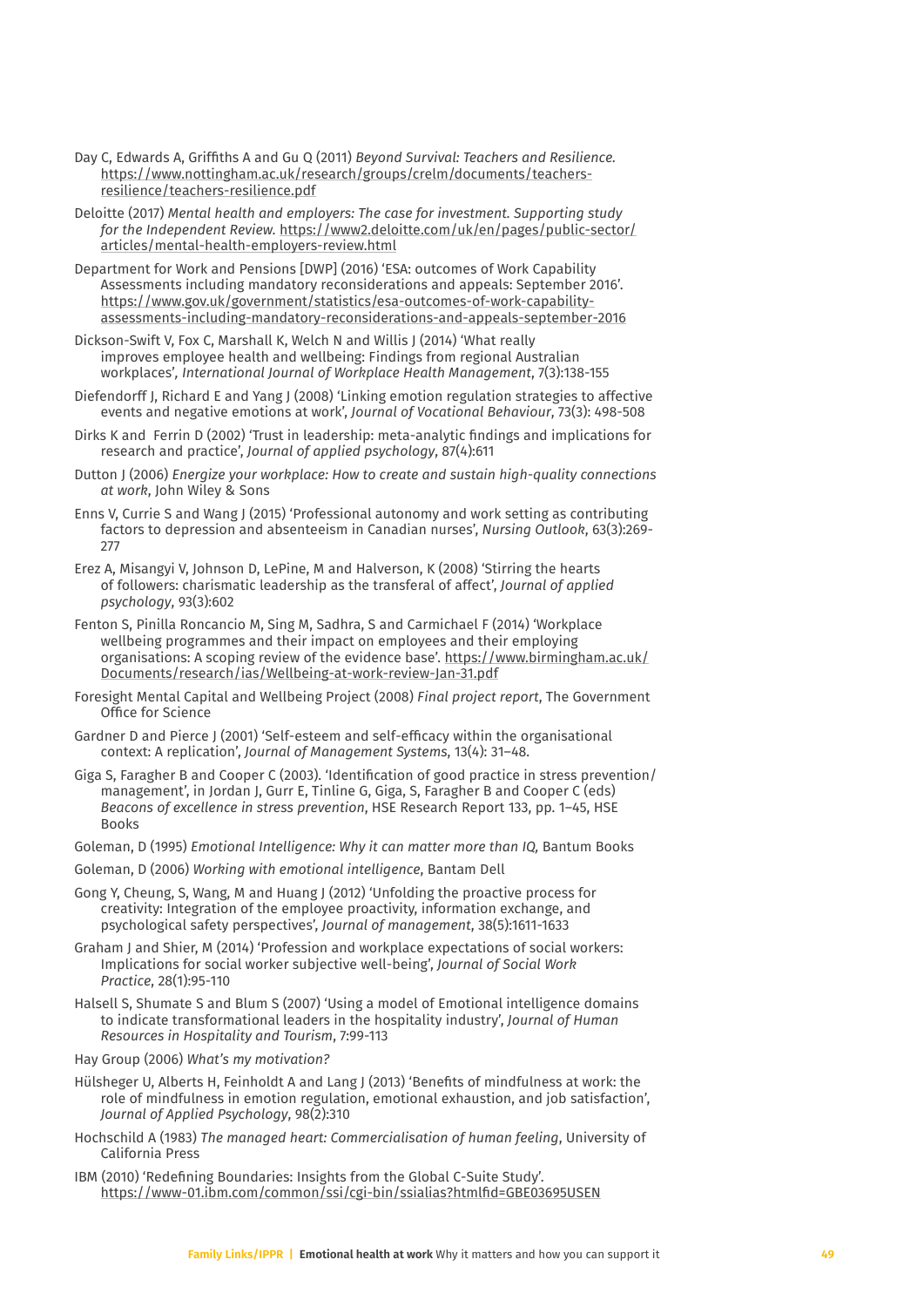Day C, Edwards A, Griffiths A and Gu Q (2011) *Beyond Survival: Teachers and Resilience*. https://www.nottingham.ac.uk/research/groups/crelm/documents/teachers-resilience/teachers-resilience.pdf

Deloitte (2017) *Mental health and employers: The case for investment. Supporting study for the Independent Review*. https://www2.deloitte.com/uk/en/pages/public-sector/articles/mental-health-employers-review.html

Department for Work and Pensions [DWP] (2016) 'ESA: outcomes of Work Capability Assessments including mandatory reconsiderations and appeals: September 2016'. https://www.gov.uk/government/statistics/esa-outcomes-of-work-capability-assessments-including-mandatory-reconsiderations-and-appeals-september-2016

Dickson-Swift V, Fox C, Marshall K, Welch N and Willis J (2014) 'What really improves employee health and wellbeing: Findings from regional Australian workplaces', *International Journal of Workplace Health Management*, 7(3):138-155

Diefendorff J, Richard E and Yang J (2008) 'Linking emotion regulation strategies to affective events and negative emotions at work', *Journal of Vocational Behaviour*, 73(3): 498-508

Dirks K and Ferrin D (2002) 'Trust in leadership: meta-analytic findings and implications for research and practice', *Journal of applied psychology*, 87(4):611

Dutton J (2006) *Energize your workplace: How to create and sustain high-quality connections at work*, John Wiley & Sons

Enns V, Currie S and Wang J (2015) 'Professional autonomy and work setting as contributing factors to depression and absenteeism in Canadian nurses', *Nursing Outlook*, 63(3):269-277

Erez A, Misangyi V, Johnson D, LePine, M and Halverson, K (2008) 'Stirring the hearts of followers: charismatic leadership as the transferal of affect', *Journal of applied psychology*, 93(3):602

Fenton S, Pinilla Roncancio M, Sing M, Sadhra, S and Carmichael F (2014) 'Workplace wellbeing programmes and their impact on employees and their employing organisations: A scoping review of the evidence base'. https://www.birmingham.ac.uk/Documents/research/ias/Wellbeing-at-work-review-Jan-31.pdf

Foresight Mental Capital and Wellbeing Project (2008) *Final project report*, The Government Office for Science

Gardner D and Pierce J (2001) 'Self-esteem and self-efficacy within the organisational context: A replication', *Journal of Management Systems*, 13(4): 31–48.

Giga S, Faragher B and Cooper C (2003). 'Identification of good practice in stress prevention/management', in Jordan J, Gurr E, Tinline G, Giga, S, Faragher B and Cooper C (eds) *Beacons of excellence in stress prevention*, HSE Research Report 133, pp. 1–45, HSE Books

Goleman, D (1995) *Emotional Intelligence: Why it can matter more than IQ,* Bantum Books

Goleman, D (2006) *Working with emotional intelligence*, Bantam Dell

Gong Y, Cheung, S, Wang, M and Huang J (2012) 'Unfolding the proactive process for creativity: Integration of the employee proactivity, information exchange, and psychological safety perspectives', *Journal of management*, 38(5):1611-1633

Graham J and Shier, M (2014) 'Profession and workplace expectations of social workers: Implications for social worker subjective well-being', *Journal of Social Work Practice*, 28(1):95-110

Halsell S, Shumate S and Blum S (2007) 'Using a model of Emotional intelligence domains to indicate transformational leaders in the hospitality industry', *Journal of Human Resources in Hospitality and Tourism*, 7:99-113

Hay Group (2006) *What's my motivation?*

Hülsheger U, Alberts H, Feinholdt A and Lang J (2013) 'Benefits of mindfulness at work: the role of mindfulness in emotion regulation, emotional exhaustion, and job satisfaction', *Journal of Applied Psychology*, 98(2):310

Hochschild A (1983) *The managed heart: Commercialisation of human feeling*, University of California Press

IBM (2010) 'Redefining Boundaries: Insights from the Global C-Suite Study'. https://www-01.ibm.com/common/ssi/cgi-bin/ssialias?htmlfid=GBE03695USEN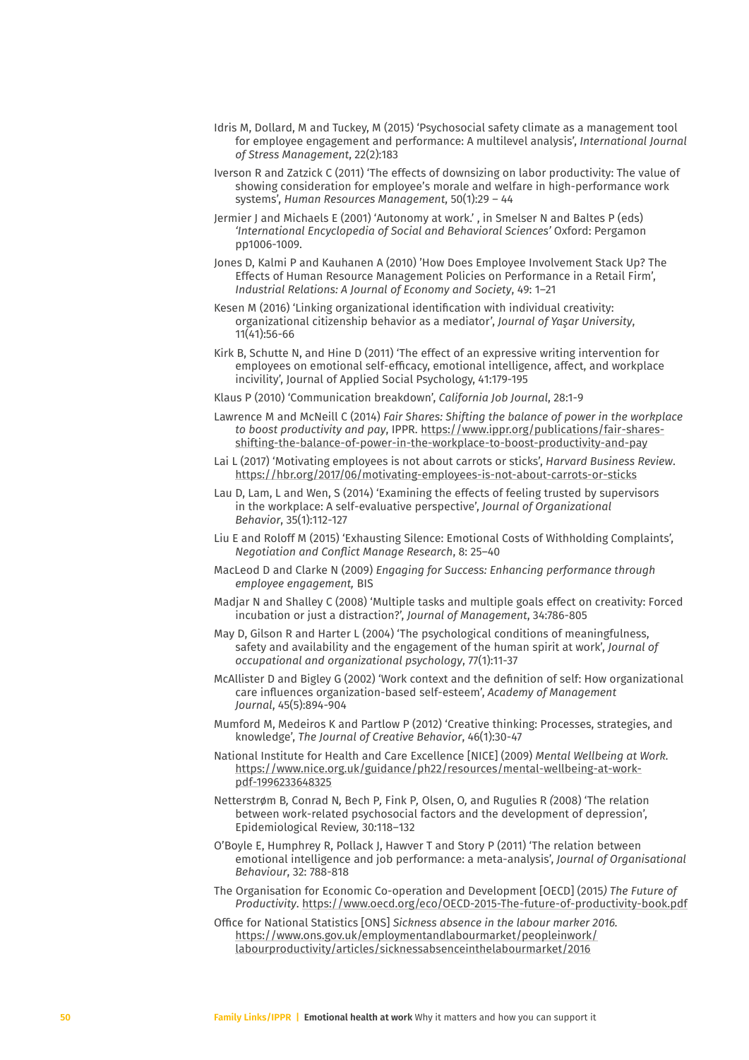Idris M, Dollard, M and Tuckey, M (2015) 'Psychosocial safety climate as a management tool for employee engagement and performance: A multilevel analysis', *International Journal of Stress Management*, 22(2):183

Iverson R and Zatzick C (2011) 'The effects of downsizing on labor productivity: The value of showing consideration for employee's morale and welfare in high-performance work systems', *Human Resources Management*, 50(1):29 – 44

Jermier J and Michaels E (2001) 'Autonomy at work.' , in Smelser N and Baltes P (eds) *'International Encyclopedia of Social and Behavioral Sciences'* Oxford: Pergamon pp1006-1009.

Jones D, Kalmi P and Kauhanen A (2010) 'How Does Employee Involvement Stack Up? The Effects of Human Resource Management Policies on Performance in a Retail Firm', *Industrial Relations: A Journal of Economy and Society*, 49: 1–21

Kesen M (2016) 'Linking organizational identification with individual creativity: organizational citizenship behavior as a mediator', *Journal of Yaşar University*, 11(41):56-66

Kirk B, Schutte N, and Hine D (2011) 'The effect of an expressive writing intervention for employees on emotional self-efficacy, emotional intelligence, affect, and workplace incivility', Journal of Applied Social Psychology, 41:179-195

Klaus P (2010) 'Communication breakdown', *California Job Journal*, 28:1-9

Lawrence M and McNeill C (2014) *Fair Shares: Shifting the balance of power in the workplace to boost productivity and pay*, IPPR. https://www.ippr.org/publications/fair-shares-shifting-the-balance-of-power-in-the-workplace-to-boost-productivity-and-pay

Lai L (2017) 'Motivating employees is not about carrots or sticks', *Harvard Business Review*. https://hbr.org/2017/06/motivating-employees-is-not-about-carrots-or-sticks

Lau D, Lam, L and Wen, S (2014) 'Examining the effects of feeling trusted by supervisors in the workplace: A self-evaluative perspective', *Journal of Organizational Behavior*, 35(1):112-127

Liu E and Roloff M (2015) 'Exhausting Silence: Emotional Costs of Withholding Complaints', *Negotiation and Conflict Manage Research*, 8: 25–40

MacLeod D and Clarke N (2009) *Engaging for Success: Enhancing performance through employee engagement,* BIS

Madjar N and Shalley C (2008) 'Multiple tasks and multiple goals effect on creativity: Forced incubation or just a distraction?', *Journal of Management*, 34:786-805

May D, Gilson R and Harter L (2004) 'The psychological conditions of meaningfulness, safety and availability and the engagement of the human spirit at work', *Journal of occupational and organizational psychology*, 77(1):11-37

McAllister D and Bigley G (2002) 'Work context and the definition of self: How organizational care influences organization-based self-esteem', *Academy of Management Journal*, 45(5):894-904

Mumford M, Medeiros K and Partlow P (2012) 'Creative thinking: Processes, strategies, and knowledge', *The Journal of Creative Behavior*, 46(1):30-47

National Institute for Health and Care Excellence [NICE] (2009) *Mental Wellbeing at Work.* https://www.nice.org.uk/guidance/ph22/resources/mental-wellbeing-at-work-pdf-1996233648325

Netterstrøm B, Conrad N, Bech P, Fink P, Olsen, O, and Rugulies R (2008) 'The relation between work-related psychosocial factors and the development of depression', Epidemiological Review, 30:118–132

O'Boyle E, Humphrey R, Pollack J, Hawver T and Story P (2011) 'The relation between emotional intelligence and job performance: a meta-analysis', *Journal of Organisational Behaviour*, 32: 788-818

The Organisation for Economic Co-operation and Development [OECD] (2015*) The Future of Productivity*. https://www.oecd.org/eco/OECD-2015-The-future-of-productivity-book.pdf

Office for National Statistics [ONS] *Sickness absence in the labour marker 2016.* https://www.ons.gov.uk/employmentandlabourmarket/peopleinwork/labourproductivity/articles/sicknessabsenceinthelabourmarket/2016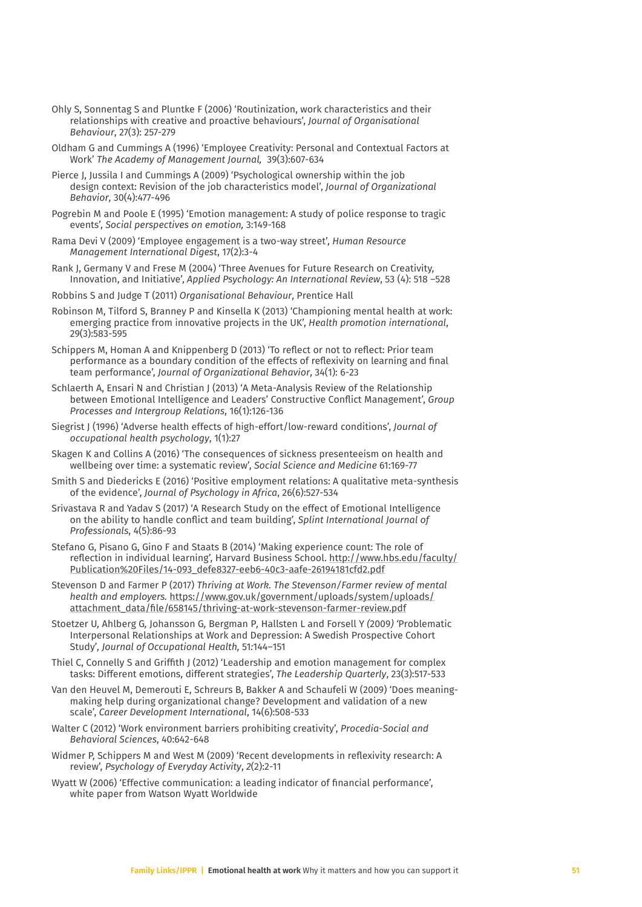Ohly S, Sonnentag S and Pluntke F (2006) 'Routinization, work characteristics and their relationships with creative and proactive behaviours', *Journal of Organisational Behaviour*, 27(3): 257-279

Oldham G and Cummings A (1996) 'Employee Creativity: Personal and Contextual Factors at Work' *The Academy of Management Journal,* 39(3):607-634

Pierce J, Jussila I and Cummings A (2009) 'Psychological ownership within the job design context: Revision of the job characteristics model', *Journal of Organizational Behavior*, 30(4):477-496

Pogrebin M and Poole E (1995) 'Emotion management: A study of police response to tragic events', *Social perspectives on emotion,* 3:149-168

Rama Devi V (2009) 'Employee engagement is a two-way street', *Human Resource Management International Digest*, 17(2):3-4

Rank J, Germany V and Frese M (2004) 'Three Avenues for Future Research on Creativity, Innovation, and Initiative', *Applied Psychology: An International Review*, 53 (4): 518 –528

Robbins S and Judge T (2011) *Organisational Behaviour*, Prentice Hall

Robinson M, Tilford S, Branney P and Kinsella K (2013) 'Championing mental health at work: emerging practice from innovative projects in the UK', *Health promotion international*, 29(3):583-595

Schippers M, Homan A and Knippenberg D (2013) 'To reflect or not to reflect: Prior team performance as a boundary condition of the effects of reflexivity on learning and final team performance', *Journal of Organizational Behavior*, 34(1): 6-23

Schlaerth A, Ensari N and Christian J (2013) 'A Meta-Analysis Review of the Relationship between Emotional Intelligence and Leaders' Constructive Conflict Management', *Group Processes and Intergroup Relations*, 16(1):126-136

Siegrist J (1996) 'Adverse health effects of high-effort/low-reward conditions', *Journal of occupational health psychology*, 1(1):27

Skagen K and Collins A (2016) 'The consequences of sickness presenteeism on health and wellbeing over time: a systematic review', *Social Science and Medicine* 61:169-77

Smith S and Diedericks E (2016) 'Positive employment relations: A qualitative meta-synthesis of the evidence', *Journal of Psychology in Africa*, 26(6):527-534

Srivastava R and Yadav S (2017) 'A Research Study on the effect of Emotional Intelligence on the ability to handle conflict and team building', *Splint International Journal of Professionals*, 4(5):86-93

Stefano G, Pisano G, Gino F and Staats B (2014) 'Making experience count: The role of reflection in individual learning', Harvard Business School. http://www.hbs.edu/faculty/Publication%20Files/14-093_defe8327-eeb6-40c3-aafe-26194181cfd2.pdf

Stevenson D and Farmer P (2017) *Thriving at Work. The Stevenson/Farmer review of mental health and employers.* https://www.gov.uk/government/uploads/system/uploads/attachment_data/file/658145/thriving-at-work-stevenson-farmer-review.pdf

Stoetzer U, Ahlberg G, Johansson G, Bergman P, Hallsten L and Forsell Y (2009) 'Problematic Interpersonal Relationships at Work and Depression: A Swedish Prospective Cohort Study', *Journal of Occupational Health,* 51:144–151

Thiel C, Connelly S and Griffith J (2012) 'Leadership and emotion management for complex tasks: Different emotions, different strategies', *The Leadership Quarterly*, 23(3):517-533

Van den Heuvel M, Demerouti E, Schreurs B, Bakker A and Schaufeli W (2009) 'Does meaning-making help during organizational change? Development and validation of a new scale', *Career Development International*, 14(6):508-533

Walter C (2012) 'Work environment barriers prohibiting creativity', *Procedia-Social and Behavioral Sciences*, 40:642-648

Widmer P, Schippers M and West M (2009) 'Recent developments in reflexivity research: A review', *Psychology of Everyday Activity*, *2*(2):2-11

Wyatt W (2006) 'Effective communication: a leading indicator of financial performance', white paper from Watson Wyatt Worldwide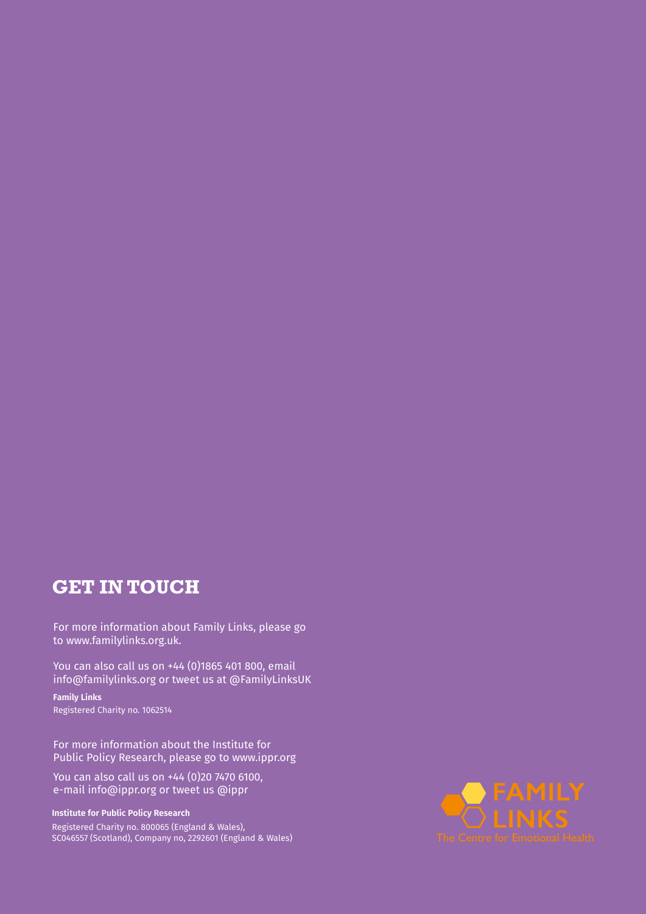## GET IN TOUCH

For more information about Family Links, please go to www.familylinks.org.uk.

You can also call us on +44 (0)1865 401 800, email info@familylinks.org or tweet us at @FamilyLinksUK

**Family Links**
Registered Charity no. 1062514

For more information about the Institute for Public Policy Research, please go to www.ippr.org

You can also call us on +44 (0)20 7470 6100, e-mail info@ippr.org or tweet us @ippr

**Institute for Public Policy Research**
Registered Charity no. 800065 (England & Wales), SC046557 (Scotland), Company no, 2292601 (England & Wales)

FAMILY LINKS
The Centre for Emotional Health